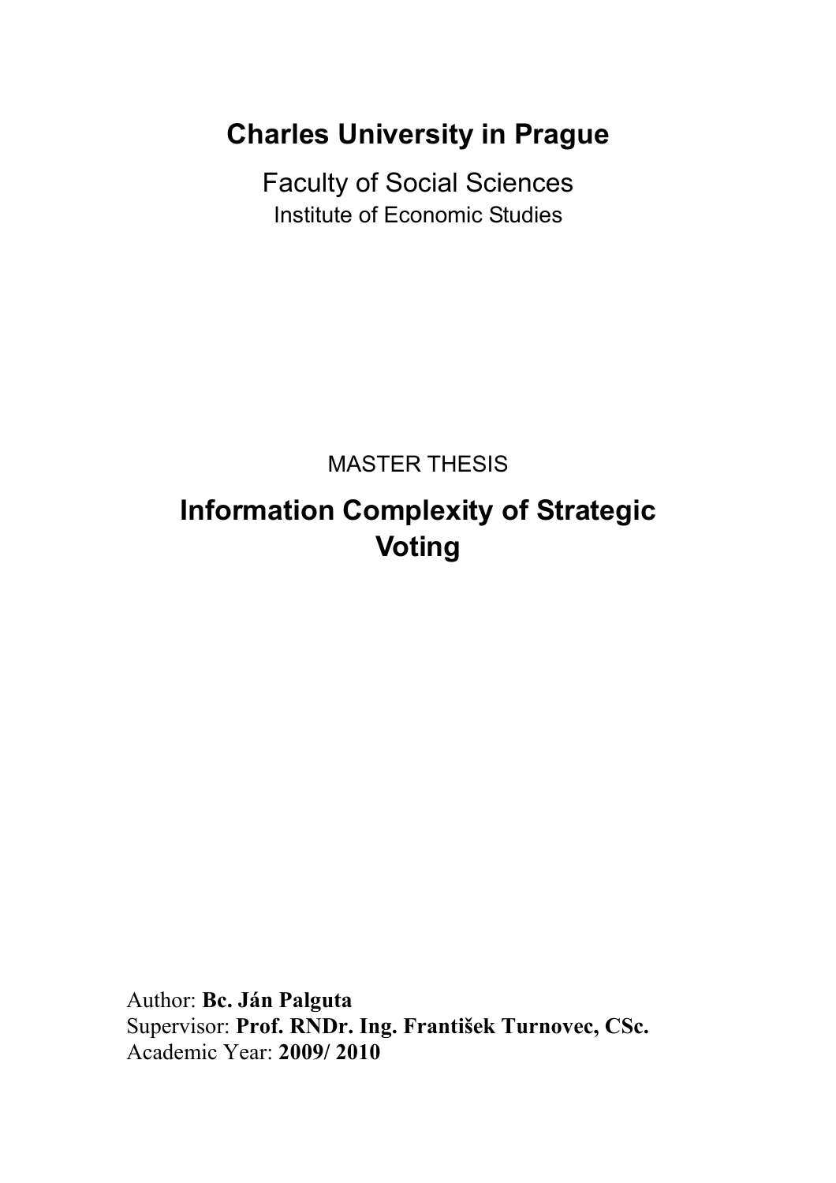# Charles University in Prague

## Faculty of Social Sciences

Institute of Economic Studies

MASTER THESIS

# Information Complexity of Strategic Voting

Author: **Bc. Ján Palguta**
Supervisor: **Prof. RNDr. Ing. František Turnovec, CSc.**
Academic Year: **2009/ 2010**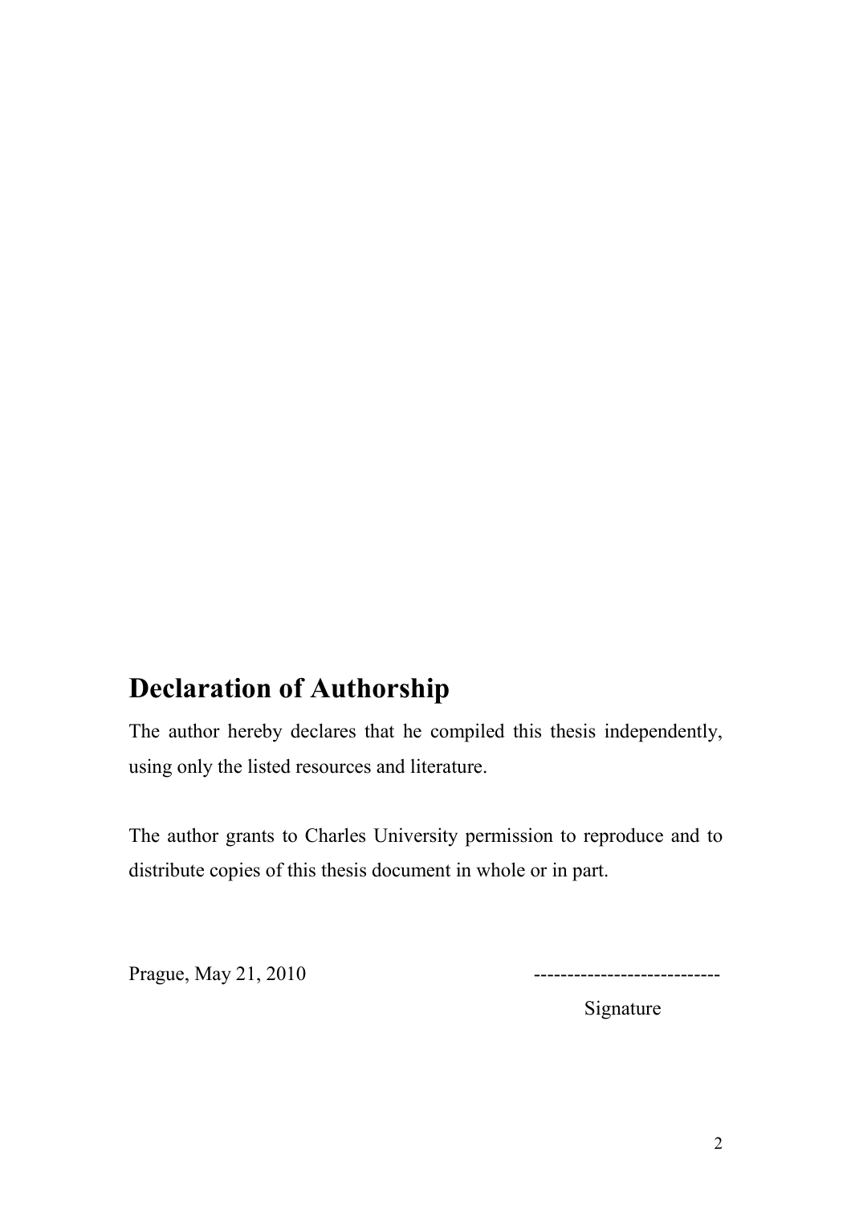# Declaration of Authorship

The author hereby declares that he compiled this thesis independently, using only the listed resources and literature.

The author grants to Charles University permission to reproduce and to distribute copies of this thesis document in whole or in part.

Prague, May 21, 2010

----------------------------

Signature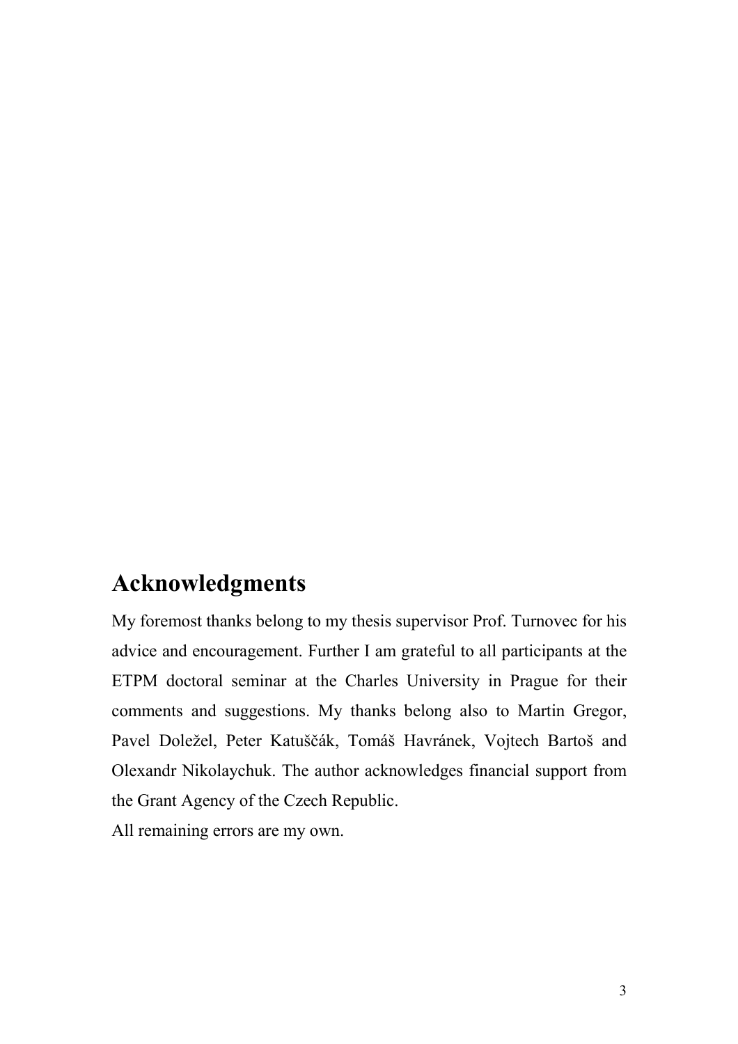## Acknowledgments

My foremost thanks belong to my thesis supervisor Prof. Turnovec for his advice and encouragement. Further I am grateful to all participants at the ETPM doctoral seminar at the Charles University in Prague for their comments and suggestions. My thanks belong also to Martin Gregor, Pavel Doležel, Peter Katuščák, Tomáš Havránek, Vojtech Bartoš and Olexandr Nikolaychuk. The author acknowledges financial support from the Grant Agency of the Czech Republic.

All remaining errors are my own.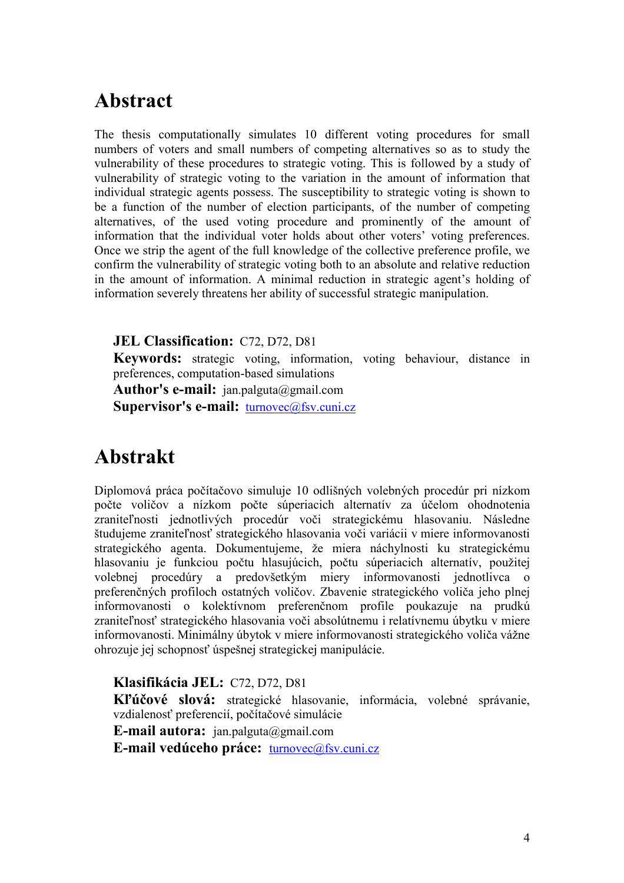# Abstract

The thesis computationally simulates 10 different voting procedures for small numbers of voters and small numbers of competing alternatives so as to study the vulnerability of these procedures to strategic voting. This is followed by a study of vulnerability of strategic voting to the variation in the amount of information that individual strategic agents possess. The susceptibility to strategic voting is shown to be a function of the number of election participants, of the number of competing alternatives, of the used voting procedure and prominently of the amount of information that the individual voter holds about other voters' voting preferences. Once we strip the agent of the full knowledge of the collective preference profile, we confirm the vulnerability of strategic voting both to an absolute and relative reduction in the amount of information. A minimal reduction in strategic agent's holding of information severely threatens her ability of successful strategic manipulation.

**JEL Classification:** C72, D72, D81
**Keywords:** strategic voting, information, voting behaviour, distance in preferences, computation-based simulations
**Author's e-mail:** jan.palguta@gmail.com
**Supervisor's e-mail:** turnovec@fsv.cuni.cz

# Abstrakt

Diplomová práca počítačovo simuluje 10 odlišných volebných procedúr pri nízkom počte voličov a nízkom počte súperiacich alternatív za účelom ohodnotenia zraniteľnosti jednotlivých procedúr voči strategickému hlasovaniu. Následne študujeme zraniteľnosť strategického hlasovania voči variácii v miere informovanosti strategického agenta. Dokumentujeme, že miera náchylnosti ku strategickému hlasovaniu je funkciou počtu hlasujúcich, počtu súperiacich alternatív, použitej volebnej procedúry a predovšetkým miery informovanosti jednotlivca o preferenčných profiloch ostatných voličov. Zbavenie strategického voliča jeho plnej informovanosti o kolektívnom preferenčnom profile poukazuje na prudkú zraniteľnosť strategického hlasovania voči absolútnemu i relatívnemu úbytku v miere informovanosti. Minimálny úbytok v miere informovanosti strategického voliča vážne ohrozuje jej schopnosť úspešnej strategickej manipulácie.

**Klasifikácia JEL:** C72, D72, D81
**Kľúčové slová:** strategické hlasovanie, informácia, volebné správanie, vzdialenosť preferencií, počítačové simulácie
**E-mail autora:** jan.palguta@gmail.com
**E-mail vedúceho práce:** turnovec@fsv.cuni.cz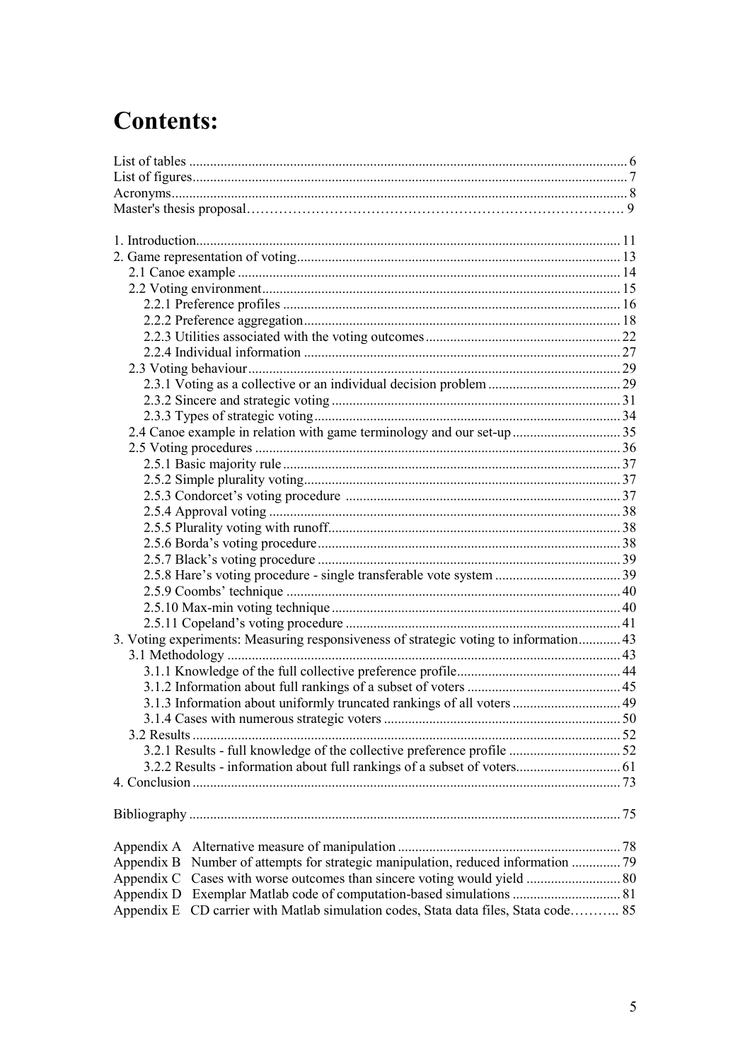# Contents:

List of tables ............................................................................................................................ 6
List of figures........................................................................................................................... 7
Acronyms.................................................................................................................................. 8
Master's thesis proposal…………………………………………………………………………. 9

1. Introduction......................................................................................................................... 11
2. Game representation of voting............................................................................................ 13
   2.1 Canoe example ............................................................................................................. 14
   2.2 Voting environment...................................................................................................... 15
      2.2.1 Preference profiles ................................................................................................ 16
      2.2.2 Preference aggregation.......................................................................................... 18
      2.2.3 Utilities associated with the voting outcomes ....................................................... 22
      2.2.4 Individual information .......................................................................................... 27
   2.3 Voting behaviour .......................................................................................................... 29
      2.3.1 Voting as a collective or an individual decision problem ...................................... 29
      2.3.2 Sincere and strategic voting .................................................................................. 31
      2.3.3 Types of strategic voting ....................................................................................... 34
   2.4 Canoe example in relation with game terminology and our set-up ............................... 35
   2.5 Voting procedures ........................................................................................................ 36
      2.5.1 Basic majority rule ................................................................................................ 37
      2.5.2 Simple plurality voting.......................................................................................... 37
      2.5.3 Condorcet's voting procedure .............................................................................. 37
      2.5.4 Approval voting .................................................................................................... 38
      2.5.5 Plurality voting with runoff................................................................................... 38
      2.5.6 Borda's voting procedure ...................................................................................... 38
      2.5.7 Black's voting procedure ...................................................................................... 39
      2.5.8 Hare's voting procedure - single transferable vote system .................................... 39
      2.5.9 Coombs' technique ............................................................................................... 40
      2.5.10 Max-min voting technique .................................................................................. 40
      2.5.11 Copeland's voting procedure .............................................................................. 41
3. Voting experiments: Measuring responsiveness of strategic voting to information............ 43
   3.1 Methodology ................................................................................................................ 43
      3.1.1 Knowledge of the full collective preference profile............................................... 44
      3.1.2 Information about full rankings of a subset of voters ............................................ 45
      3.1.3 Information about uniformly truncated rankings of all voters ............................... 49
      3.1.4 Cases with numerous strategic voters ................................................................... 50
   3.2 Results .......................................................................................................................... 52
      3.2.1 Results - full knowledge of the collective preference profile ................................ 52
      3.2.2 Results - information about full rankings of a subset of voters.............................. 61
4. Conclusion .......................................................................................................................... 73

Bibliography ........................................................................................................................... 75

Appendix A   Alternative measure of manipulation ................................................................ 78
Appendix B   Number of attempts for strategic manipulation, reduced information .............. 79
Appendix C   Cases with worse outcomes than sincere voting would yield ........................... 80
Appendix D   Exemplar Matlab code of computation-based simulations ............................... 81
Appendix E   CD carrier with Matlab simulation codes, Stata data files, Stata code……….. 85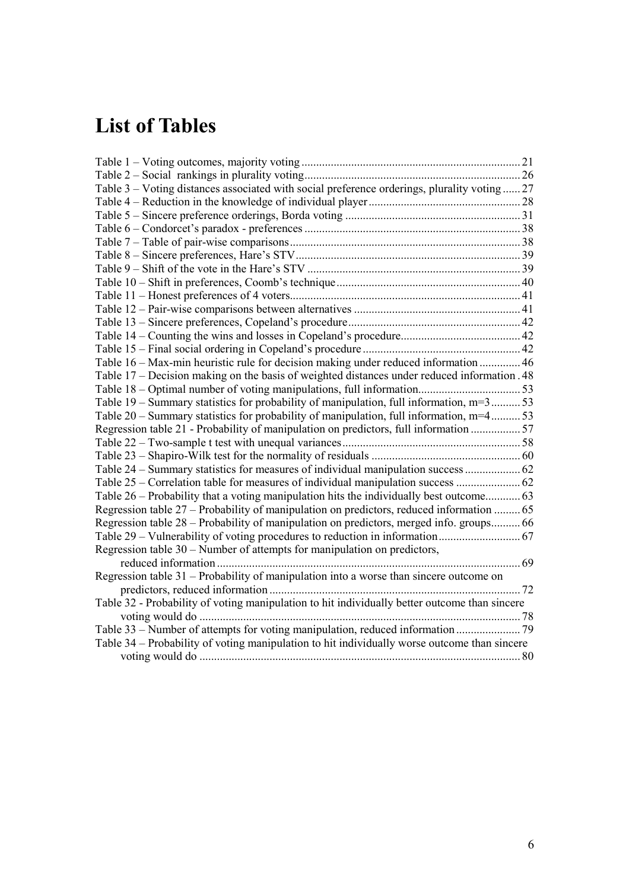# List of Tables

Table 1 – Voting outcomes, majority voting ........................................................................... 21
Table 2 – Social rankings in plurality voting........................................................................... 26
Table 3 – Voting distances associated with social preference orderings, plurality voting ...... 27
Table 4 – Reduction in the knowledge of individual player .................................................... 28
Table 5 – Sincere preference orderings, Borda voting ............................................................ 31
Table 6 – Condorcet's paradox - preferences .......................................................................... 38
Table 7 – Table of pair-wise comparisons............................................................................... 38
Table 8 – Sincere preferences, Hare's STV............................................................................. 39
Table 9 – Shift of the vote in the Hare's STV ......................................................................... 39
Table 10 – Shift in preferences, Coomb's technique ............................................................... 40
Table 11 – Honest preferences of 4 voters............................................................................... 41
Table 12 – Pair-wise comparisons between alternatives ......................................................... 41
Table 13 – Sincere preferences, Copeland's procedure ........................................................... 42
Table 14 – Counting the wins and losses in Copeland's procedure.......................................... 42
Table 15 – Final social ordering in Copeland's procedure ...................................................... 42
Table 16 – Max-min heuristic rule for decision making under reduced information .............. 46
Table 17 – Decision making on the basis of weighted distances under reduced information . 48
Table 18 – Optimal number of voting manipulations, full information................................... 53
Table 19 – Summary statistics for probability of manipulation, full information, m=3 .......... 53
Table 20 – Summary statistics for probability of manipulation, full information, m=4 .......... 53
Regression table 21 - Probability of manipulation on predictors, full information ................. 57
Table 22 – Two-sample t test with unequal variances ............................................................. 58
Table 23 – Shapiro-Wilk test for the normality of residuals ................................................... 60
Table 24 – Summary statistics for measures of individual manipulation success ................... 62
Table 25 – Correlation table for measures of individual manipulation success ...................... 62
Table 26 – Probability that a voting manipulation hits the individually best outcome............ 63
Regression table 27 – Probability of manipulation on predictors, reduced information ......... 65
Regression table 28 – Probability of manipulation on predictors, merged info. groups.......... 66
Table 29 – Vulnerability of voting procedures to reduction in information ............................ 67
Regression table 30 – Number of attempts for manipulation on predictors, reduced information ........................................................................................................ 69
Regression table 31 – Probability of manipulation into a worse than sincere outcome on predictors, reduced information ..................................................................................... 72
Table 32 - Probability of voting manipulation to hit individually better outcome than sincere voting would do ............................................................................................................. 78
Table 33 – Number of attempts for voting manipulation, reduced information ...................... 79
Table 34 – Probability of voting manipulation to hit individually worse outcome than sincere voting would do ............................................................................................................. 80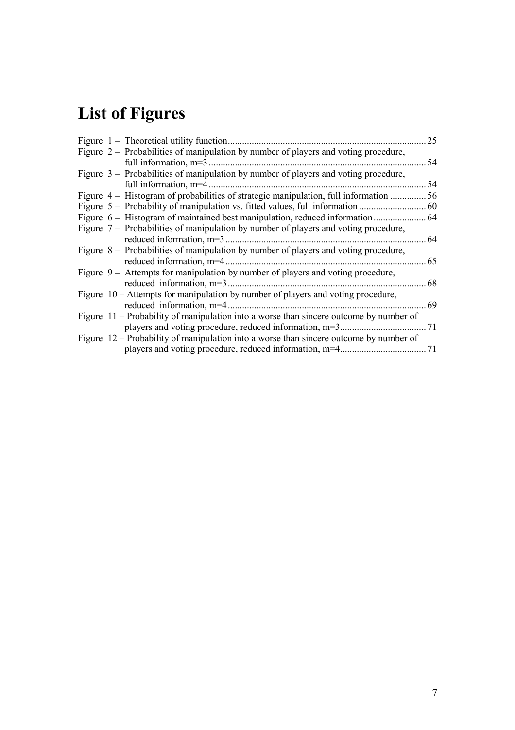# List of Figures

Figure 1 – Theoretical utility function ........................................................................ 25
Figure 2 – Probabilities of manipulation by number of players and voting procedure, full information, m=3 ........................................................................ 54
Figure 3 – Probabilities of manipulation by number of players and voting procedure, full information, m=4 ........................................................................ 54
Figure 4 – Histogram of probabilities of strategic manipulation, full information ............... 56
Figure 5 – Probability of manipulation vs. fitted values, full information ............................ 60
Figure 6 – Histogram of maintained best manipulation, reduced information ...................... 64
Figure 7 – Probabilities of manipulation by number of players and voting procedure, reduced information, m=3 ........................................................................ 64
Figure 8 – Probabilities of manipulation by number of players and voting procedure, reduced information, m=4 ........................................................................ 65
Figure 9 – Attempts for manipulation by number of players and voting procedure, reduced information, m=3 ........................................................................ 68
Figure 10 – Attempts for manipulation by number of players and voting procedure, reduced information, m=4 ........................................................................ 69
Figure 11 – Probability of manipulation into a worse than sincere outcome by number of players and voting procedure, reduced information, m=3 .................................... 71
Figure 12 – Probability of manipulation into a worse than sincere outcome by number of players and voting procedure, reduced information, m=4 .................................... 71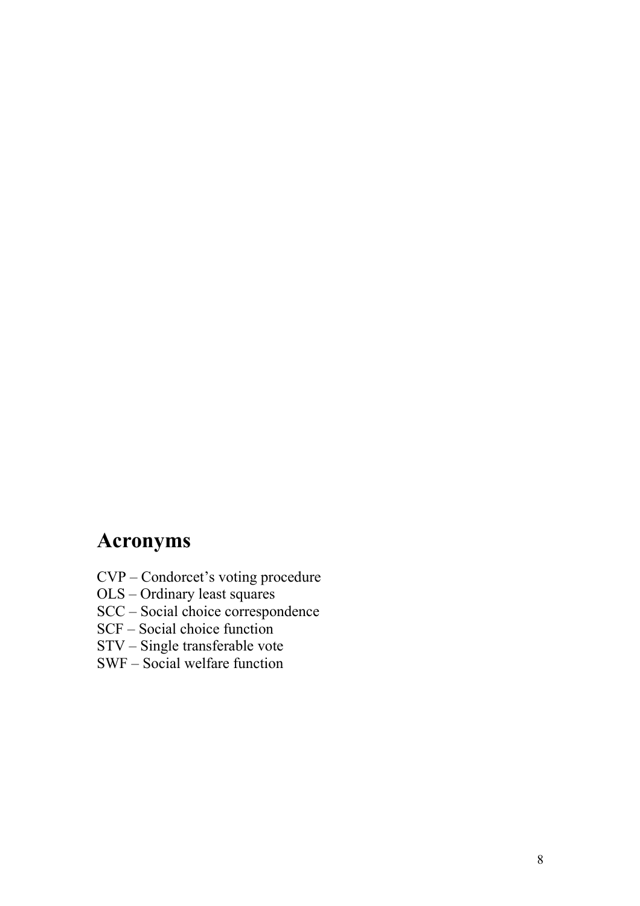# Acronyms

CVP – Condorcet's voting procedure
OLS – Ordinary least squares
SCC – Social choice correspondence
SCF – Social choice function
STV – Single transferable vote
SWF – Social welfare function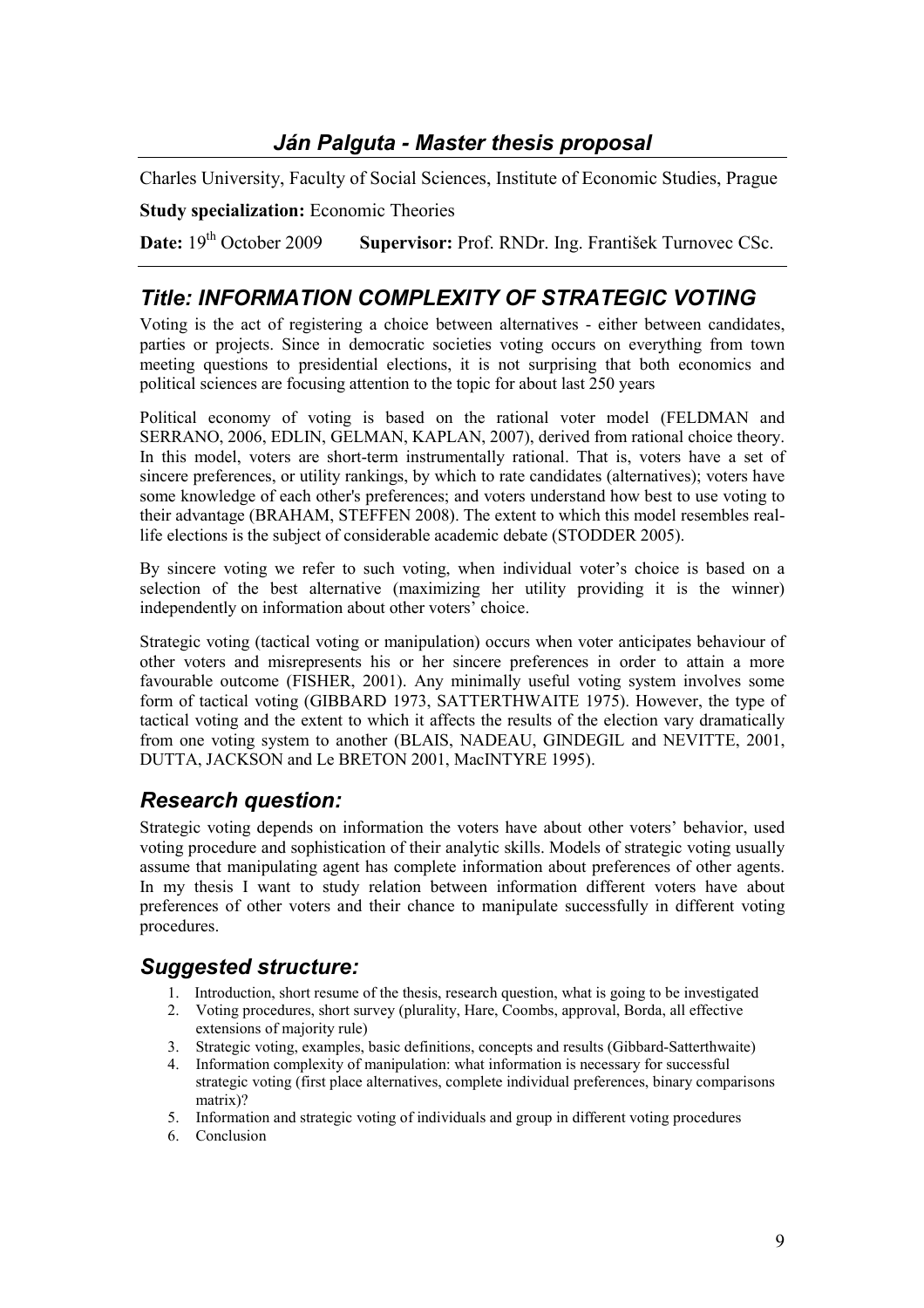## *Ján Palguta - Master thesis proposal*

Charles University, Faculty of Social Sciences, Institute of Economic Studies, Prague

**Study specialization:** Economic Theories

**Date:** 19th October 2009 **Supervisor:** Prof. RNDr. Ing. František Turnovec CSc.

## *Title: INFORMATION COMPLEXITY OF STRATEGIC VOTING*

Voting is the act of registering a choice between alternatives - either between candidates, parties or projects. Since in democratic societies voting occurs on everything from town meeting questions to presidential elections, it is not surprising that both economics and political sciences are focusing attention to the topic for about last 250 years

Political economy of voting is based on the rational voter model (FELDMAN and SERRANO, 2006, EDLIN, GELMAN, KAPLAN, 2007), derived from rational choice theory. In this model, voters are short-term instrumentally rational. That is, voters have a set of sincere preferences, or utility rankings, by which to rate candidates (alternatives); voters have some knowledge of each other's preferences; and voters understand how best to use voting to their advantage (BRAHAM, STEFFEN 2008). The extent to which this model resembles real-life elections is the subject of considerable academic debate (STODDER 2005).

By sincere voting we refer to such voting, when individual voter's choice is based on a selection of the best alternative (maximizing her utility providing it is the winner) independently on information about other voters' choice.

Strategic voting (tactical voting or manipulation) occurs when voter anticipates behaviour of other voters and misrepresents his or her sincere preferences in order to attain a more favourable outcome (FISHER, 2001). Any minimally useful voting system involves some form of tactical voting (GIBBARD 1973, SATTERTHWAITE 1975). However, the type of tactical voting and the extent to which it affects the results of the election vary dramatically from one voting system to another (BLAIS, NADEAU, GINDEGIL and NEVITTE, 2001, DUTTA, JACKSON and Le BRETON 2001, MacINTYRE 1995).

## *Research question:*

Strategic voting depends on information the voters have about other voters' behavior, used voting procedure and sophistication of their analytic skills. Models of strategic voting usually assume that manipulating agent has complete information about preferences of other agents. In my thesis I want to study relation between information different voters have about preferences of other voters and their chance to manipulate successfully in different voting procedures.

## *Suggested structure:*

1. Introduction, short resume of the thesis, research question, what is going to be investigated
2. Voting procedures, short survey (plurality, Hare, Coombs, approval, Borda, all effective extensions of majority rule)
3. Strategic voting, examples, basic definitions, concepts and results (Gibbard-Satterthwaite)
4. Information complexity of manipulation: what information is necessary for successful strategic voting (first place alternatives, complete individual preferences, binary comparisons matrix)?
5. Information and strategic voting of individuals and group in different voting procedures
6. Conclusion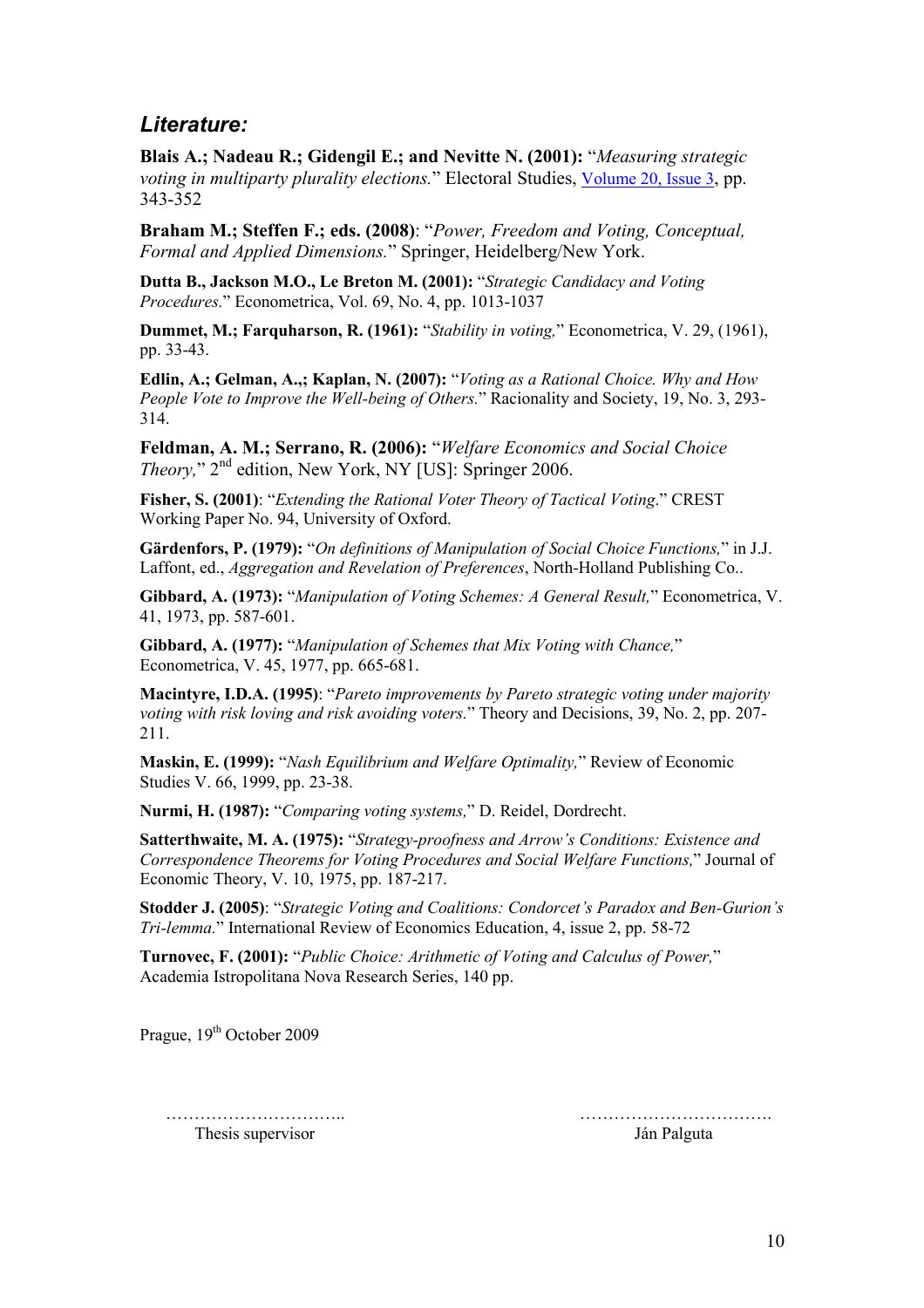## *Literature:*

**Blais A.; Nadeau R.; Gidengil E.; and Nevitte N. (2001):** "*Measuring strategic voting in multiparty plurality elections.*" Electoral Studies, Volume 20, Issue 3, pp. 343-352

**Braham M.; Steffen F.; eds. (2008)**: "*Power, Freedom and Voting, Conceptual, Formal and Applied Dimensions.*" Springer, Heidelberg/New York.

**Dutta B., Jackson M.O., Le Breton M. (2001):** "*Strategic Candidacy and Voting Procedures.*" Econometrica, Vol. 69, No. 4, pp. 1013-1037

**Dummet, M.; Farquharson, R. (1961):** "*Stability in voting,*" Econometrica, V. 29, (1961), pp. 33-43.

**Edlin, A.; Gelman, A.,; Kaplan, N. (2007):** "*Voting as a Rational Choice. Why and How People Vote to Improve the Well-being of Others.*" Racionality and Society, 19, No. 3, 293-314.

**Feldman, A. M.; Serrano, R. (2006):** "*Welfare Economics and Social Choice Theory,*" 2nd edition, New York, NY [US]: Springer 2006.

**Fisher, S. (2001)**: "*Extending the Rational Voter Theory of Tactical Voting*." CREST Working Paper No. 94, University of Oxford.

**Gärdenfors, P. (1979):** "*On definitions of Manipulation of Social Choice Functions,*" in J.J. Laffont, ed., *Aggregation and Revelation of Preferences*, North-Holland Publishing Co..

**Gibbard, A. (1973):** "*Manipulation of Voting Schemes: A General Result,*" Econometrica, V. 41, 1973, pp. 587-601.

**Gibbard, A. (1977):** "*Manipulation of Schemes that Mix Voting with Chance,*" Econometrica, V. 45, 1977, pp. 665-681.

**Macintyre, I.D.A. (1995)**: "*Pareto improvements by Pareto strategic voting under majority voting with risk loving and risk avoiding voters.*" Theory and Decisions, 39, No. 2, pp. 207-211.

**Maskin, E. (1999):** "*Nash Equilibrium and Welfare Optimality,*" Review of Economic Studies V. 66, 1999, pp. 23-38.

**Nurmi, H. (1987):** "*Comparing voting systems,*" D. Reidel, Dordrecht.

**Satterthwaite, M. A. (1975):** "*Strategy-proofness and Arrow's Conditions: Existence and Correspondence Theorems for Voting Procedures and Social Welfare Functions,*" Journal of Economic Theory, V. 10, 1975, pp. 187-217.

**Stodder J. (2005)**: "*Strategic Voting and Coalitions: Condorcet's Paradox and Ben-Gurion's Tri-lemma.*" International Review of Economics Education, 4, issue 2, pp. 58-72

**Turnovec, F. (2001):** "*Public Choice: Arithmetic of Voting and Calculus of Power,*" Academia Istropolitana Nova Research Series, 140 pp.

Prague, 19th October 2009

…………………………..
Thesis supervisor

…………………………….
Ján Palguta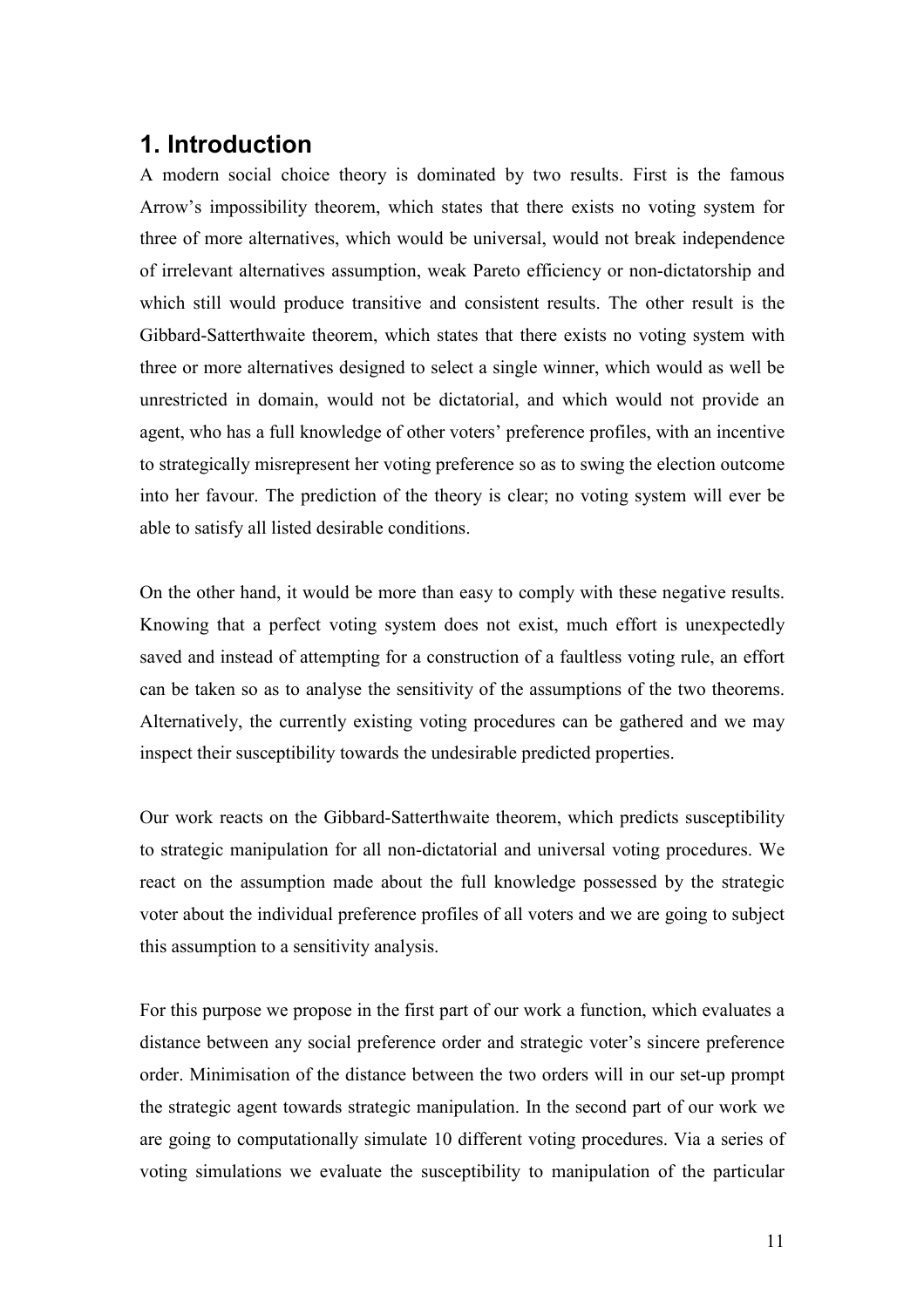# 1. Introduction

A modern social choice theory is dominated by two results. First is the famous Arrow's impossibility theorem, which states that there exists no voting system for three of more alternatives, which would be universal, would not break independence of irrelevant alternatives assumption, weak Pareto efficiency or non-dictatorship and which still would produce transitive and consistent results. The other result is the Gibbard-Satterthwaite theorem, which states that there exists no voting system with three or more alternatives designed to select a single winner, which would as well be unrestricted in domain, would not be dictatorial, and which would not provide an agent, who has a full knowledge of other voters' preference profiles, with an incentive to strategically misrepresent her voting preference so as to swing the election outcome into her favour. The prediction of the theory is clear; no voting system will ever be able to satisfy all listed desirable conditions.

On the other hand, it would be more than easy to comply with these negative results. Knowing that a perfect voting system does not exist, much effort is unexpectedly saved and instead of attempting for a construction of a faultless voting rule, an effort can be taken so as to analyse the sensitivity of the assumptions of the two theorems. Alternatively, the currently existing voting procedures can be gathered and we may inspect their susceptibility towards the undesirable predicted properties.

Our work reacts on the Gibbard-Satterthwaite theorem, which predicts susceptibility to strategic manipulation for all non-dictatorial and universal voting procedures. We react on the assumption made about the full knowledge possessed by the strategic voter about the individual preference profiles of all voters and we are going to subject this assumption to a sensitivity analysis.

For this purpose we propose in the first part of our work a function, which evaluates a distance between any social preference order and strategic voter's sincere preference order. Minimisation of the distance between the two orders will in our set-up prompt the strategic agent towards strategic manipulation. In the second part of our work we are going to computationally simulate 10 different voting procedures. Via a series of voting simulations we evaluate the susceptibility to manipulation of the particular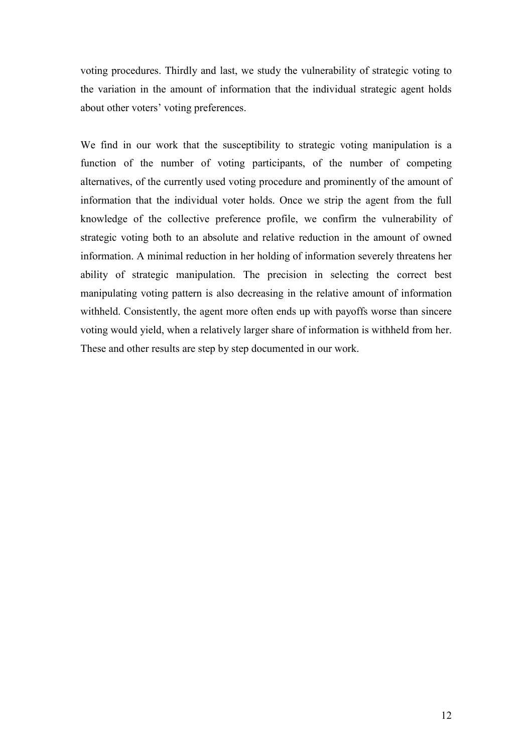voting procedures. Thirdly and last, we study the vulnerability of strategic voting to the variation in the amount of information that the individual strategic agent holds about other voters' voting preferences.

We find in our work that the susceptibility to strategic voting manipulation is a function of the number of voting participants, of the number of competing alternatives, of the currently used voting procedure and prominently of the amount of information that the individual voter holds. Once we strip the agent from the full knowledge of the collective preference profile, we confirm the vulnerability of strategic voting both to an absolute and relative reduction in the amount of owned information. A minimal reduction in her holding of information severely threatens her ability of strategic manipulation. The precision in selecting the correct best manipulating voting pattern is also decreasing in the relative amount of information withheld. Consistently, the agent more often ends up with payoffs worse than sincere voting would yield, when a relatively larger share of information is withheld from her. These and other results are step by step documented in our work.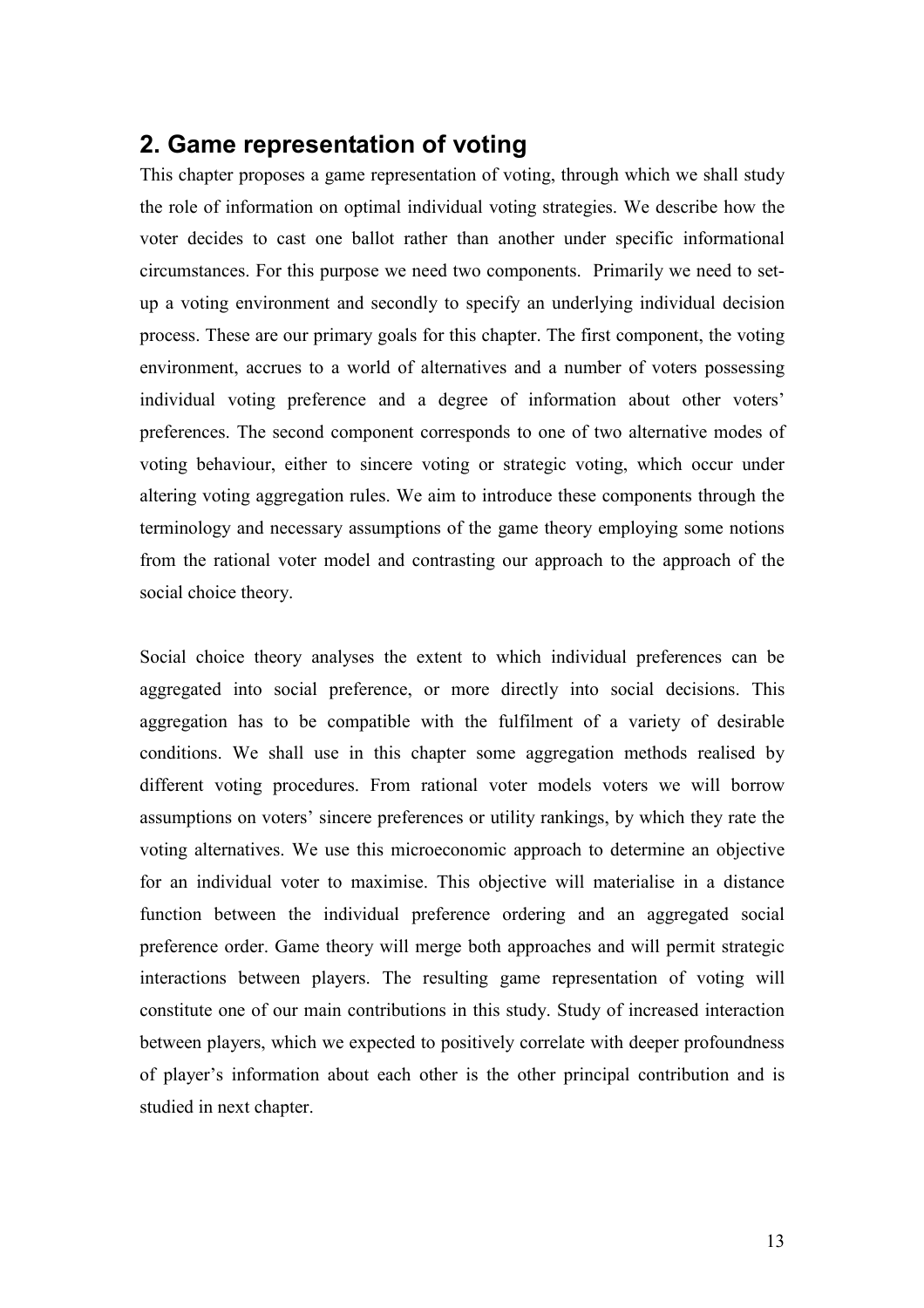## 2. Game representation of voting

This chapter proposes a game representation of voting, through which we shall study the role of information on optimal individual voting strategies. We describe how the voter decides to cast one ballot rather than another under specific informational circumstances. For this purpose we need two components. Primarily we need to set-up a voting environment and secondly to specify an underlying individual decision process. These are our primary goals for this chapter. The first component, the voting environment, accrues to a world of alternatives and a number of voters possessing individual voting preference and a degree of information about other voters' preferences. The second component corresponds to one of two alternative modes of voting behaviour, either to sincere voting or strategic voting, which occur under altering voting aggregation rules. We aim to introduce these components through the terminology and necessary assumptions of the game theory employing some notions from the rational voter model and contrasting our approach to the approach of the social choice theory.

Social choice theory analyses the extent to which individual preferences can be aggregated into social preference, or more directly into social decisions. This aggregation has to be compatible with the fulfilment of a variety of desirable conditions. We shall use in this chapter some aggregation methods realised by different voting procedures. From rational voter models voters we will borrow assumptions on voters' sincere preferences or utility rankings, by which they rate the voting alternatives. We use this microeconomic approach to determine an objective for an individual voter to maximise. This objective will materialise in a distance function between the individual preference ordering and an aggregated social preference order. Game theory will merge both approaches and will permit strategic interactions between players. The resulting game representation of voting will constitute one of our main contributions in this study. Study of increased interaction between players, which we expected to positively correlate with deeper profoundness of player's information about each other is the other principal contribution and is studied in next chapter.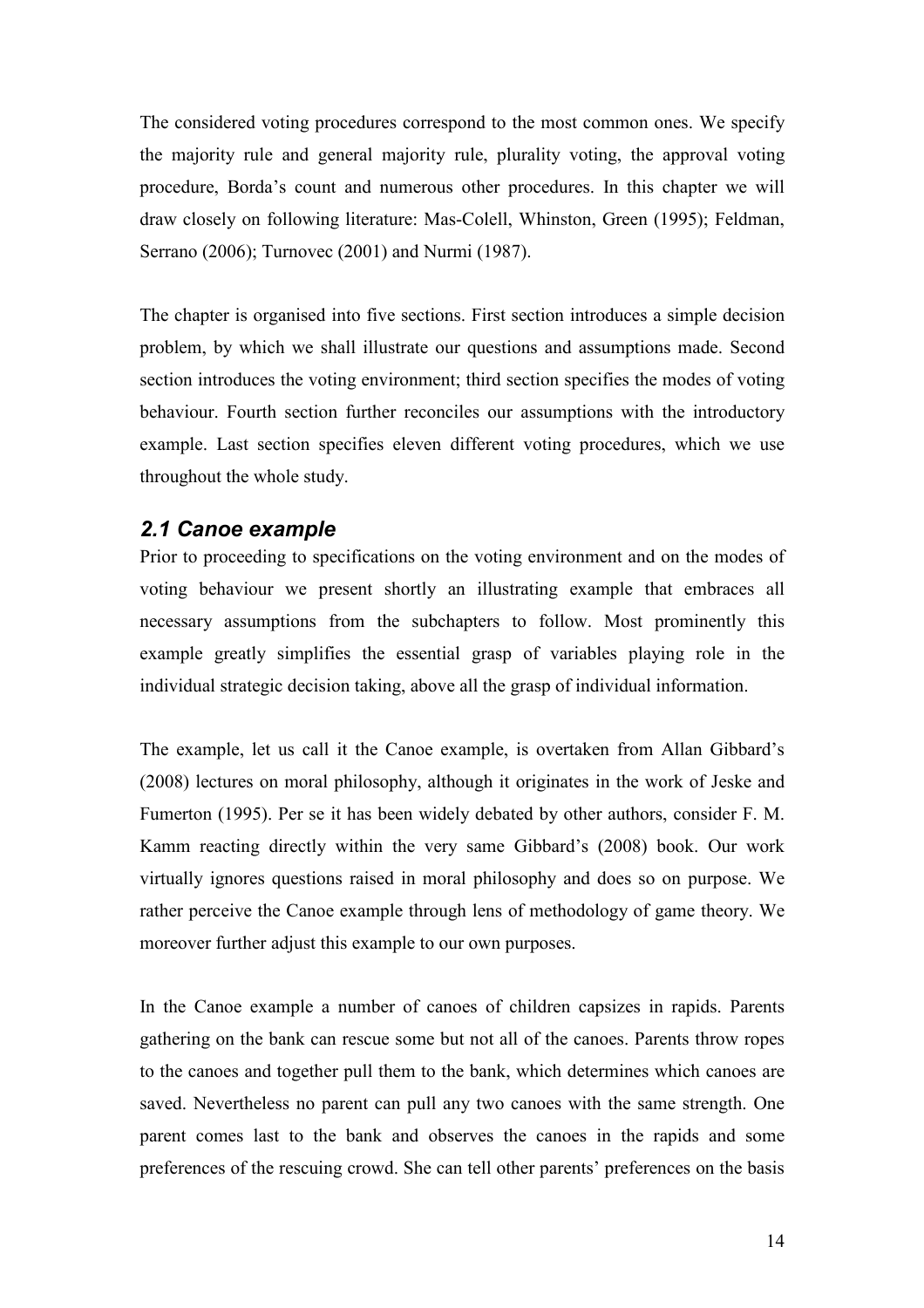The considered voting procedures correspond to the most common ones. We specify the majority rule and general majority rule, plurality voting, the approval voting procedure, Borda's count and numerous other procedures. In this chapter we will draw closely on following literature: Mas-Colell, Whinston, Green (1995); Feldman, Serrano (2006); Turnovec (2001) and Nurmi (1987).

The chapter is organised into five sections. First section introduces a simple decision problem, by which we shall illustrate our questions and assumptions made. Second section introduces the voting environment; third section specifies the modes of voting behaviour. Fourth section further reconciles our assumptions with the introductory example. Last section specifies eleven different voting procedures, which we use throughout the whole study.

## *2.1 Canoe example*

Prior to proceeding to specifications on the voting environment and on the modes of voting behaviour we present shortly an illustrating example that embraces all necessary assumptions from the subchapters to follow. Most prominently this example greatly simplifies the essential grasp of variables playing role in the individual strategic decision taking, above all the grasp of individual information.

The example, let us call it the Canoe example, is overtaken from Allan Gibbard's (2008) lectures on moral philosophy, although it originates in the work of Jeske and Fumerton (1995). Per se it has been widely debated by other authors, consider F. M. Kamm reacting directly within the very same Gibbard's (2008) book. Our work virtually ignores questions raised in moral philosophy and does so on purpose. We rather perceive the Canoe example through lens of methodology of game theory. We moreover further adjust this example to our own purposes.

In the Canoe example a number of canoes of children capsizes in rapids. Parents gathering on the bank can rescue some but not all of the canoes. Parents throw ropes to the canoes and together pull them to the bank, which determines which canoes are saved. Nevertheless no parent can pull any two canoes with the same strength. One parent comes last to the bank and observes the canoes in the rapids and some preferences of the rescuing crowd. She can tell other parents' preferences on the basis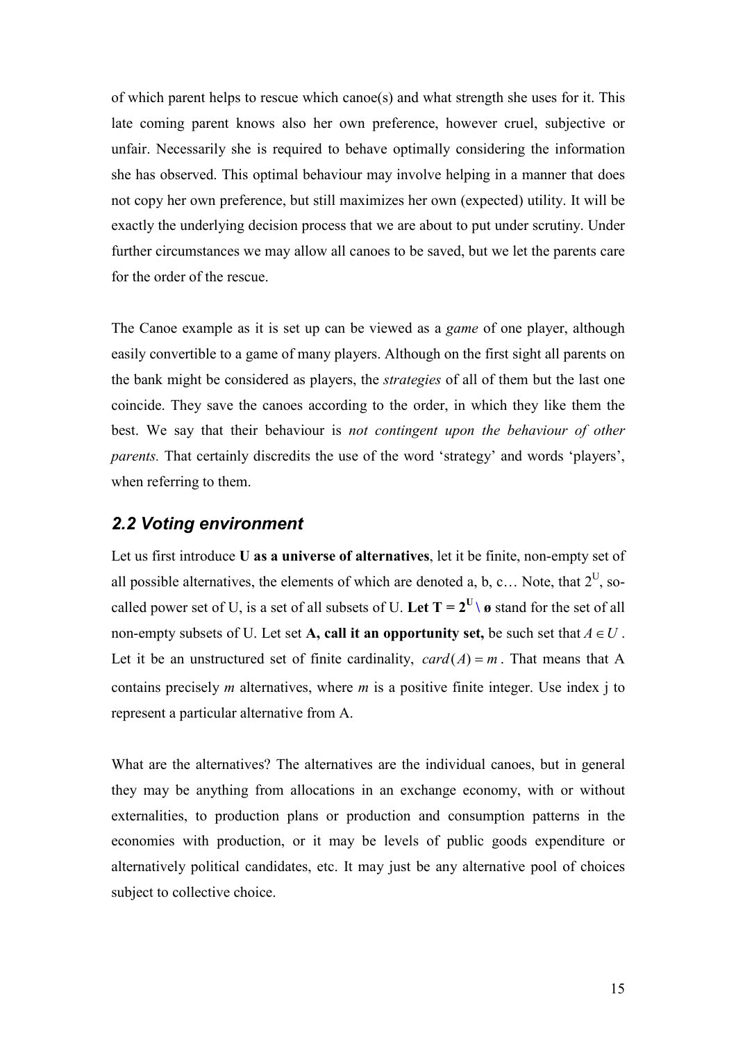of which parent helps to rescue which canoe(s) and what strength she uses for it. This late coming parent knows also her own preference, however cruel, subjective or unfair. Necessarily she is required to behave optimally considering the information she has observed. This optimal behaviour may involve helping in a manner that does not copy her own preference, but still maximizes her own (expected) utility. It will be exactly the underlying decision process that we are about to put under scrutiny. Under further circumstances we may allow all canoes to be saved, but we let the parents care for the order of the rescue.

The Canoe example as it is set up can be viewed as a *game* of one player, although easily convertible to a game of many players. Although on the first sight all parents on the bank might be considered as players, the *strategies* of all of them but the last one coincide. They save the canoes according to the order, in which they like them the best. We say that their behaviour is *not contingent upon the behaviour of other parents.* That certainly discredits the use of the word 'strategy' and words 'players', when referring to them.

## *2.2 Voting environment*

Let us first introduce **U as a universe of alternatives**, let it be finite, non-empty set of all possible alternatives, the elements of which are denoted a, b, c… Note, that $2^U$, so-called power set of U, is a set of all subsets of U. **Let $T = 2^U \setminus ø$** stand for the set of all non-empty subsets of U. Let set **A, call it an opportunity set,** be such set that $A \in U$. Let it be an unstructured set of finite cardinality, $card(A) = m$. That means that A contains precisely $m$ alternatives, where $m$ is a positive finite integer. Use index j to represent a particular alternative from A.

What are the alternatives? The alternatives are the individual canoes, but in general they may be anything from allocations in an exchange economy, with or without externalities, to production plans or production and consumption patterns in the economies with production, or it may be levels of public goods expenditure or alternatively political candidates, etc. It may just be any alternative pool of choices subject to collective choice.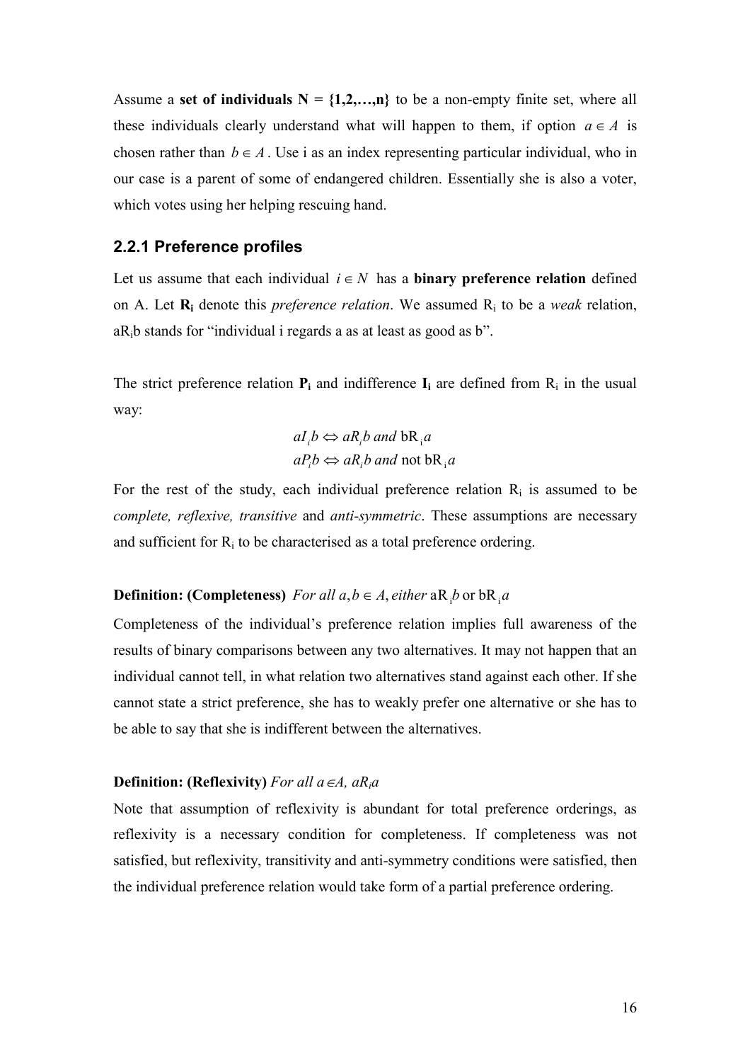Assume a **set of individuals N = {1,2,…,n}** to be a non-empty finite set, where all these individuals clearly understand what will happen to them, if option $a \in A$ is chosen rather than $b \in A$. Use i as an index representing particular individual, who in our case is a parent of some of endangered children. Essentially she is also a voter, which votes using her helping rescuing hand.

### 2.2.1 Preference profiles

Let us assume that each individual $i \in N$ has a **binary preference relation** defined on A. Let $\mathbf{R_i}$ denote this *preference relation*. We assumed $R_i$ to be a *weak* relation, $aR_ib$ stands for "individual i regards a as at least as good as b".

The strict preference relation $\mathbf{P_i}$ and indifference $\mathbf{I_i}$ are defined from $R_i$ in the usual way:

$$aI_ib \Leftrightarrow aR_ib \text{ and } bR_ia$$
$$aP_ib \Leftrightarrow aR_ib \text{ and not } bR_ia$$

For the rest of the study, each individual preference relation $R_i$ is assumed to be *complete, reflexive, transitive* and *anti-symmetric*. These assumptions are necessary and sufficient for $R_i$ to be characterised as a total preference ordering.

**Definition: (Completeness)** *For all* $a, b \in A$, *either* $aR_ib$ or $bR_ia$

Completeness of the individual's preference relation implies full awareness of the results of binary comparisons between any two alternatives. It may not happen that an individual cannot tell, in what relation two alternatives stand against each other. If she cannot state a strict preference, she has to weakly prefer one alternative or she has to be able to say that she is indifferent between the alternatives.

**Definition: (Reflexivity)** *For all* $a \in A$, $aR_ia$

Note that assumption of reflexivity is abundant for total preference orderings, as reflexivity is a necessary condition for completeness. If completeness was not satisfied, but reflexivity, transitivity and anti-symmetry conditions were satisfied, then the individual preference relation would take form of a partial preference ordering.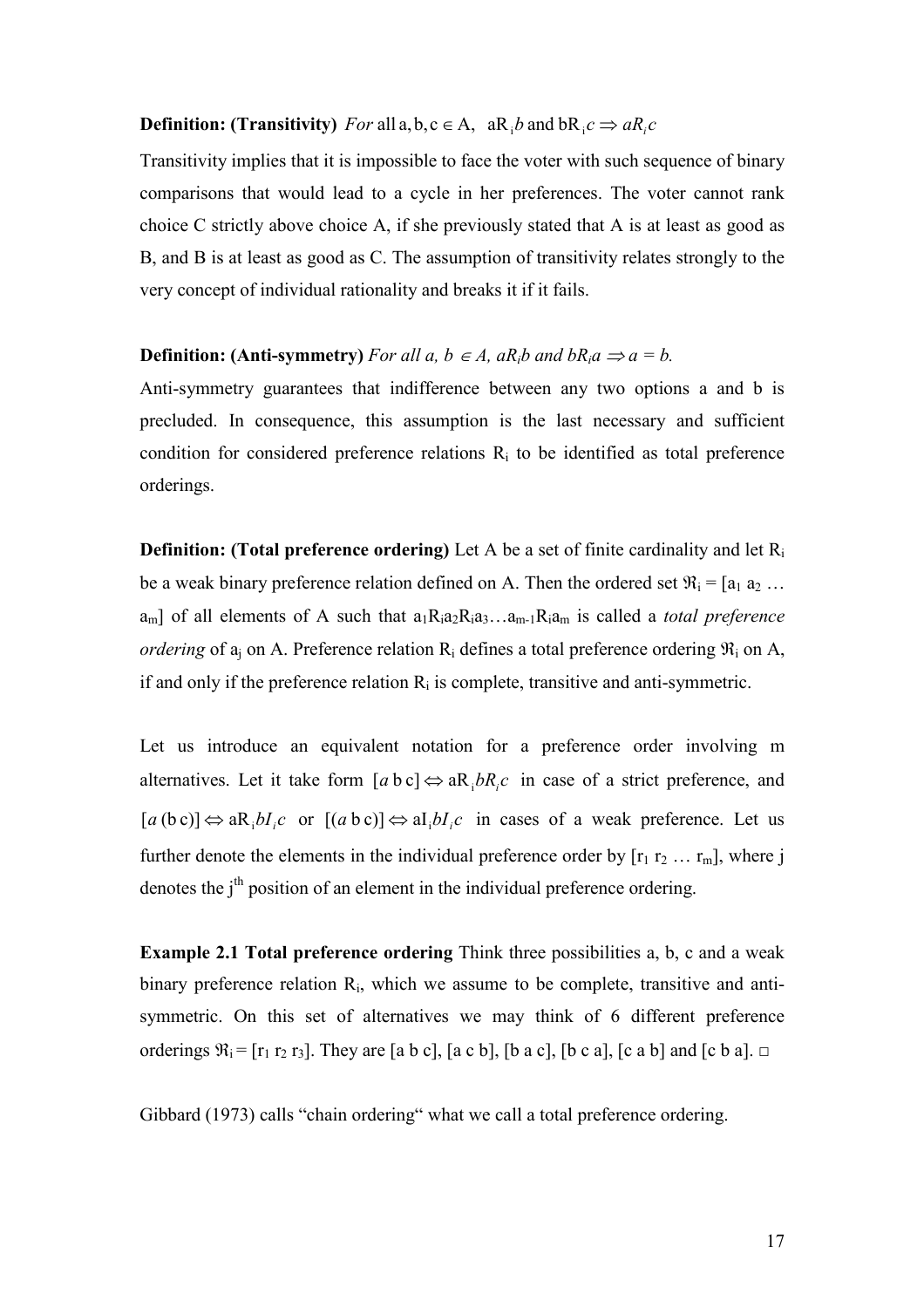**Definition: (Transitivity)** *For* all $a, b, c \in A$, $aR_ib$ and $bR_ic \Rightarrow aR_ic$

Transitivity implies that it is impossible to face the voter with such sequence of binary comparisons that would lead to a cycle in her preferences. The voter cannot rank choice C strictly above choice A, if she previously stated that A is at least as good as B, and B is at least as good as C. The assumption of transitivity relates strongly to the very concept of individual rationality and breaks it if it fails.

**Definition: (Anti-symmetry)** *For all a, b* $\in A$, $aR_ib$ *and* $bR_ia \Rightarrow a = b$.

Anti-symmetry guarantees that indifference between any two options a and b is precluded. In consequence, this assumption is the last necessary and sufficient condition for considered preference relations $R_i$ to be identified as total preference orderings.

**Definition: (Total preference ordering)** Let A be a set of finite cardinality and let $R_i$ be a weak binary preference relation defined on A. Then the ordered set $\Re_i = [a_1\ a_2\ \ldots\ a_m]$ of all elements of A such that $a_1R_ia_2R_ia_3\ldots a_{m-1}R_ia_m$ is called a *total preference ordering* of $a_j$ on A. Preference relation $R_i$ defines a total preference ordering $\Re_i$ on A, if and only if the preference relation $R_i$ is complete, transitive and anti-symmetric.

Let us introduce an equivalent notation for a preference order involving m alternatives. Let it take form $[a\ b\ c] \Leftrightarrow aR_ibR_ic$ in case of a strict preference, and $[a\ (b\ c)] \Leftrightarrow aR_ibI_ic$ or $[(a\ b\ c)] \Leftrightarrow aI_ibI_ic$ in cases of a weak preference. Let us further denote the elements in the individual preference order by $[r_1\ r_2\ \ldots\ r_m]$, where j denotes the $j^{th}$ position of an element in the individual preference ordering.

**Example 2.1 Total preference ordering** Think three possibilities a, b, c and a weak binary preference relation $R_i$, which we assume to be complete, transitive and anti-symmetric. On this set of alternatives we may think of 6 different preference orderings $\Re_i = [r_1\ r_2\ r_3]$. They are [a b c], [a c b], [b a c], [b c a], [c a b] and [c b a]. □

Gibbard (1973) calls "chain ordering" what we call a total preference ordering.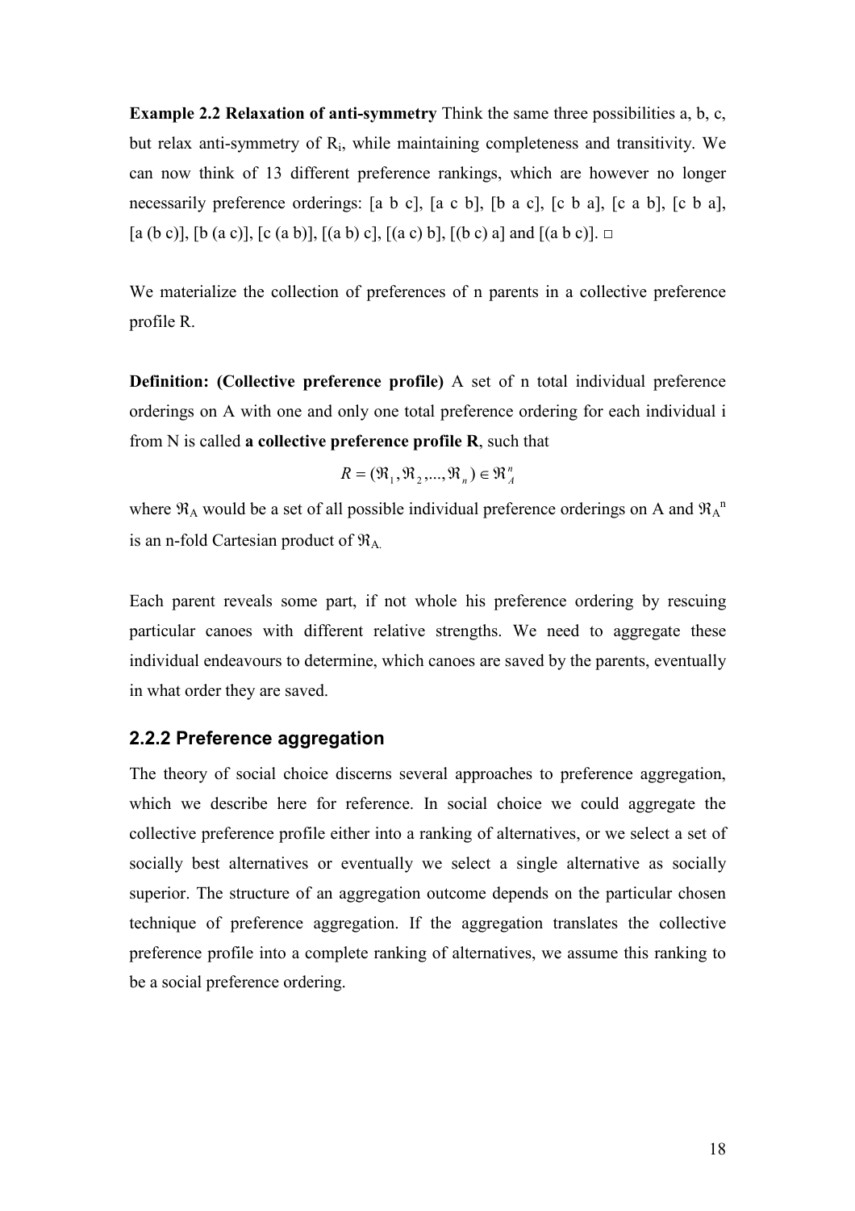**Example 2.2 Relaxation of anti-symmetry** Think the same three possibilities a, b, c, but relax anti-symmetry of $R_i$, while maintaining completeness and transitivity. We can now think of 13 different preference rankings, which are however no longer necessarily preference orderings: [a b c], [a c b], [b a c], [c b a], [c a b], [c b a], [a (b c)], [b (a c)], [c (a b)], [(a b) c], [(a c) b], [(b c) a] and [(a b c)]. □

We materialize the collection of preferences of n parents in a collective preference profile R.

**Definition: (Collective preference profile)** A set of n total individual preference orderings on A with one and only one total preference ordering for each individual i from N is called **a collective preference profile R**, such that

$$R = (\Re_1, \Re_2, ..., \Re_n) \in \Re_A^n$$

where $\Re_A$ would be a set of all possible individual preference orderings on A and $\Re_A^n$ is an n-fold Cartesian product of $\Re_A$.

Each parent reveals some part, if not whole his preference ordering by rescuing particular canoes with different relative strengths. We need to aggregate these individual endeavours to determine, which canoes are saved by the parents, eventually in what order they are saved.

### 2.2.2 Preference aggregation

The theory of social choice discerns several approaches to preference aggregation, which we describe here for reference. In social choice we could aggregate the collective preference profile either into a ranking of alternatives, or we select a set of socially best alternatives or eventually we select a single alternative as socially superior. The structure of an aggregation outcome depends on the particular chosen technique of preference aggregation. If the aggregation translates the collective preference profile into a complete ranking of alternatives, we assume this ranking to be a social preference ordering.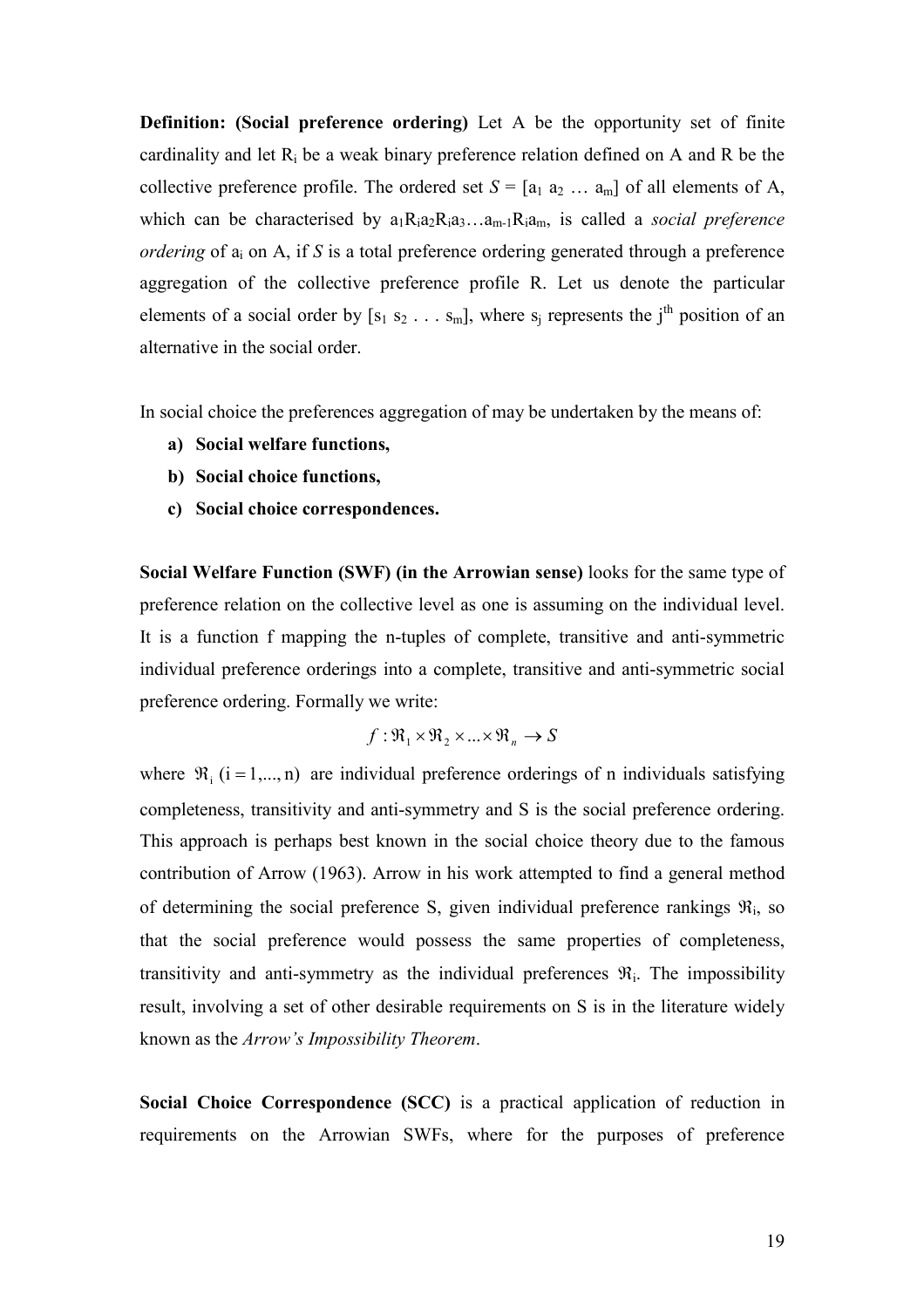**Definition: (Social preference ordering)** Let A be the opportunity set of finite cardinality and let $R_i$ be a weak binary preference relation defined on A and R be the collective preference profile. The ordered set $S = [a_1\ a_2\ \ldots\ a_m]$ of all elements of A, which can be characterised by $a_1 R_i a_2 R_i a_3 \ldots a_{m-1} R_i a_m$, is called a *social preference ordering* of $a_i$ on A, if *S* is a total preference ordering generated through a preference aggregation of the collective preference profile R. Let us denote the particular elements of a social order by $[s_1\ s_2\ .\ .\ .\ s_m]$, where $s_j$ represents the $j^{th}$ position of an alternative in the social order.

In social choice the preferences aggregation of may be undertaken by the means of:

- **a) Social welfare functions,**
- **b) Social choice functions,**
- **c) Social choice correspondences.**

**Social Welfare Function (SWF) (in the Arrowian sense)** looks for the same type of preference relation on the collective level as one is assuming on the individual level. It is a function f mapping the n-tuples of complete, transitive and anti-symmetric individual preference orderings into a complete, transitive and anti-symmetric social preference ordering. Formally we write:

$$f : \Re_1 \times \Re_2 \times \ldots \times \Re_n \rightarrow S$$

where $\Re_i\ (i = 1, \ldots, n)$ are individual preference orderings of n individuals satisfying completeness, transitivity and anti-symmetry and S is the social preference ordering. This approach is perhaps best known in the social choice theory due to the famous contribution of Arrow (1963). Arrow in his work attempted to find a general method of determining the social preference S, given individual preference rankings $\Re_i$, so that the social preference would possess the same properties of completeness, transitivity and anti-symmetry as the individual preferences $\Re_i$. The impossibility result, involving a set of other desirable requirements on S is in the literature widely known as the *Arrow's Impossibility Theorem*.

**Social Choice Correspondence (SCC)** is a practical application of reduction in requirements on the Arrowian SWFs, where for the purposes of preference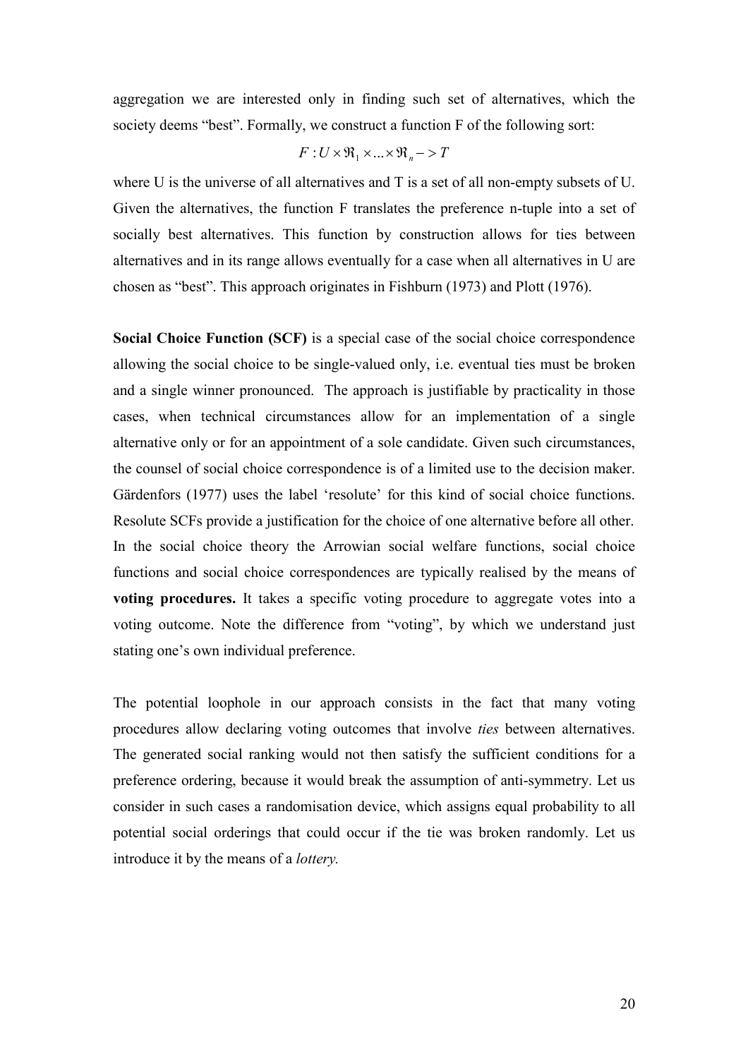aggregation we are interested only in finding such set of alternatives, which the society deems "best". Formally, we construct a function F of the following sort:

$$F : U \times \Re_1 \times ... \times \Re_n -> T$$

where U is the universe of all alternatives and T is a set of all non-empty subsets of U. Given the alternatives, the function F translates the preference n-tuple into a set of socially best alternatives. This function by construction allows for ties between alternatives and in its range allows eventually for a case when all alternatives in U are chosen as "best". This approach originates in Fishburn (1973) and Plott (1976).

**Social Choice Function (SCF)** is a special case of the social choice correspondence allowing the social choice to be single-valued only, i.e. eventual ties must be broken and a single winner pronounced. The approach is justifiable by practicality in those cases, when technical circumstances allow for an implementation of a single alternative only or for an appointment of a sole candidate. Given such circumstances, the counsel of social choice correspondence is of a limited use to the decision maker. Gärdenfors (1977) uses the label 'resolute' for this kind of social choice functions. Resolute SCFs provide a justification for the choice of one alternative before all other. In the social choice theory the Arrowian social welfare functions, social choice functions and social choice correspondences are typically realised by the means of **voting procedures.** It takes a specific voting procedure to aggregate votes into a voting outcome. Note the difference from "voting", by which we understand just stating one's own individual preference.

The potential loophole in our approach consists in the fact that many voting procedures allow declaring voting outcomes that involve *ties* between alternatives. The generated social ranking would not then satisfy the sufficient conditions for a preference ordering, because it would break the assumption of anti-symmetry. Let us consider in such cases a randomisation device, which assigns equal probability to all potential social orderings that could occur if the tie was broken randomly. Let us introduce it by the means of a *lottery.*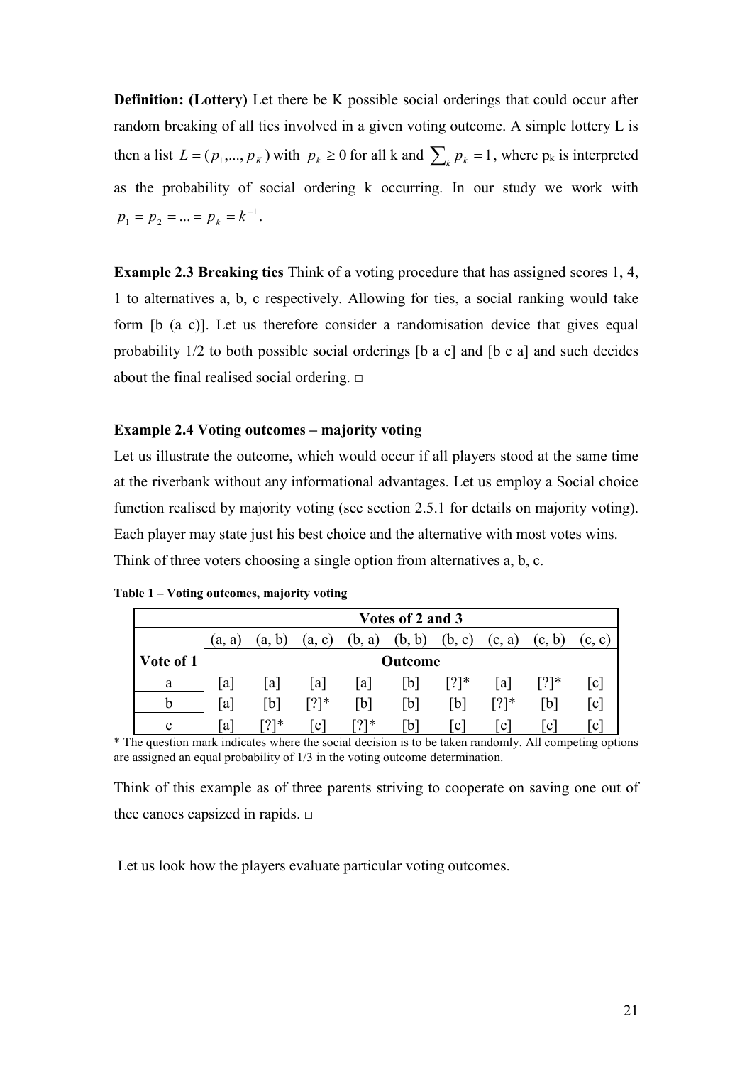**Definition: (Lottery)** Let there be K possible social orderings that could occur after random breaking of all ties involved in a given voting outcome. A simple lottery L is then a list $L = (p_1,..., p_K)$ with $p_k \geq 0$ for all k and $\sum_k p_k = 1$, where $p_k$ is interpreted as the probability of social ordering k occurring. In our study we work with $p_1 = p_2 = ... = p_k = k^{-1}$.

**Example 2.3 Breaking ties** Think of a voting procedure that has assigned scores 1, 4, 1 to alternatives a, b, c respectively. Allowing for ties, a social ranking would take form [b (a c)]. Let us therefore consider a randomisation device that gives equal probability 1/2 to both possible social orderings [b a c] and [b c a] and such decides about the final realised social ordering. □

**Example 2.4 Voting outcomes – majority voting**

Let us illustrate the outcome, which would occur if all players stood at the same time at the riverbank without any informational advantages. Let us employ a Social choice function realised by majority voting (see section 2.5.1 for details on majority voting). Each player may state just his best choice and the alternative with most votes wins. Think of three voters choosing a single option from alternatives a, b, c.

**Table 1 – Voting outcomes, majority voting**

| | Votes of 2 and 3 | | | | | | | | |
|---|---|---|---|---|---|---|---|---|---|
| | (a, a) | (a, b) | (a, c) | (b, a) | (b, b) | (b, c) | (c, a) | (c, b) | (c, c) |
| **Vote of 1** | **Outcome** | | | | | | | | |
| a | [a] | [a] | [a] | [a] | [b] | [?]* | [a] | [?]* | [c] |
| b | [a] | [b] | [?]* | [b] | [b] | [b] | [?]* | [b] | [c] |
| c | [a] | [?]* | [c] | [?]* | [b] | [c] | [c] | [c] | [c] |

\* The question mark indicates where the social decision is to be taken randomly. All competing options are assigned an equal probability of 1/3 in the voting outcome determination.

Think of this example as of three parents striving to cooperate on saving one out of thee canoes capsized in rapids. □

Let us look how the players evaluate particular voting outcomes.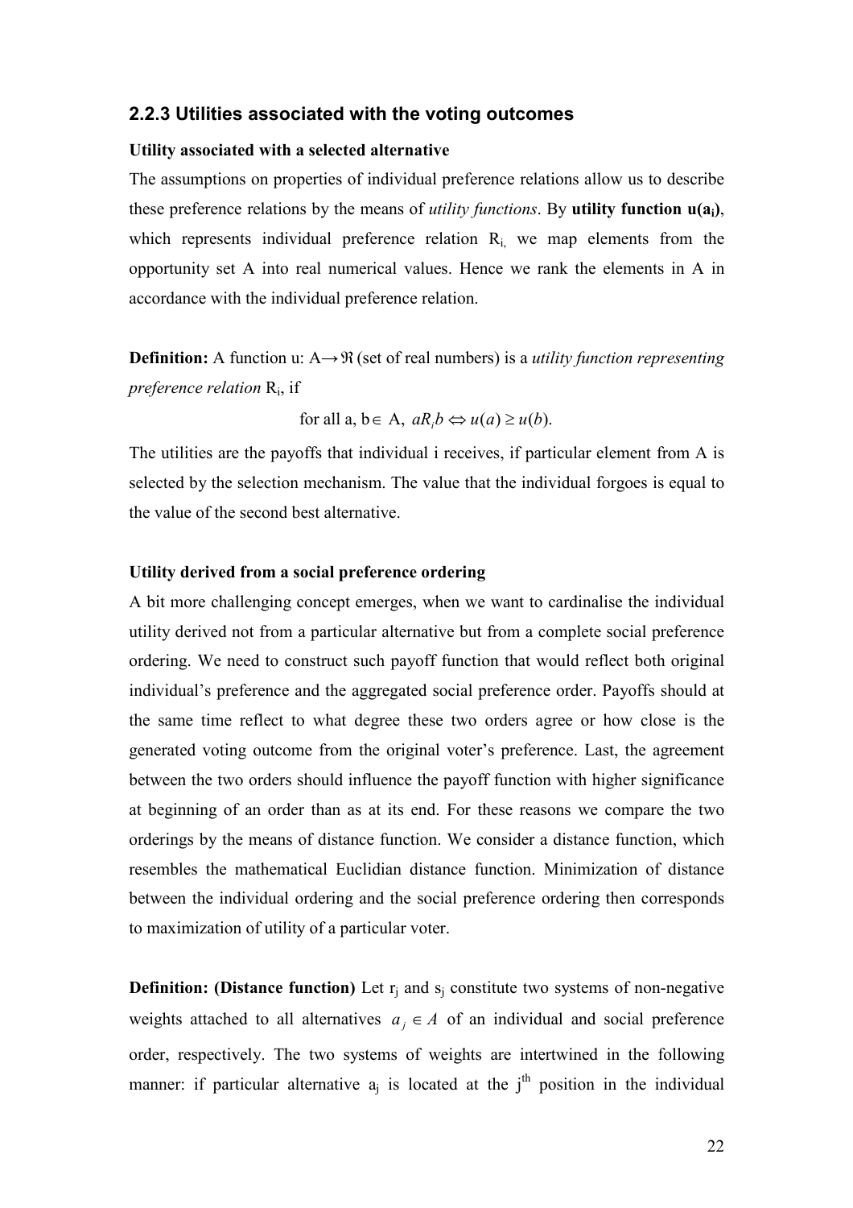### 2.2.3 Utilities associated with the voting outcomes

**Utility associated with a selected alternative**

The assumptions on properties of individual preference relations allow us to describe these preference relations by the means of *utility functions*. By **utility function u($a_i$)**, which represents individual preference relation $R_i$, we map elements from the opportunity set A into real numerical values. Hence we rank the elements in A in accordance with the individual preference relation.

**Definition:** A function u: A→ℜ (set of real numbers) is a *utility function representing preference relation* $R_i$, if

$$\text{for all a, b} \in \text{A, } aR_ib \Leftrightarrow u(a) \geq u(b).$$

The utilities are the payoffs that individual i receives, if particular element from A is selected by the selection mechanism. The value that the individual forgoes is equal to the value of the second best alternative.

**Utility derived from a social preference ordering**

A bit more challenging concept emerges, when we want to cardinalise the individual utility derived not from a particular alternative but from a complete social preference ordering. We need to construct such payoff function that would reflect both original individual's preference and the aggregated social preference order. Payoffs should at the same time reflect to what degree these two orders agree or how close is the generated voting outcome from the original voter's preference. Last, the agreement between the two orders should influence the payoff function with higher significance at beginning of an order than as at its end. For these reasons we compare the two orderings by the means of distance function. We consider a distance function, which resembles the mathematical Euclidian distance function. Minimization of distance between the individual ordering and the social preference ordering then corresponds to maximization of utility of a particular voter.

**Definition: (Distance function)** Let $r_j$ and $s_j$ constitute two systems of non-negative weights attached to all alternatives $a_j \in A$ of an individual and social preference order, respectively. The two systems of weights are intertwined in the following manner: if particular alternative $a_j$ is located at the $j^{th}$ position in the individual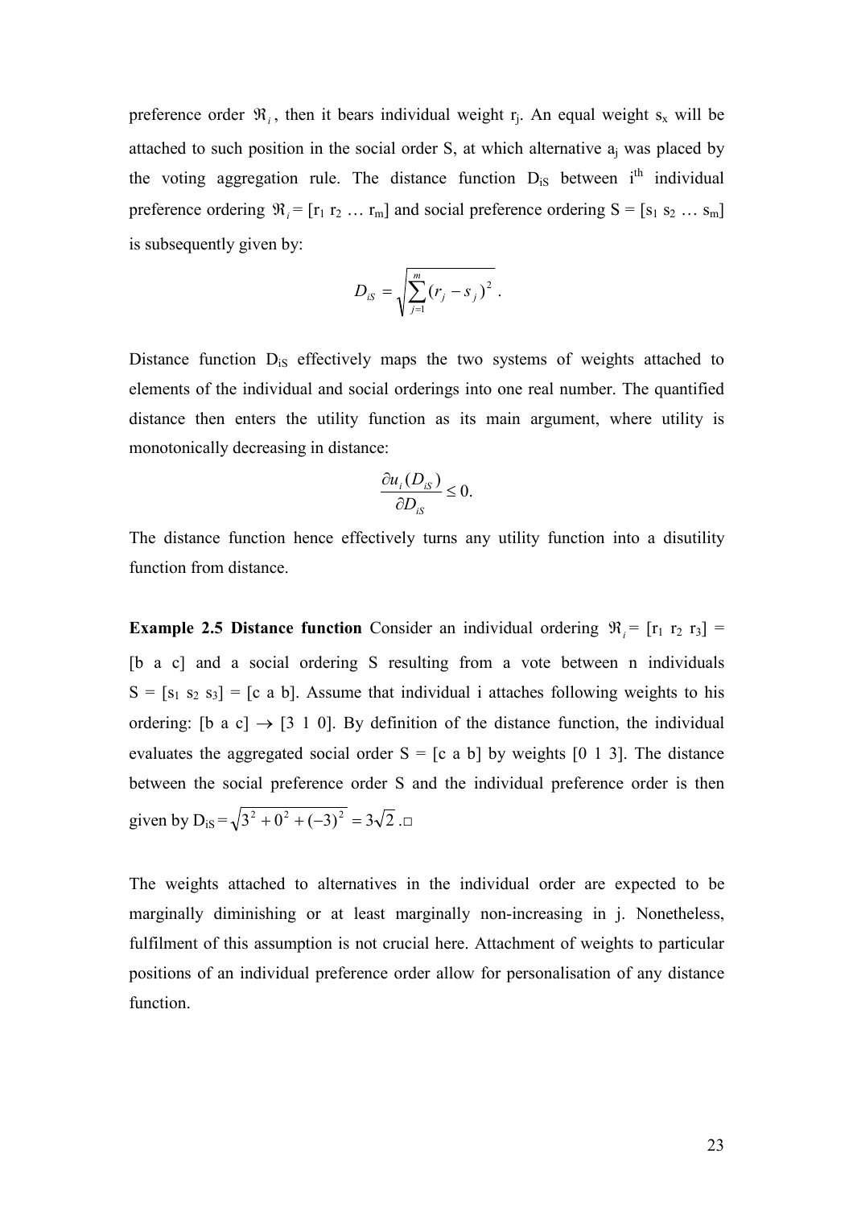preference order $\Re_i$, then it bears individual weight $r_j$. An equal weight $s_x$ will be attached to such position in the social order S, at which alternative $a_j$ was placed by the voting aggregation rule. The distance function $D_{iS}$ between $i^{th}$ individual preference ordering $\Re_i = [r_1\ r_2\ \ldots\ r_m]$ and social preference ordering $S = [s_1\ s_2\ \ldots\ s_m]$ is subsequently given by:

$$D_{iS} = \sqrt{\sum_{j=1}^{m} (r_j - s_j)^2}\ .$$

Distance function $D_{iS}$ effectively maps the two systems of weights attached to elements of the individual and social orderings into one real number. The quantified distance then enters the utility function as its main argument, where utility is monotonically decreasing in distance:

$$\frac{\partial u_i(D_{iS})}{\partial D_{iS}} \leq 0.$$

The distance function hence effectively turns any utility function into a disutility function from distance.

**Example 2.5 Distance function** Consider an individual ordering $\Re_i = [r_1\ r_2\ r_3]$ = [b a c] and a social ordering S resulting from a vote between n individuals $S = [s_1\ s_2\ s_3]$ = [c a b]. Assume that individual i attaches following weights to his ordering: [b a c] $\rightarrow$ [3 1 0]. By definition of the distance function, the individual evaluates the aggregated social order S = [c a b] by weights [0 1 3]. The distance between the social preference order S and the individual preference order is then given by $D_{iS} = \sqrt{3^2 + 0^2 + (-3)^2} = 3\sqrt{2}$ .□

The weights attached to alternatives in the individual order are expected to be marginally diminishing or at least marginally non-increasing in j. Nonetheless, fulfilment of this assumption is not crucial here. Attachment of weights to particular positions of an individual preference order allow for personalisation of any distance function.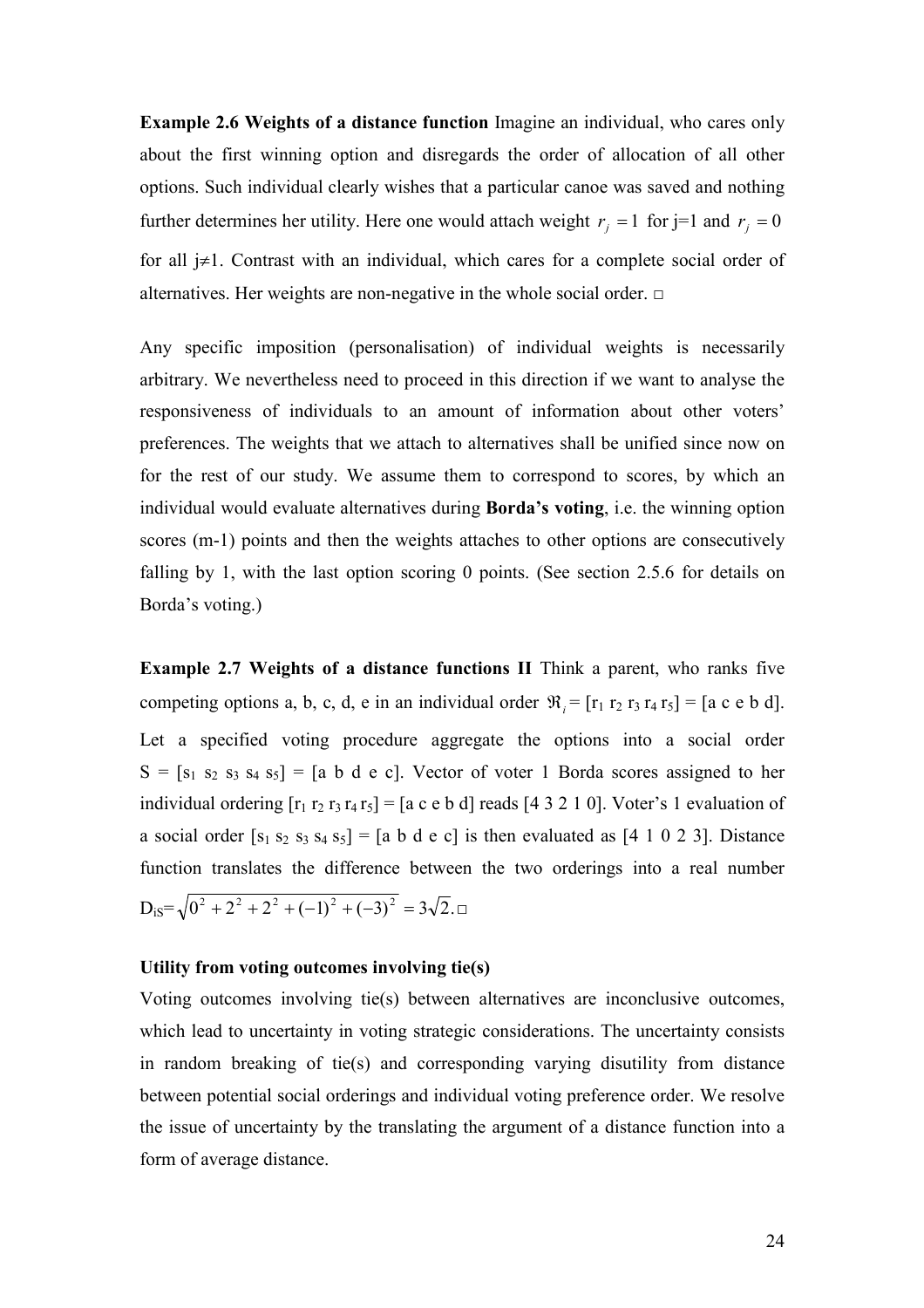**Example 2.6 Weights of a distance function** Imagine an individual, who cares only about the first winning option and disregards the order of allocation of all other options. Such individual clearly wishes that a particular canoe was saved and nothing further determines her utility. Here one would attach weight $r_j = 1$ for j=1 and $r_j = 0$ for all j≠1. Contrast with an individual, which cares for a complete social order of alternatives. Her weights are non-negative in the whole social order. □

Any specific imposition (personalisation) of individual weights is necessarily arbitrary. We nevertheless need to proceed in this direction if we want to analyse the responsiveness of individuals to an amount of information about other voters' preferences. The weights that we attach to alternatives shall be unified since now on for the rest of our study. We assume them to correspond to scores, by which an individual would evaluate alternatives during **Borda's voting**, i.e. the winning option scores (m-1) points and then the weights attaches to other options are consecutively falling by 1, with the last option scoring 0 points. (See section 2.5.6 for details on Borda's voting.)

**Example 2.7 Weights of a distance functions II** Think a parent, who ranks five competing options a, b, c, d, e in an individual order $\Re_i$ = [$r_1$ $r_2$ $r_3$ $r_4$ $r_5$] = [a c e b d]. Let a specified voting procedure aggregate the options into a social order S = [$s_1$ $s_2$ $s_3$ $s_4$ $s_5$] = [a b d e c]. Vector of voter 1 Borda scores assigned to her individual ordering [$r_1$ $r_2$ $r_3$ $r_4$ $r_5$] = [a c e b d] reads [4 3 2 1 0]. Voter's 1 evaluation of a social order [$s_1$ $s_2$ $s_3$ $s_4$ $s_5$] = [a b d e c] is then evaluated as [4 1 0 2 3]. Distance function translates the difference between the two orderings into a real number $D_{iS} = \sqrt{0^2 + 2^2 + 2^2 + (-1)^2 + (-3)^2} = 3\sqrt{2}$. □

**Utility from voting outcomes involving tie(s)**

Voting outcomes involving tie(s) between alternatives are inconclusive outcomes, which lead to uncertainty in voting strategic considerations. The uncertainty consists in random breaking of tie(s) and corresponding varying disutility from distance between potential social orderings and individual voting preference order. We resolve the issue of uncertainty by the translating the argument of a distance function into a form of average distance.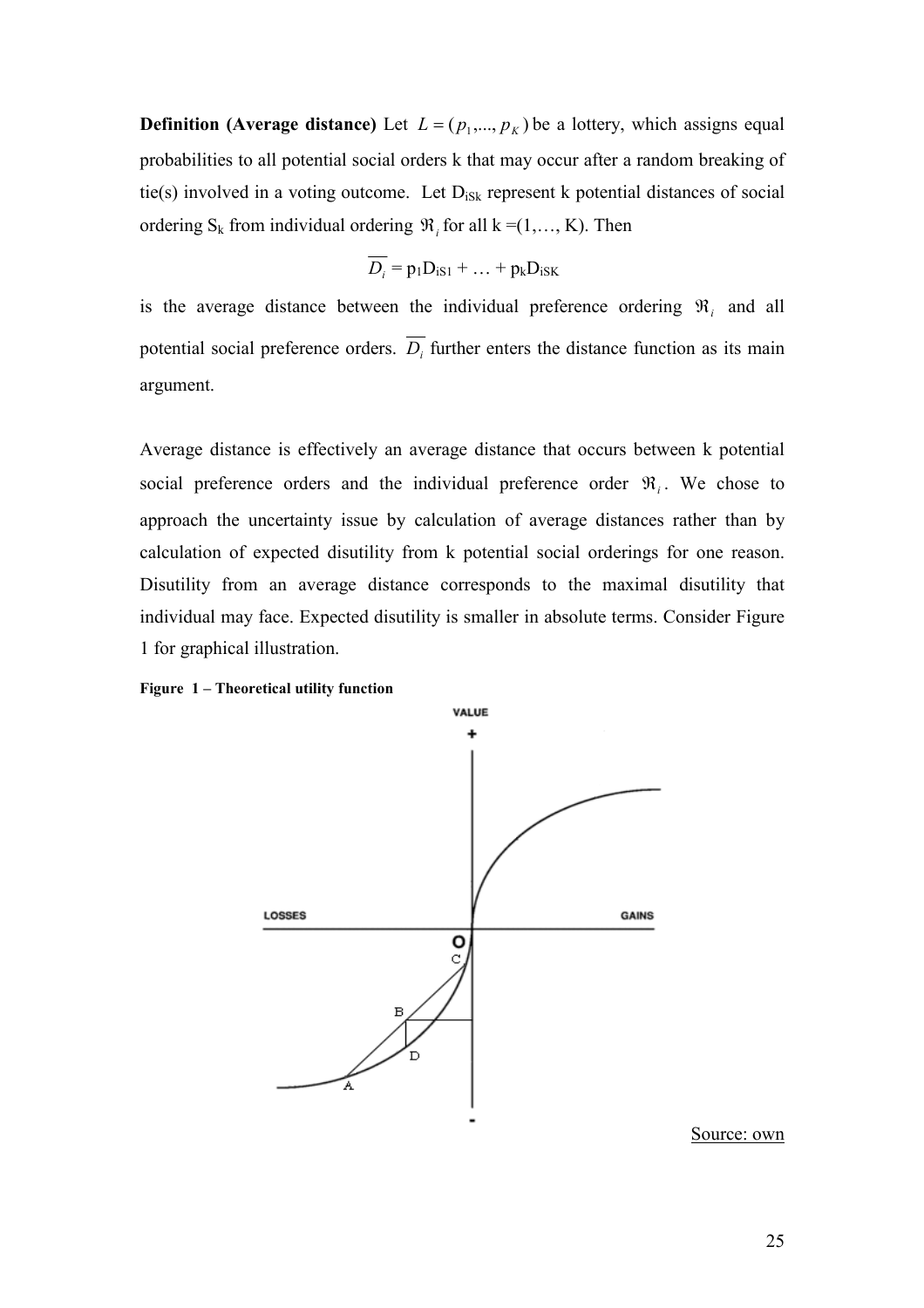**Definition (Average distance)** Let $L = (p_1,..., p_K)$ be a lottery, which assigns equal probabilities to all potential social orders k that may occur after a random breaking of tie(s) involved in a voting outcome. Let $D_{iSk}$ represent k potential distances of social ordering $S_k$ from individual ordering $\Re_i$ for all k =(1,…, K). Then

$$\overline{D_i} = p_1 D_{iS1} + \ldots + p_k D_{iSK}$$

is the average distance between the individual preference ordering $\Re_i$ and all potential social preference orders. $\overline{D_i}$ further enters the distance function as its main argument.

Average distance is effectively an average distance that occurs between k potential social preference orders and the individual preference order $\Re_i$. We chose to approach the uncertainty issue by calculation of average distances rather than by calculation of expected disutility from k potential social orderings for one reason. Disutility from an average distance corresponds to the maximal disutility that individual may face. Expected disutility is smaller in absolute terms. Consider Figure 1 for graphical illustration.

**Figure 1 – Theoretical utility function**

Source: own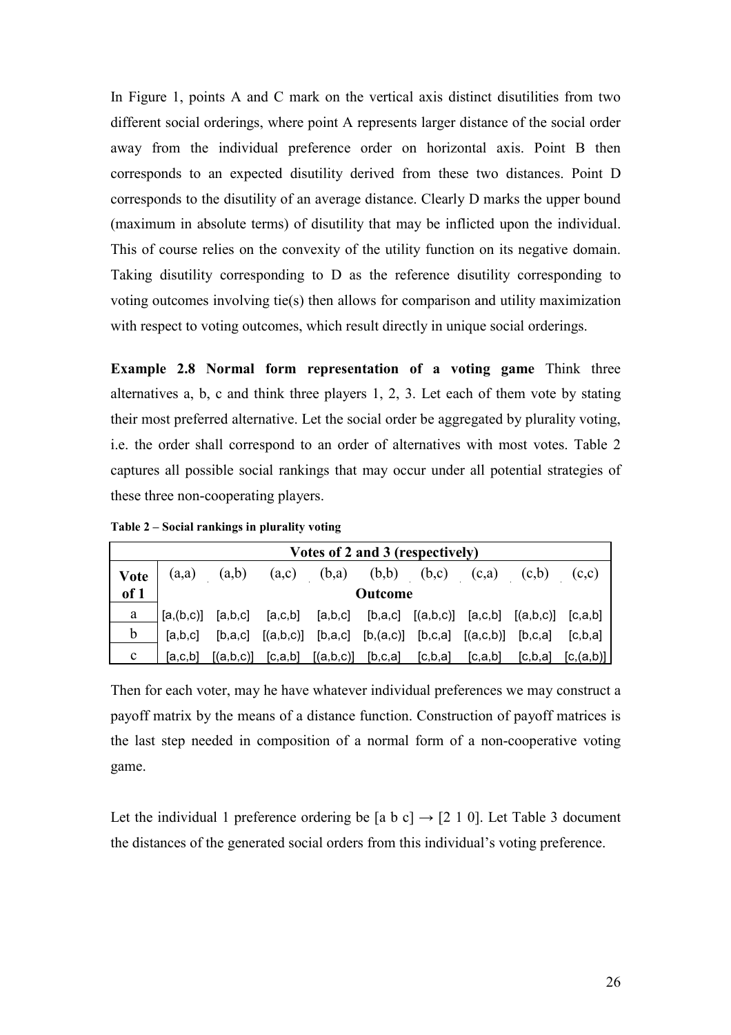In Figure 1, points A and C mark on the vertical axis distinct disutilities from two different social orderings, where point A represents larger distance of the social order away from the individual preference order on horizontal axis. Point B then corresponds to an expected disutility derived from these two distances. Point D corresponds to the disutility of an average distance. Clearly D marks the upper bound (maximum in absolute terms) of disutility that may be inflicted upon the individual. This of course relies on the convexity of the utility function on its negative domain. Taking disutility corresponding to D as the reference disutility corresponding to voting outcomes involving tie(s) then allows for comparison and utility maximization with respect to voting outcomes, which result directly in unique social orderings.

**Example 2.8 Normal form representation of a voting game** Think three alternatives a, b, c and think three players 1, 2, 3. Let each of them vote by stating their most preferred alternative. Let the social order be aggregated by plurality voting, i.e. the order shall correspond to an order of alternatives with most votes. Table 2 captures all possible social rankings that may occur under all potential strategies of these three non-cooperating players.

**Table 2 – Social rankings in plurality voting**

| | Votes of 2 and 3 (respectively) | | | | | | | | |
|---|---|---|---|---|---|---|---|---|---|
| **Vote of 1** | (a,a) | (a,b) | (a,c) | (b,a) | (b,b) | (b,c) | (c,a) | (c,b) | (c,c) |
| | **Outcome** | | | | | | | | |
| a | [a,(b,c)] | [a,b,c] | [a,c,b] | [a,b,c] | [b,a,c] | [(a,b,c)] | [a,c,b] | [(a,b,c)] | [c,a,b] |
| b | [a,b,c] | [b,a,c] | [(a,b,c)] | [b,a,c] | [b,(a,c)] | [b,c,a] | [(a,c,b)] | [b,c,a] | [c,b,a] |
| c | [a,c,b] | [(a,b,c)] | [c,a,b] | [(a,b,c)] | [b,c,a] | [c,b,a] | [c,a,b] | [c,b,a] | [c,(a,b)] |

Then for each voter, may he have whatever individual preferences we may construct a payoff matrix by the means of a distance function. Construction of payoff matrices is the last step needed in composition of a normal form of a non-cooperative voting game.

Let the individual 1 preference ordering be [a b c] → [2 1 0]. Let Table 3 document the distances of the generated social orders from this individual's voting preference.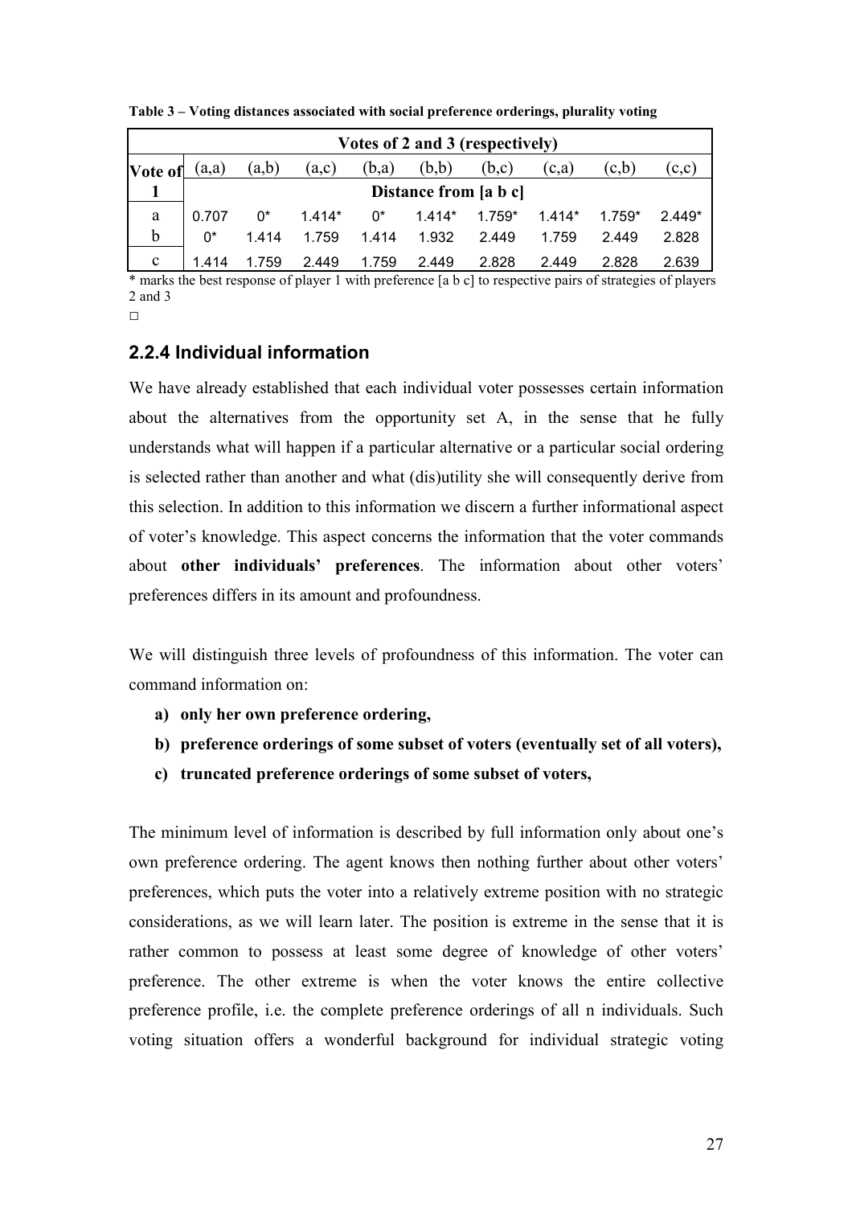**Table 3 – Voting distances associated with social preference orderings, plurality voting**

| | Votes of 2 and 3 (respectively) | | | | | | | | |
|---|---|---|---|---|---|---|---|---|---|
| **Vote of** | (a,a) | (a,b) | (a,c) | (b,a) | (b,b) | (b,c) | (c,a) | (c,b) | (c,c) |
| **1** | Distance from [a b c] | | | | | | | | |
| a | 0.707 | 0* | 1.414* | 0* | 1.414* | 1.759* | 1.414* | 1.759* | 2.449* |
| b | 0* | 1.414 | 1.759 | 1.414 | 1.932 | 2.449 | 1.759 | 2.449 | 2.828 |
| c | 1.414 | 1.759 | 2.449 | 1.759 | 2.449 | 2.828 | 2.449 | 2.828 | 2.639 |

* marks the best response of player 1 with preference [a b c] to respective pairs of strategies of players 2 and 3

□

### 2.2.4 Individual information

We have already established that each individual voter possesses certain information about the alternatives from the opportunity set A, in the sense that he fully understands what will happen if a particular alternative or a particular social ordering is selected rather than another and what (dis)utility she will consequently derive from this selection. In addition to this information we discern a further informational aspect of voter's knowledge. This aspect concerns the information that the voter commands about **other individuals' preferences**. The information about other voters' preferences differs in its amount and profoundness.

We will distinguish three levels of profoundness of this information. The voter can command information on:

a) **only her own preference ordering,**
b) **preference orderings of some subset of voters (eventually set of all voters),**
c) **truncated preference orderings of some subset of voters,**

The minimum level of information is described by full information only about one's own preference ordering. The agent knows then nothing further about other voters' preferences, which puts the voter into a relatively extreme position with no strategic considerations, as we will learn later. The position is extreme in the sense that it is rather common to possess at least some degree of knowledge of other voters' preference. The other extreme is when the voter knows the entire collective preference profile, i.e. the complete preference orderings of all n individuals. Such voting situation offers a wonderful background for individual strategic voting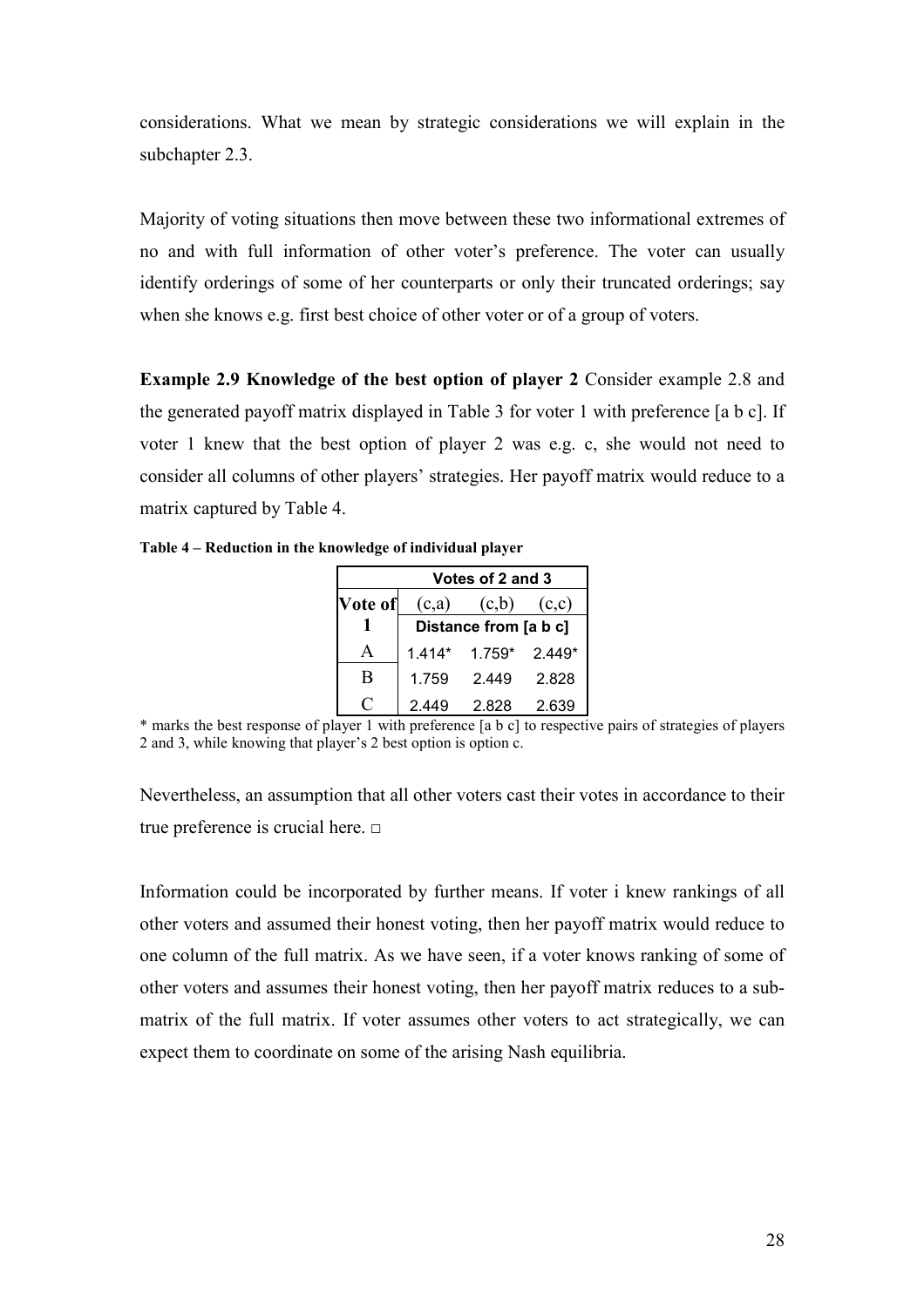considerations. What we mean by strategic considerations we will explain in the subchapter 2.3.

Majority of voting situations then move between these two informational extremes of no and with full information of other voter's preference. The voter can usually identify orderings of some of her counterparts or only their truncated orderings; say when she knows e.g. first best choice of other voter or of a group of voters.

**Example 2.9 Knowledge of the best option of player 2** Consider example 2.8 and the generated payoff matrix displayed in Table 3 for voter 1 with preference [a b c]. If voter 1 knew that the best option of player 2 was e.g. c, she would not need to consider all columns of other players' strategies. Her payoff matrix would reduce to a matrix captured by Table 4.

**Table 4 – Reduction in the knowledge of individual player**

| | Votes of 2 and 3 | | |
|---|---|---|---|
| **Vote of** | (c,a) | (c,b) | (c,c) |
| **1** | Distance from [a b c] | | |
| A | 1.414* | 1.759* | 2.449* |
| B | 1.759 | 2.449 | 2.828 |
| C | 2.449 | 2.828 | 2.639 |

\* marks the best response of player 1 with preference [a b c] to respective pairs of strategies of players 2 and 3, while knowing that player's 2 best option is option c.

Nevertheless, an assumption that all other voters cast their votes in accordance to their true preference is crucial here. □

Information could be incorporated by further means. If voter i knew rankings of all other voters and assumed their honest voting, then her payoff matrix would reduce to one column of the full matrix. As we have seen, if a voter knows ranking of some of other voters and assumes their honest voting, then her payoff matrix reduces to a sub-matrix of the full matrix. If voter assumes other voters to act strategically, we can expect them to coordinate on some of the arising Nash equilibria.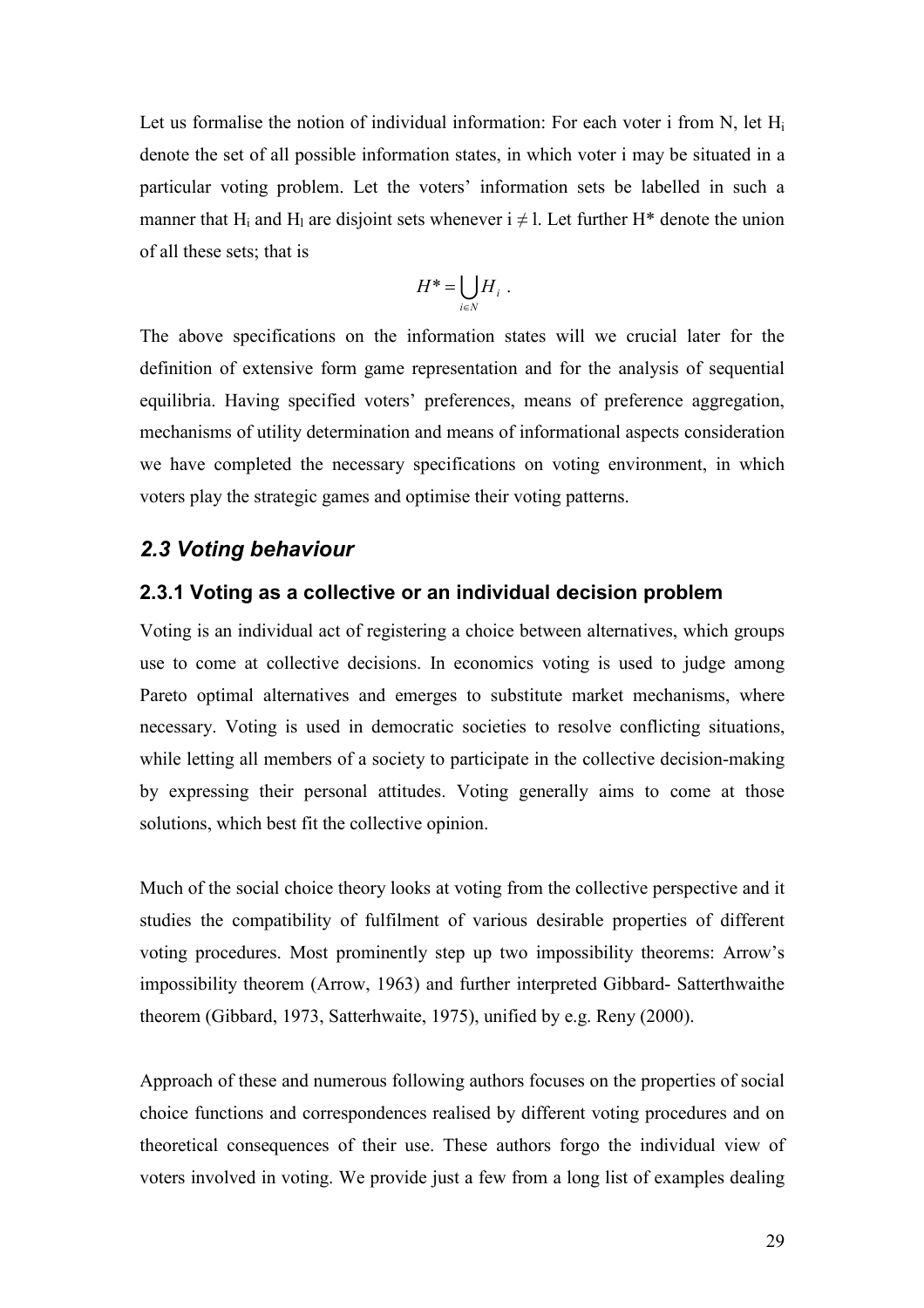Let us formalise the notion of individual information: For each voter i from N, let $H_i$ denote the set of all possible information states, in which voter i may be situated in a particular voting problem. Let the voters' information sets be labelled in such a manner that $H_i$ and $H_l$ are disjoint sets whenever $i \neq l$. Let further H* denote the union of all these sets; that is

$$H^* = \bigcup_{i \in N} H_i \ .$$

The above specifications on the information states will we crucial later for the definition of extensive form game representation and for the analysis of sequential equilibria. Having specified voters' preferences, means of preference aggregation, mechanisms of utility determination and means of informational aspects consideration we have completed the necessary specifications on voting environment, in which voters play the strategic games and optimise their voting patterns.

## *2.3 Voting behaviour*

### 2.3.1 Voting as a collective or an individual decision problem

Voting is an individual act of registering a choice between alternatives, which groups use to come at collective decisions. In economics voting is used to judge among Pareto optimal alternatives and emerges to substitute market mechanisms, where necessary. Voting is used in democratic societies to resolve conflicting situations, while letting all members of a society to participate in the collective decision-making by expressing their personal attitudes. Voting generally aims to come at those solutions, which best fit the collective opinion.

Much of the social choice theory looks at voting from the collective perspective and it studies the compatibility of fulfilment of various desirable properties of different voting procedures. Most prominently step up two impossibility theorems: Arrow's impossibility theorem (Arrow, 1963) and further interpreted Gibbard- Satterthwaithe theorem (Gibbard, 1973, Satterhwaite, 1975), unified by e.g. Reny (2000).

Approach of these and numerous following authors focuses on the properties of social choice functions and correspondences realised by different voting procedures and on theoretical consequences of their use. These authors forgo the individual view of voters involved in voting. We provide just a few from a long list of examples dealing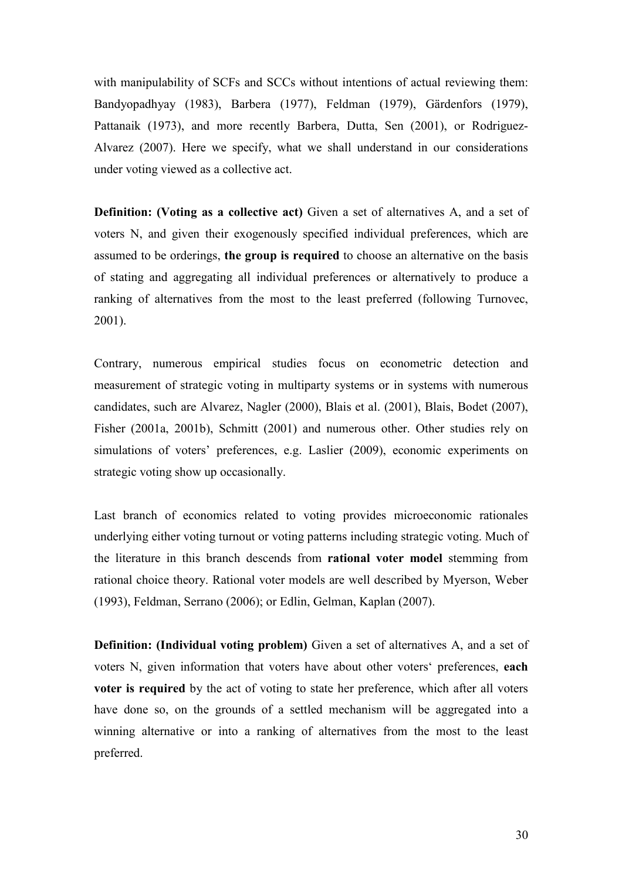with manipulability of SCFs and SCCs without intentions of actual reviewing them: Bandyopadhyay (1983), Barbera (1977), Feldman (1979), Gärdenfors (1979), Pattanaik (1973), and more recently Barbera, Dutta, Sen (2001), or Rodriguez-Alvarez (2007). Here we specify, what we shall understand in our considerations under voting viewed as a collective act.

**Definition: (Voting as a collective act)** Given a set of alternatives A, and a set of voters N, and given their exogenously specified individual preferences, which are assumed to be orderings, **the group is required** to choose an alternative on the basis of stating and aggregating all individual preferences or alternatively to produce a ranking of alternatives from the most to the least preferred (following Turnovec, 2001).

Contrary, numerous empirical studies focus on econometric detection and measurement of strategic voting in multiparty systems or in systems with numerous candidates, such are Alvarez, Nagler (2000), Blais et al. (2001), Blais, Bodet (2007), Fisher (2001a, 2001b), Schmitt (2001) and numerous other. Other studies rely on simulations of voters' preferences, e.g. Laslier (2009), economic experiments on strategic voting show up occasionally.

Last branch of economics related to voting provides microeconomic rationales underlying either voting turnout or voting patterns including strategic voting. Much of the literature in this branch descends from **rational voter model** stemming from rational choice theory. Rational voter models are well described by Myerson, Weber (1993), Feldman, Serrano (2006); or Edlin, Gelman, Kaplan (2007).

**Definition: (Individual voting problem)** Given a set of alternatives A, and a set of voters N, given information that voters have about other voters' preferences, **each voter is required** by the act of voting to state her preference, which after all voters have done so, on the grounds of a settled mechanism will be aggregated into a winning alternative or into a ranking of alternatives from the most to the least preferred.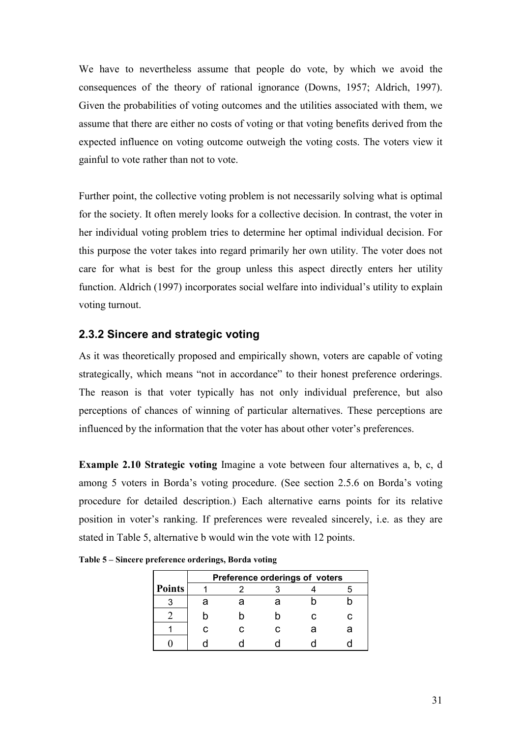We have to nevertheless assume that people do vote, by which we avoid the consequences of the theory of rational ignorance (Downs, 1957; Aldrich, 1997). Given the probabilities of voting outcomes and the utilities associated with them, we assume that there are either no costs of voting or that voting benefits derived from the expected influence on voting outcome outweigh the voting costs. The voters view it gainful to vote rather than not to vote.

Further point, the collective voting problem is not necessarily solving what is optimal for the society. It often merely looks for a collective decision. In contrast, the voter in her individual voting problem tries to determine her optimal individual decision. For this purpose the voter takes into regard primarily her own utility. The voter does not care for what is best for the group unless this aspect directly enters her utility function. Aldrich (1997) incorporates social welfare into individual's utility to explain voting turnout.

### 2.3.2 Sincere and strategic voting

As it was theoretically proposed and empirically shown, voters are capable of voting strategically, which means "not in accordance" to their honest preference orderings. The reason is that voter typically has not only individual preference, but also perceptions of chances of winning of particular alternatives. These perceptions are influenced by the information that the voter has about other voter's preferences.

**Example 2.10 Strategic voting** Imagine a vote between four alternatives a, b, c, d among 5 voters in Borda's voting procedure. (See section 2.5.6 on Borda's voting procedure for detailed description.) Each alternative earns points for its relative position in voter's ranking. If preferences were revealed sincerely, i.e. as they are stated in Table 5, alternative b would win the vote with 12 points.

**Table 5 – Sincere preference orderings, Borda voting**

| | Preference orderings of voters | | | | |
|---|---|---|---|---|---|
| **Points** | 1 | 2 | 3 | 4 | 5 |
| 3 | a | a | a | b | b |
| 2 | b | b | b | c | c |
| 1 | c | c | c | a | a |
| 0 | d | d | d | d | d |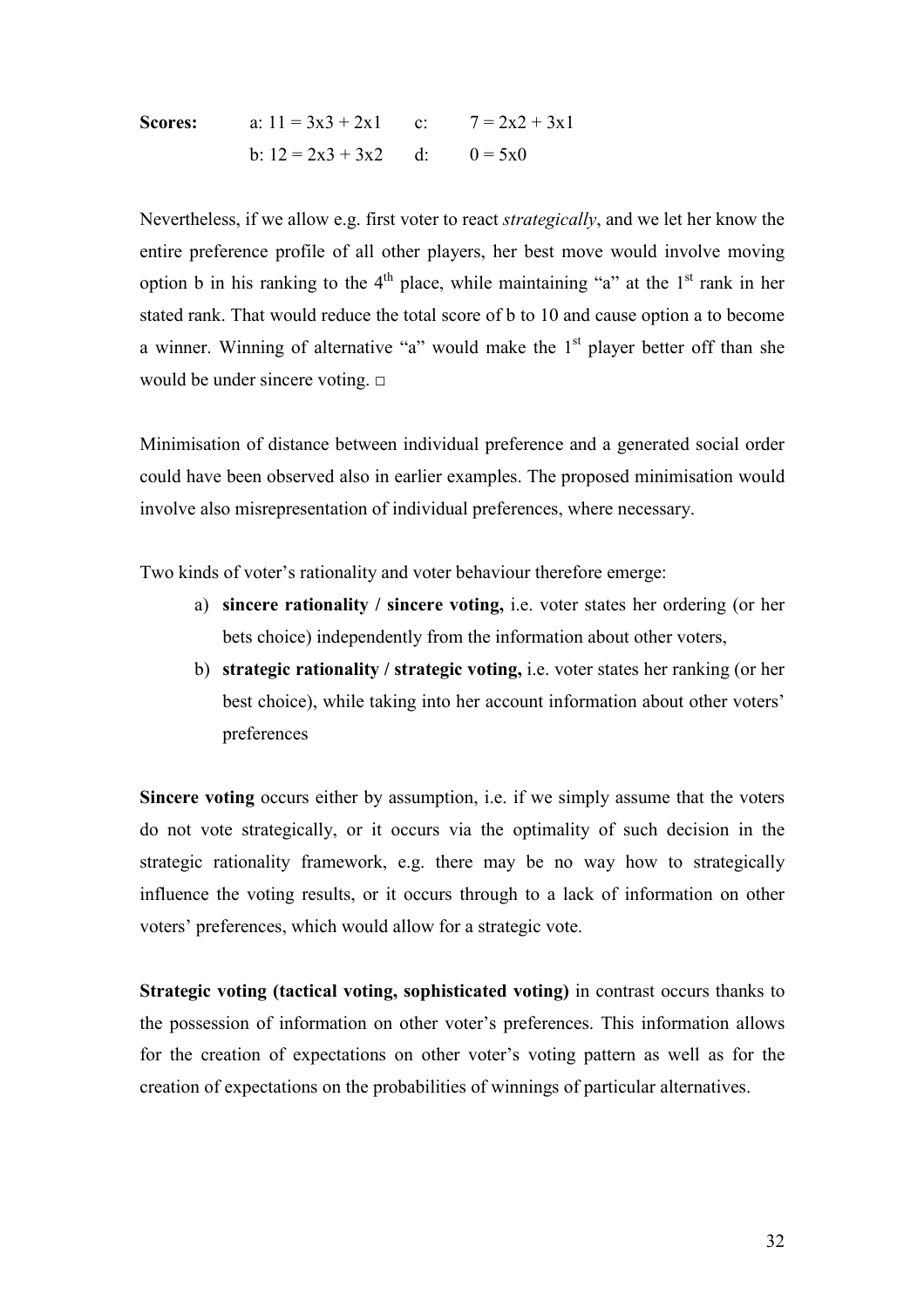**Scores:** a: $11 = 3x3 + 2x1$ c: $7 = 2x2 + 3x1$

b: $12 = 2x3 + 3x2$ d: $0 = 5x0$

Nevertheless, if we allow e.g. first voter to react *strategically*, and we let her know the entire preference profile of all other players, her best move would involve moving option b in his ranking to the 4th place, while maintaining "a" at the 1st rank in her stated rank. That would reduce the total score of b to 10 and cause option a to become a winner. Winning of alternative "a" would make the 1st player better off than she would be under sincere voting. □

Minimisation of distance between individual preference and a generated social order could have been observed also in earlier examples. The proposed minimisation would involve also misrepresentation of individual preferences, where necessary.

Two kinds of voter's rationality and voter behaviour therefore emerge:

a) **sincere rationality / sincere voting,** i.e. voter states her ordering (or her bets choice) independently from the information about other voters,

b) **strategic rationality / strategic voting,** i.e. voter states her ranking (or her best choice), while taking into her account information about other voters' preferences

**Sincere voting** occurs either by assumption, i.e. if we simply assume that the voters do not vote strategically, or it occurs via the optimality of such decision in the strategic rationality framework, e.g. there may be no way how to strategically influence the voting results, or it occurs through to a lack of information on other voters' preferences, which would allow for a strategic vote.

**Strategic voting (tactical voting, sophisticated voting)** in contrast occurs thanks to the possession of information on other voter's preferences. This information allows for the creation of expectations on other voter's voting pattern as well as for the creation of expectations on the probabilities of winnings of particular alternatives.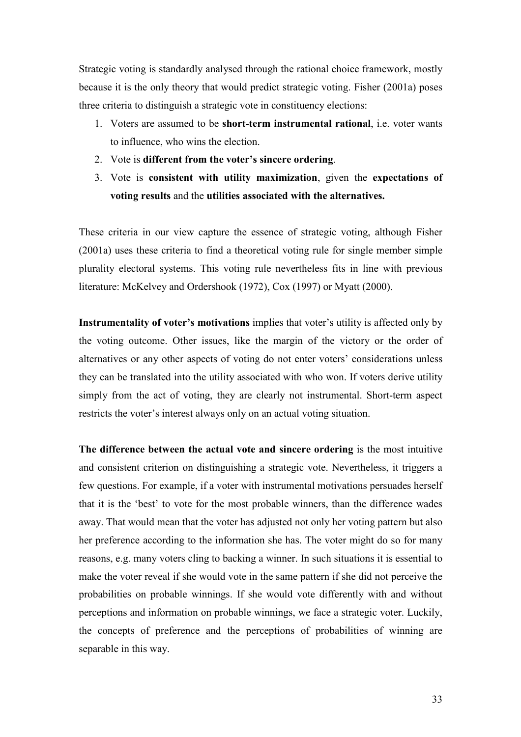Strategic voting is standardly analysed through the rational choice framework, mostly because it is the only theory that would predict strategic voting. Fisher (2001a) poses three criteria to distinguish a strategic vote in constituency elections:

1. Voters are assumed to be **short-term instrumental rational**, i.e. voter wants to influence, who wins the election.
2. Vote is **different from the voter's sincere ordering**.
3. Vote is **consistent with utility maximization**, given the **expectations of voting results** and the **utilities associated with the alternatives.**

These criteria in our view capture the essence of strategic voting, although Fisher (2001a) uses these criteria to find a theoretical voting rule for single member simple plurality electoral systems. This voting rule nevertheless fits in line with previous literature: McKelvey and Ordershook (1972), Cox (1997) or Myatt (2000).

**Instrumentality of voter's motivations** implies that voter's utility is affected only by the voting outcome. Other issues, like the margin of the victory or the order of alternatives or any other aspects of voting do not enter voters' considerations unless they can be translated into the utility associated with who won. If voters derive utility simply from the act of voting, they are clearly not instrumental. Short-term aspect restricts the voter's interest always only on an actual voting situation.

**The difference between the actual vote and sincere ordering** is the most intuitive and consistent criterion on distinguishing a strategic vote. Nevertheless, it triggers a few questions. For example, if a voter with instrumental motivations persuades herself that it is the 'best' to vote for the most probable winners, than the difference wades away. That would mean that the voter has adjusted not only her voting pattern but also her preference according to the information she has. The voter might do so for many reasons, e.g. many voters cling to backing a winner. In such situations it is essential to make the voter reveal if she would vote in the same pattern if she did not perceive the probabilities on probable winnings. If she would vote differently with and without perceptions and information on probable winnings, we face a strategic voter. Luckily, the concepts of preference and the perceptions of probabilities of winning are separable in this way.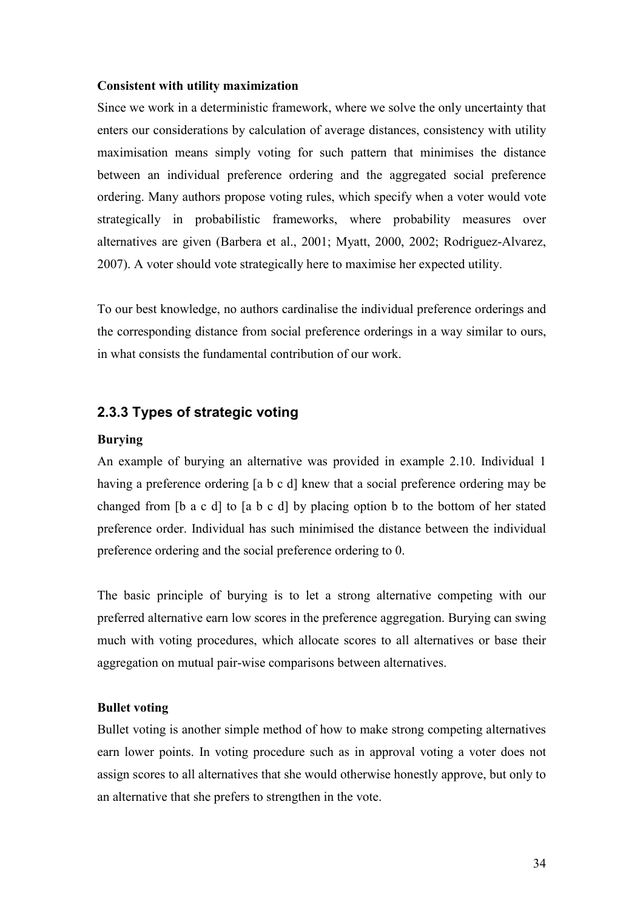**Consistent with utility maximization**

Since we work in a deterministic framework, where we solve the only uncertainty that enters our considerations by calculation of average distances, consistency with utility maximisation means simply voting for such pattern that minimises the distance between an individual preference ordering and the aggregated social preference ordering. Many authors propose voting rules, which specify when a voter would vote strategically in probabilistic frameworks, where probability measures over alternatives are given (Barbera et al., 2001; Myatt, 2000, 2002; Rodriguez-Alvarez, 2007). A voter should vote strategically here to maximise her expected utility.

To our best knowledge, no authors cardinalise the individual preference orderings and the corresponding distance from social preference orderings in a way similar to ours, in what consists the fundamental contribution of our work.

### 2.3.3 Types of strategic voting

**Burying**

An example of burying an alternative was provided in example 2.10. Individual 1 having a preference ordering [a b c d] knew that a social preference ordering may be changed from [b a c d] to [a b c d] by placing option b to the bottom of her stated preference order. Individual has such minimised the distance between the individual preference ordering and the social preference ordering to 0.

The basic principle of burying is to let a strong alternative competing with our preferred alternative earn low scores in the preference aggregation. Burying can swing much with voting procedures, which allocate scores to all alternatives or base their aggregation on mutual pair-wise comparisons between alternatives.

**Bullet voting**

Bullet voting is another simple method of how to make strong competing alternatives earn lower points. In voting procedure such as in approval voting a voter does not assign scores to all alternatives that she would otherwise honestly approve, but only to an alternative that she prefers to strengthen in the vote.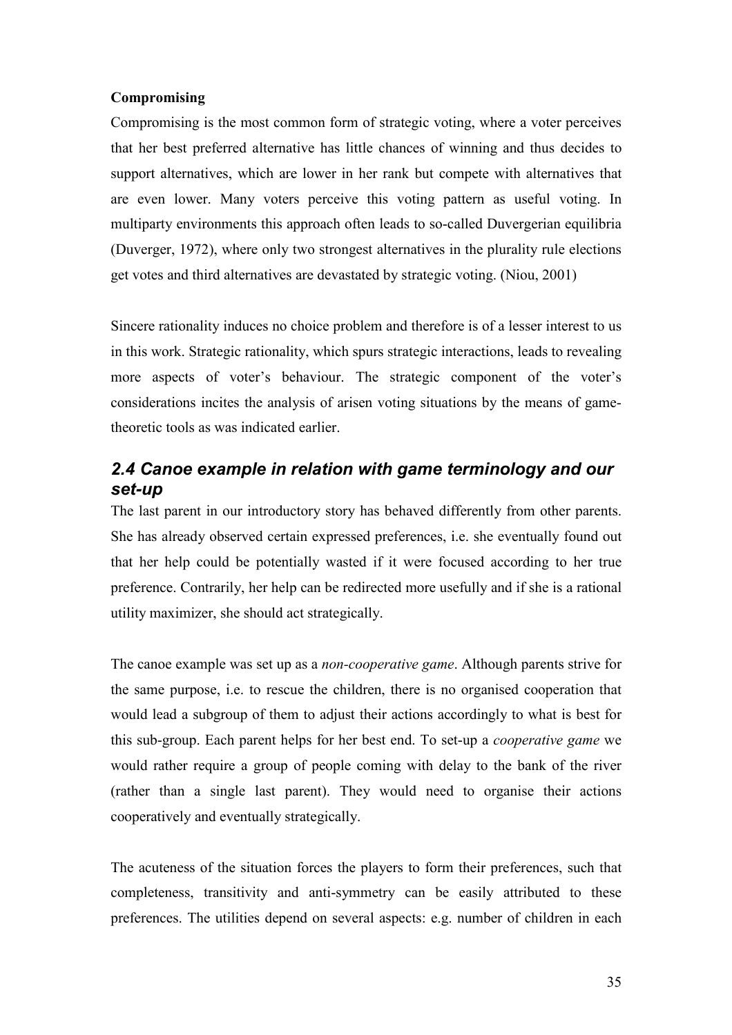**Compromising**

Compromising is the most common form of strategic voting, where a voter perceives that her best preferred alternative has little chances of winning and thus decides to support alternatives, which are lower in her rank but compete with alternatives that are even lower. Many voters perceive this voting pattern as useful voting. In multiparty environments this approach often leads to so-called Duvergerian equilibria (Duverger, 1972), where only two strongest alternatives in the plurality rule elections get votes and third alternatives are devastated by strategic voting. (Niou, 2001)

Sincere rationality induces no choice problem and therefore is of a lesser interest to us in this work. Strategic rationality, which spurs strategic interactions, leads to revealing more aspects of voter's behaviour. The strategic component of the voter's considerations incites the analysis of arisen voting situations by the means of game-theoretic tools as was indicated earlier.

## *2.4 Canoe example in relation with game terminology and our set-up*

The last parent in our introductory story has behaved differently from other parents. She has already observed certain expressed preferences, i.e. she eventually found out that her help could be potentially wasted if it were focused according to her true preference. Contrarily, her help can be redirected more usefully and if she is a rational utility maximizer, she should act strategically.

The canoe example was set up as a *non-cooperative game*. Although parents strive for the same purpose, i.e. to rescue the children, there is no organised cooperation that would lead a subgroup of them to adjust their actions accordingly to what is best for this sub-group. Each parent helps for her best end. To set-up a *cooperative game* we would rather require a group of people coming with delay to the bank of the river (rather than a single last parent). They would need to organise their actions cooperatively and eventually strategically.

The acuteness of the situation forces the players to form their preferences, such that completeness, transitivity and anti-symmetry can be easily attributed to these preferences. The utilities depend on several aspects: e.g. number of children in each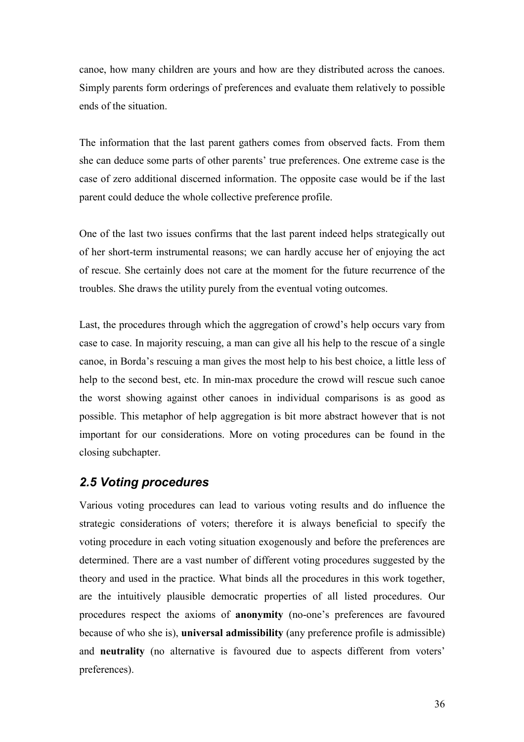canoe, how many children are yours and how are they distributed across the canoes. Simply parents form orderings of preferences and evaluate them relatively to possible ends of the situation.

The information that the last parent gathers comes from observed facts. From them she can deduce some parts of other parents' true preferences. One extreme case is the case of zero additional discerned information. The opposite case would be if the last parent could deduce the whole collective preference profile.

One of the last two issues confirms that the last parent indeed helps strategically out of her short-term instrumental reasons; we can hardly accuse her of enjoying the act of rescue. She certainly does not care at the moment for the future recurrence of the troubles. She draws the utility purely from the eventual voting outcomes.

Last, the procedures through which the aggregation of crowd's help occurs vary from case to case. In majority rescuing, a man can give all his help to the rescue of a single canoe, in Borda's rescuing a man gives the most help to his best choice, a little less of help to the second best, etc. In min-max procedure the crowd will rescue such canoe the worst showing against other canoes in individual comparisons is as good as possible. This metaphor of help aggregation is bit more abstract however that is not important for our considerations. More on voting procedures can be found in the closing subchapter.

## 2.5 Voting procedures

Various voting procedures can lead to various voting results and do influence the strategic considerations of voters; therefore it is always beneficial to specify the voting procedure in each voting situation exogenously and before the preferences are determined. There are a vast number of different voting procedures suggested by the theory and used in the practice. What binds all the procedures in this work together, are the intuitively plausible democratic properties of all listed procedures. Our procedures respect the axioms of **anonymity** (no-one's preferences are favoured because of who she is), **universal admissibility** (any preference profile is admissible) and **neutrality** (no alternative is favoured due to aspects different from voters' preferences).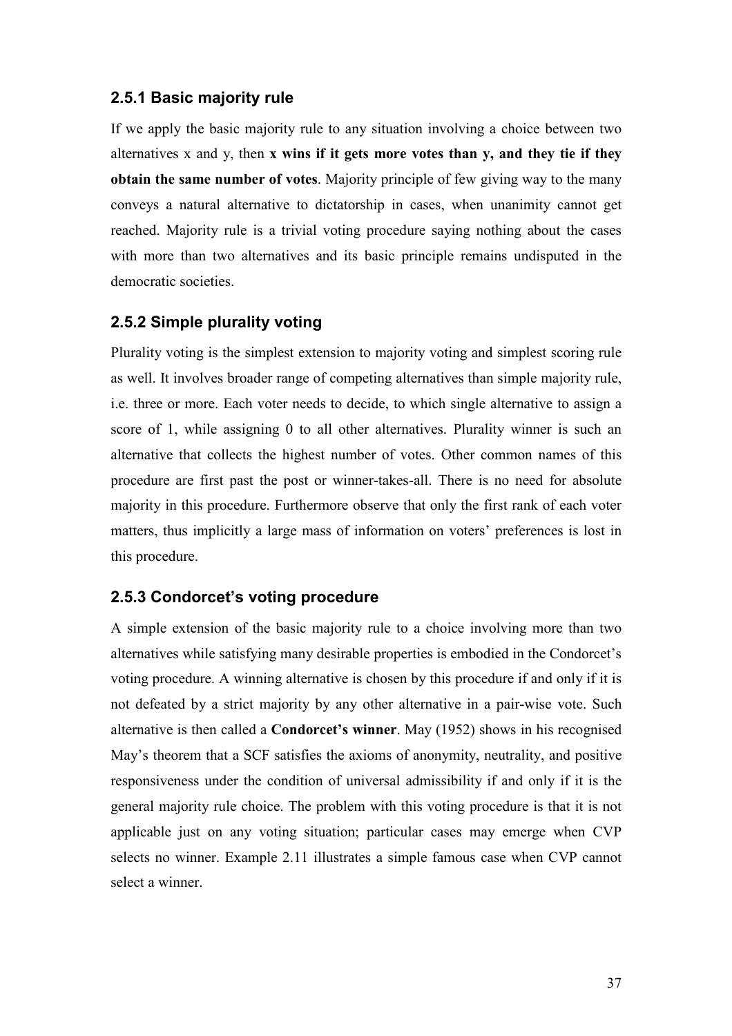### 2.5.1 Basic majority rule

If we apply the basic majority rule to any situation involving a choice between two alternatives x and y, then **x wins if it gets more votes than y, and they tie if they obtain the same number of votes**. Majority principle of few giving way to the many conveys a natural alternative to dictatorship in cases, when unanimity cannot get reached. Majority rule is a trivial voting procedure saying nothing about the cases with more than two alternatives and its basic principle remains undisputed in the democratic societies.

### 2.5.2 Simple plurality voting

Plurality voting is the simplest extension to majority voting and simplest scoring rule as well. It involves broader range of competing alternatives than simple majority rule, i.e. three or more. Each voter needs to decide, to which single alternative to assign a score of 1, while assigning 0 to all other alternatives. Plurality winner is such an alternative that collects the highest number of votes. Other common names of this procedure are first past the post or winner-takes-all. There is no need for absolute majority in this procedure. Furthermore observe that only the first rank of each voter matters, thus implicitly a large mass of information on voters' preferences is lost in this procedure.

### 2.5.3 Condorcet's voting procedure

A simple extension of the basic majority rule to a choice involving more than two alternatives while satisfying many desirable properties is embodied in the Condorcet's voting procedure. A winning alternative is chosen by this procedure if and only if it is not defeated by a strict majority by any other alternative in a pair-wise vote. Such alternative is then called a **Condorcet's winner**. May (1952) shows in his recognised May's theorem that a SCF satisfies the axioms of anonymity, neutrality, and positive responsiveness under the condition of universal admissibility if and only if it is the general majority rule choice. The problem with this voting procedure is that it is not applicable just on any voting situation; particular cases may emerge when CVP selects no winner. Example 2.11 illustrates a simple famous case when CVP cannot select a winner.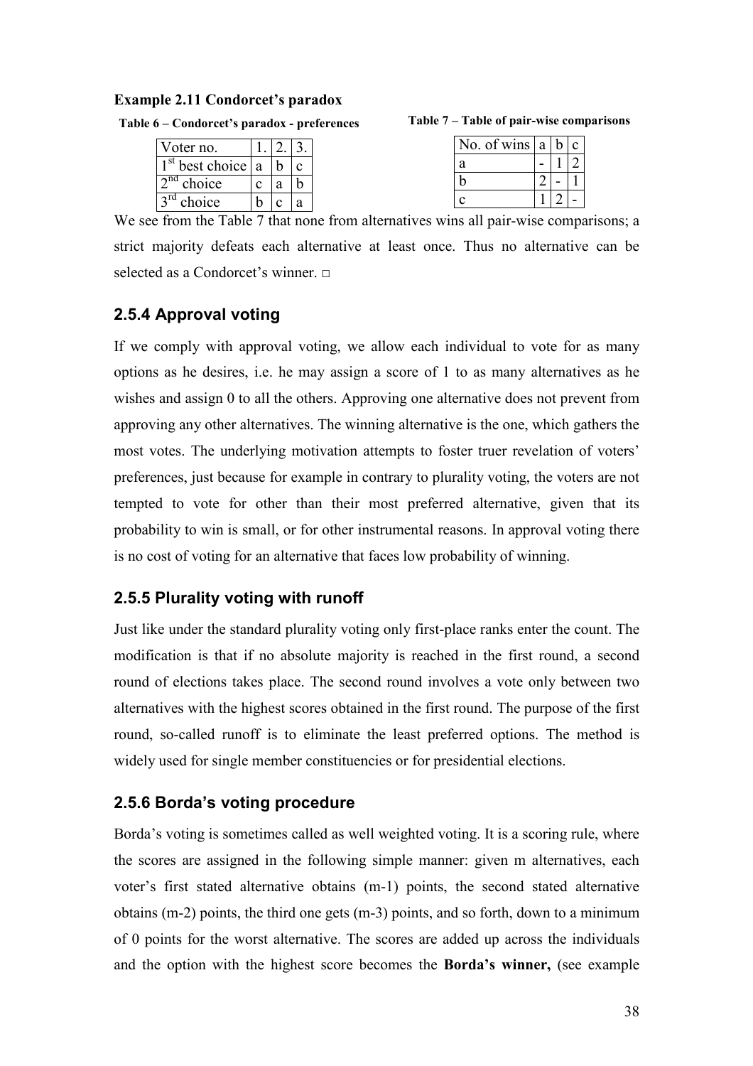**Example 2.11 Condorcet's paradox**

**Table 6 – Condorcet's paradox - preferences**

| Voter no. | 1. | 2. | 3. |
|---|---|---|---|
| 1st best choice | a | b | c |
| 2nd choice | c | a | b |
| 3rd choice | b | c | a |

**Table 7 – Table of pair-wise comparisons**

| No. of wins | a | b | c |
|---|---|---|---|
| a | - | 1 | 2 |
| b | 2 | - | 1 |
| c | 1 | 2 | - |

We see from the Table 7 that none from alternatives wins all pair-wise comparisons; a strict majority defeats each alternative at least once. Thus no alternative can be selected as a Condorcet's winner. □

### 2.5.4 Approval voting

If we comply with approval voting, we allow each individual to vote for as many options as he desires, i.e. he may assign a score of 1 to as many alternatives as he wishes and assign 0 to all the others. Approving one alternative does not prevent from approving any other alternatives. The winning alternative is the one, which gathers the most votes. The underlying motivation attempts to foster truer revelation of voters' preferences, just because for example in contrary to plurality voting, the voters are not tempted to vote for other than their most preferred alternative, given that its probability to win is small, or for other instrumental reasons. In approval voting there is no cost of voting for an alternative that faces low probability of winning.

### 2.5.5 Plurality voting with runoff

Just like under the standard plurality voting only first-place ranks enter the count. The modification is that if no absolute majority is reached in the first round, a second round of elections takes place. The second round involves a vote only between two alternatives with the highest scores obtained in the first round. The purpose of the first round, so-called runoff is to eliminate the least preferred options. The method is widely used for single member constituencies or for presidential elections.

### 2.5.6 Borda's voting procedure

Borda's voting is sometimes called as well weighted voting. It is a scoring rule, where the scores are assigned in the following simple manner: given m alternatives, each voter's first stated alternative obtains (m-1) points, the second stated alternative obtains (m-2) points, the third one gets (m-3) points, and so forth, down to a minimum of 0 points for the worst alternative. The scores are added up across the individuals and the option with the highest score becomes the **Borda's winner,** (see example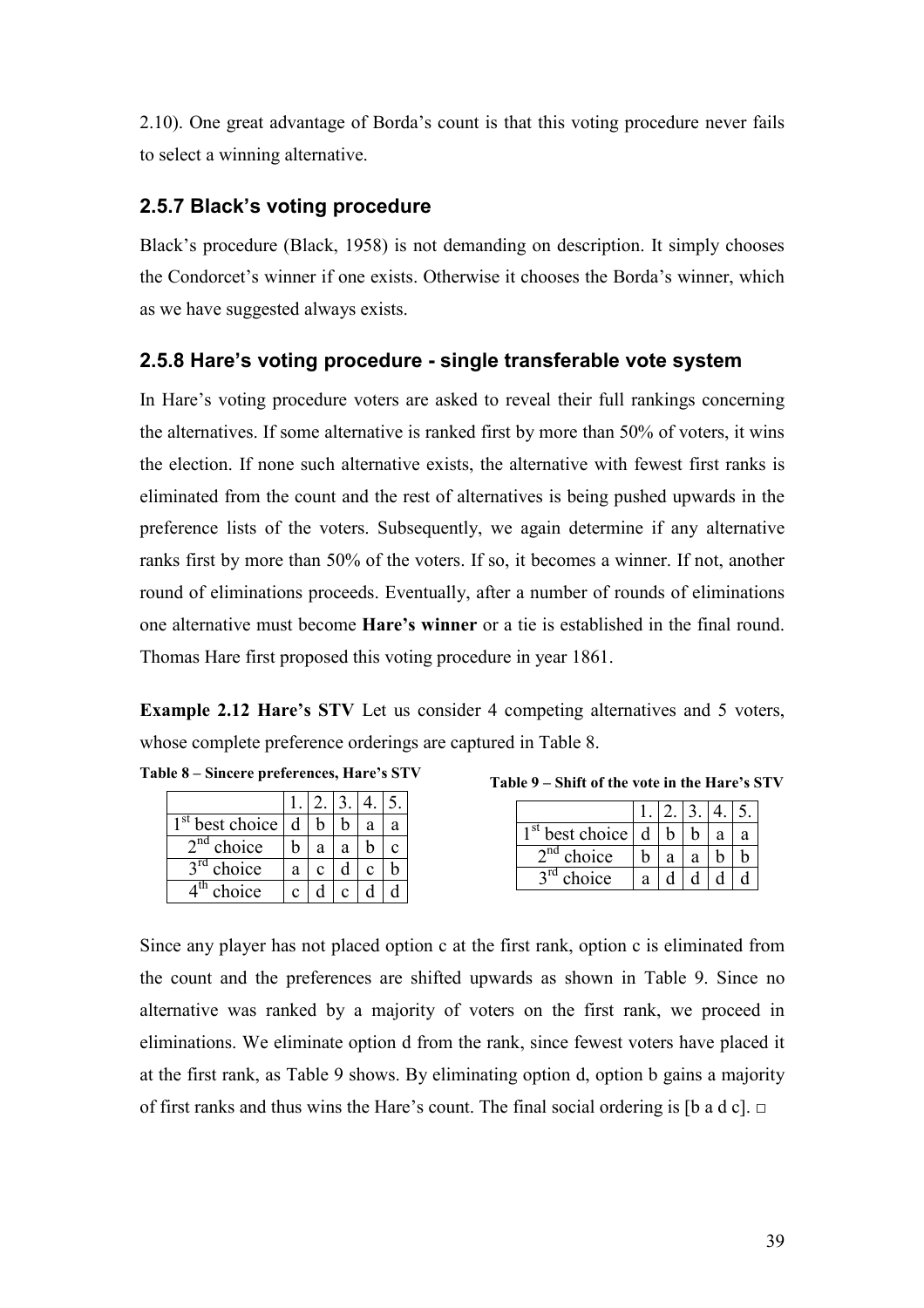2.10). One great advantage of Borda's count is that this voting procedure never fails to select a winning alternative.

### 2.5.7 Black's voting procedure

Black's procedure (Black, 1958) is not demanding on description. It simply chooses the Condorcet's winner if one exists. Otherwise it chooses the Borda's winner, which as we have suggested always exists.

### 2.5.8 Hare's voting procedure - single transferable vote system

In Hare's voting procedure voters are asked to reveal their full rankings concerning the alternatives. If some alternative is ranked first by more than 50% of voters, it wins the election. If none such alternative exists, the alternative with fewest first ranks is eliminated from the count and the rest of alternatives is being pushed upwards in the preference lists of the voters. Subsequently, we again determine if any alternative ranks first by more than 50% of the voters. If so, it becomes a winner. If not, another round of eliminations proceeds. Eventually, after a number of rounds of eliminations one alternative must become **Hare's winner** or a tie is established in the final round. Thomas Hare first proposed this voting procedure in year 1861.

**Example 2.12 Hare's STV** Let us consider 4 competing alternatives and 5 voters, whose complete preference orderings are captured in Table 8.

**Table 8 – Sincere preferences, Hare's STV**

| | 1. | 2. | 3. | 4. | 5. |
|---|---|---|---|---|---|
| 1st best choice | d | b | b | a | a |
| 2nd choice | b | a | a | b | c |
| 3rd choice | a | c | d | c | b |
| 4th choice | c | d | c | d | d |

**Table 9 – Shift of the vote in the Hare's STV**

| | 1. | 2. | 3. | 4. | 5. |
|---|---|---|---|---|---|
| 1st best choice | d | b | b | a | a |
| 2nd choice | b | a | a | b | b |
| 3rd choice | a | d | d | d | d |

Since any player has not placed option c at the first rank, option c is eliminated from the count and the preferences are shifted upwards as shown in Table 9. Since no alternative was ranked by a majority of voters on the first rank, we proceed in eliminations. We eliminate option d from the rank, since fewest voters have placed it at the first rank, as Table 9 shows. By eliminating option d, option b gains a majority of first ranks and thus wins the Hare's count. The final social ordering is [b a d c]. □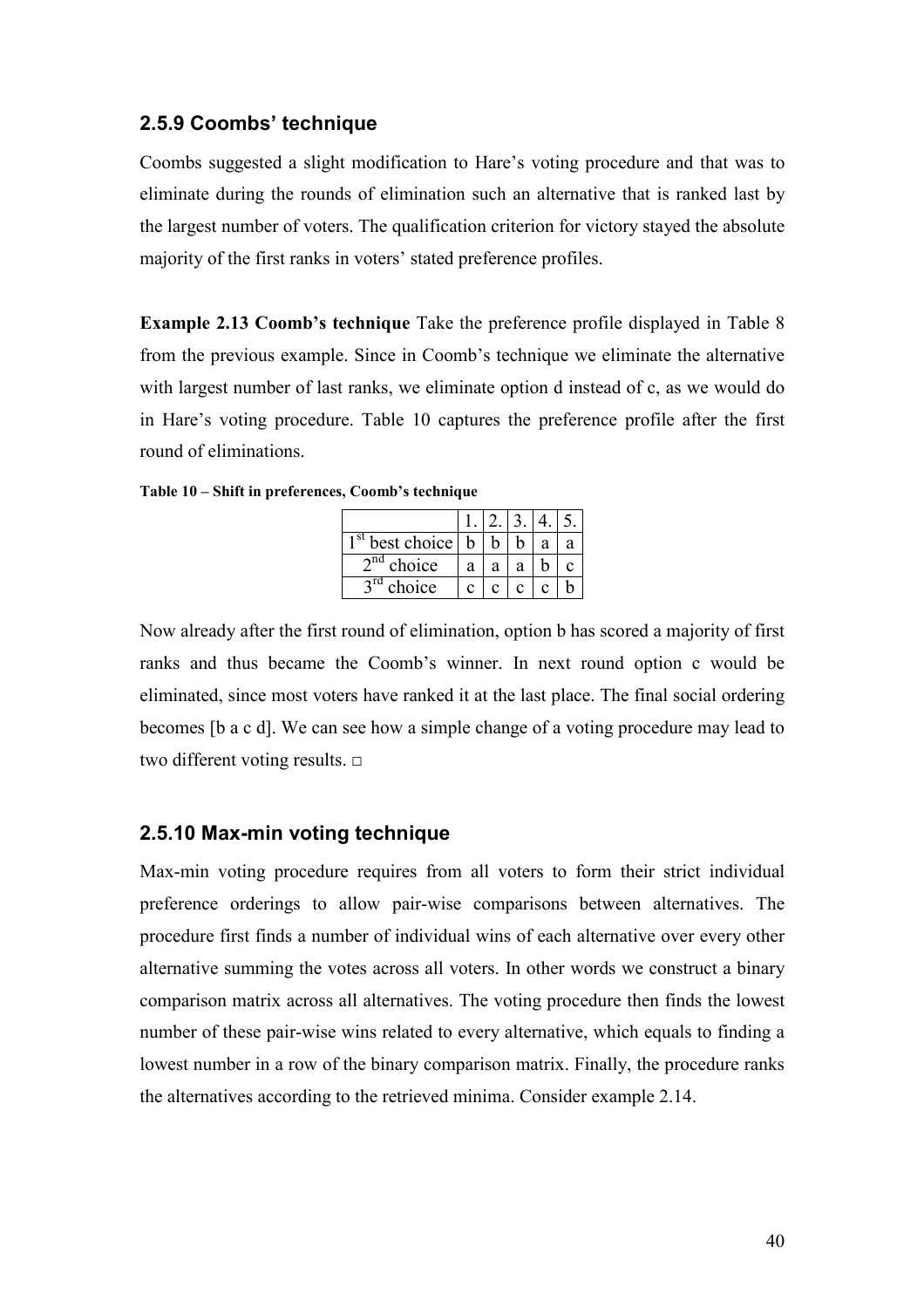### 2.5.9 Coombs' technique

Coombs suggested a slight modification to Hare's voting procedure and that was to eliminate during the rounds of elimination such an alternative that is ranked last by the largest number of voters. The qualification criterion for victory stayed the absolute majority of the first ranks in voters' stated preference profiles.

**Example 2.13 Coomb's technique** Take the preference profile displayed in Table 8 from the previous example. Since in Coomb's technique we eliminate the alternative with largest number of last ranks, we eliminate option d instead of c, as we would do in Hare's voting procedure. Table 10 captures the preference profile after the first round of eliminations.

**Table 10 – Shift in preferences, Coomb's technique**

| | 1. | 2. | 3. | 4. | 5. |
|---|---|---|---|---|---|
| 1st best choice | b | b | b | a | a |
| 2nd choice | a | a | a | b | c |
| 3rd choice | c | c | c | c | b |

Now already after the first round of elimination, option b has scored a majority of first ranks and thus became the Coomb's winner. In next round option c would be eliminated, since most voters have ranked it at the last place. The final social ordering becomes [b a c d]. We can see how a simple change of a voting procedure may lead to two different voting results. □

### 2.5.10 Max-min voting technique

Max-min voting procedure requires from all voters to form their strict individual preference orderings to allow pair-wise comparisons between alternatives. The procedure first finds a number of individual wins of each alternative over every other alternative summing the votes across all voters. In other words we construct a binary comparison matrix across all alternatives. The voting procedure then finds the lowest number of these pair-wise wins related to every alternative, which equals to finding a lowest number in a row of the binary comparison matrix. Finally, the procedure ranks the alternatives according to the retrieved minima. Consider example 2.14.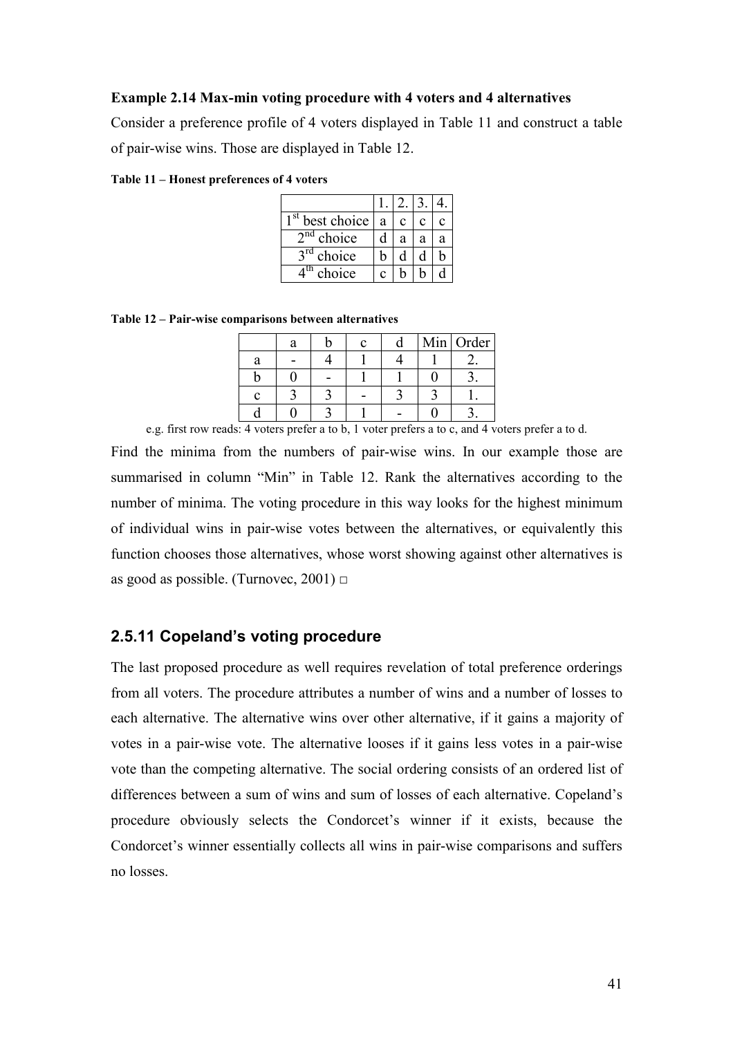**Example 2.14 Max-min voting procedure with 4 voters and 4 alternatives**

Consider a preference profile of 4 voters displayed in Table 11 and construct a table of pair-wise wins. Those are displayed in Table 12.

**Table 11 – Honest preferences of 4 voters**

| | 1. | 2. | 3. | 4. |
|---|---|---|---|---|
| 1st best choice | a | c | c | c |
| 2nd choice | d | a | a | a |
| 3rd choice | b | d | d | b |
| 4th choice | c | b | b | d |

**Table 12 – Pair-wise comparisons between alternatives**

| | a | b | c | d | Min | Order |
|---|---|---|---|---|---|---|
| a | - | 4 | 1 | 4 | 1 | 2. |
| b | 0 | - | 1 | 1 | 0 | 3. |
| c | 3 | 3 | - | 3 | 3 | 1. |
| d | 0 | 3 | 1 | - | 0 | 3. |

e.g. first row reads: 4 voters prefer a to b, 1 voter prefers a to c, and 4 voters prefer a to d.

Find the minima from the numbers of pair-wise wins. In our example those are summarised in column "Min" in Table 12. Rank the alternatives according to the number of minima. The voting procedure in this way looks for the highest minimum of individual wins in pair-wise votes between the alternatives, or equivalently this function chooses those alternatives, whose worst showing against other alternatives is as good as possible. (Turnovec, 2001) □

### 2.5.11 Copeland's voting procedure

The last proposed procedure as well requires revelation of total preference orderings from all voters. The procedure attributes a number of wins and a number of losses to each alternative. The alternative wins over other alternative, if it gains a majority of votes in a pair-wise vote. The alternative looses if it gains less votes in a pair-wise vote than the competing alternative. The social ordering consists of an ordered list of differences between a sum of wins and sum of losses of each alternative. Copeland's procedure obviously selects the Condorcet's winner if it exists, because the Condorcet's winner essentially collects all wins in pair-wise comparisons and suffers no losses.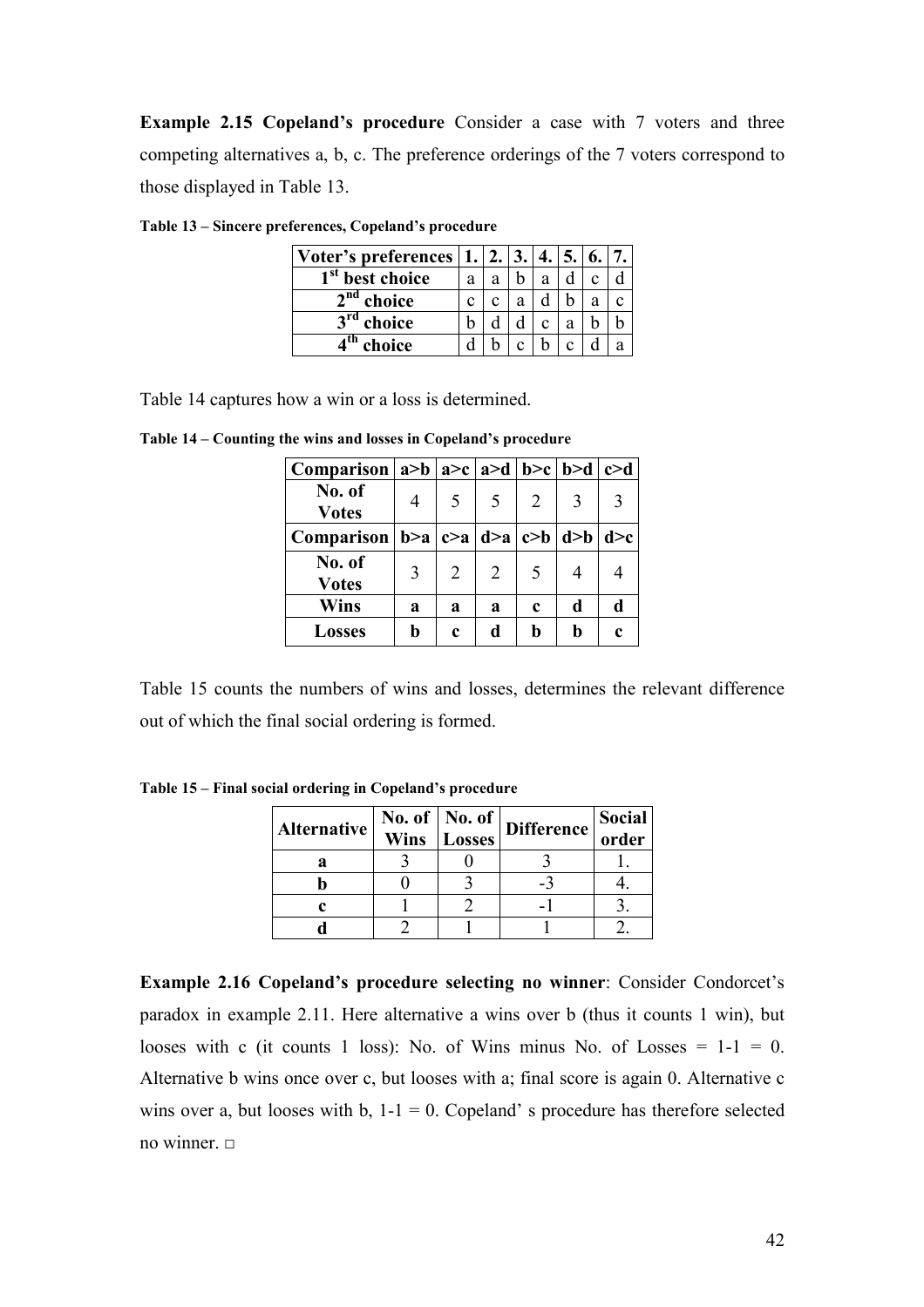**Example 2.15 Copeland's procedure** Consider a case with 7 voters and three competing alternatives a, b, c. The preference orderings of the 7 voters correspond to those displayed in Table 13.

**Table 13 – Sincere preferences, Copeland's procedure**

| Voter's preferences | 1. | 2. | 3. | 4. | 5. | 6. | 7. |
|---|---|---|---|---|---|---|---|
| 1st best choice | a | a | b | a | d | c | d |
| 2nd choice | c | c | a | d | b | a | c |
| 3rd choice | b | d | d | c | a | b | b |
| 4th choice | d | b | c | b | c | d | a |

Table 14 captures how a win or a loss is determined.

**Table 14 – Counting the wins and losses in Copeland's procedure**

| Comparison | a>b | a>c | a>d | b>c | b>d | c>d |
|---|---|---|---|---|---|---|
| No. of Votes | 4 | 5 | 5 | 2 | 3 | 3 |
| **Comparison** | **b>a** | **c>a** | **d>a** | **c>b** | **d>b** | **d>c** |
| No. of Votes | 3 | 2 | 2 | 5 | 4 | 4 |
| **Wins** | **a** | **a** | **a** | **c** | **d** | **d** |
| **Losses** | **b** | **c** | **d** | **b** | **b** | **c** |

Table 15 counts the numbers of wins and losses, determines the relevant difference out of which the final social ordering is formed.

**Table 15 – Final social ordering in Copeland's procedure**

| Alternative | No. of Wins | No. of Losses | Difference | Social order |
|---|---|---|---|---|
| **a** | 3 | 0 | 3 | 1. |
| **b** | 0 | 3 | -3 | 4. |
| **c** | 1 | 2 | -1 | 3. |
| **d** | 2 | 1 | 1 | 2. |

**Example 2.16 Copeland's procedure selecting no winner**: Consider Condorcet's paradox in example 2.11. Here alternative a wins over b (thus it counts 1 win), but looses with c (it counts 1 loss): No. of Wins minus No. of Losses = 1-1 = 0. Alternative b wins once over c, but looses with a; final score is again 0. Alternative c wins over a, but looses with b, 1-1 = 0. Copeland' s procedure has therefore selected no winner. □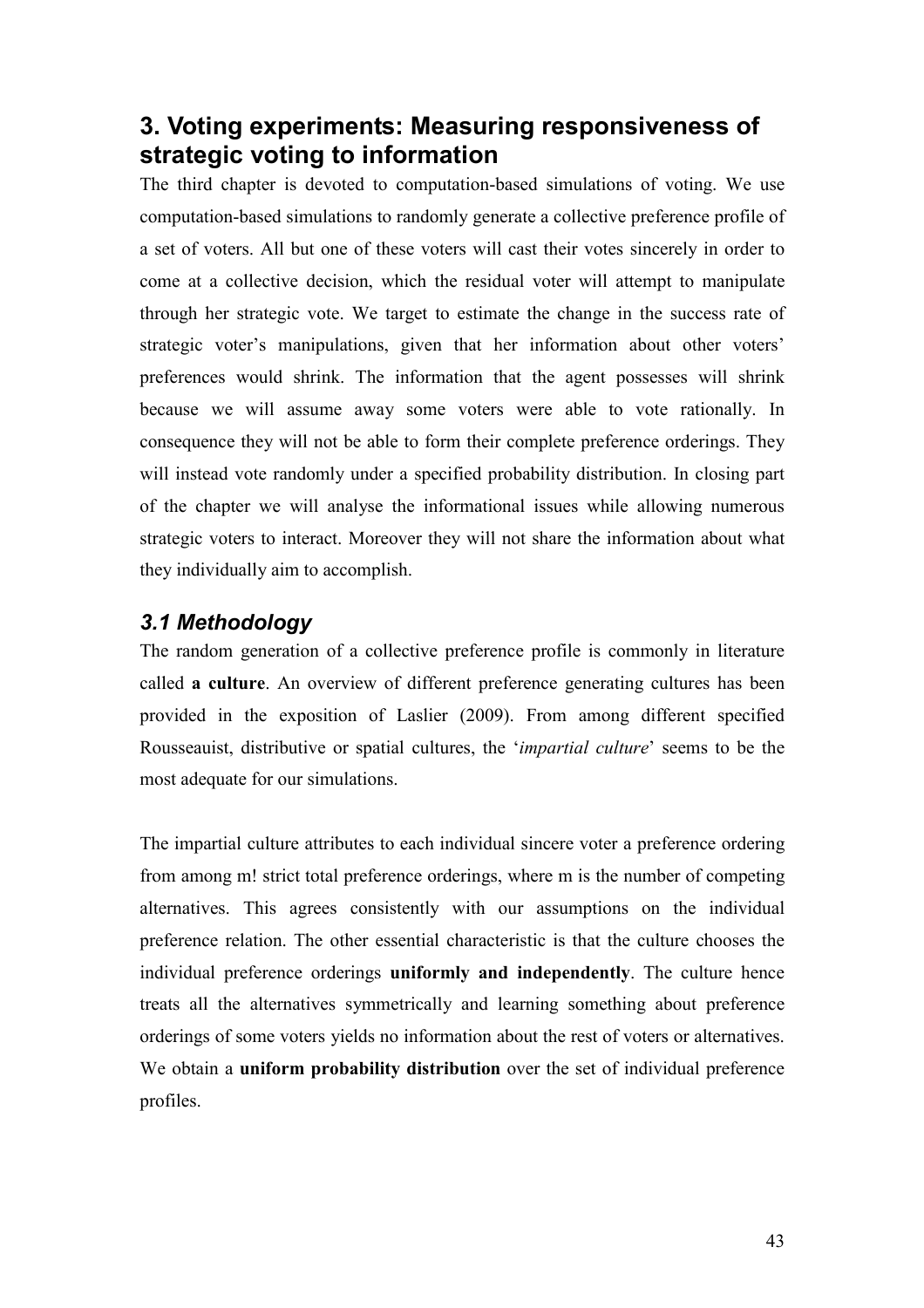# 3. Voting experiments: Measuring responsiveness of strategic voting to information

The third chapter is devoted to computation-based simulations of voting. We use computation-based simulations to randomly generate a collective preference profile of a set of voters. All but one of these voters will cast their votes sincerely in order to come at a collective decision, which the residual voter will attempt to manipulate through her strategic vote. We target to estimate the change in the success rate of strategic voter's manipulations, given that her information about other voters' preferences would shrink. The information that the agent possesses will shrink because we will assume away some voters were able to vote rationally. In consequence they will not be able to form their complete preference orderings. They will instead vote randomly under a specified probability distribution. In closing part of the chapter we will analyse the informational issues while allowing numerous strategic voters to interact. Moreover they will not share the information about what they individually aim to accomplish.

## *3.1 Methodology*

The random generation of a collective preference profile is commonly in literature called **a culture**. An overview of different preference generating cultures has been provided in the exposition of Laslier (2009). From among different specified Rousseauist, distributive or spatial cultures, the '*impartial culture*' seems to be the most adequate for our simulations.

The impartial culture attributes to each individual sincere voter a preference ordering from among m! strict total preference orderings, where m is the number of competing alternatives. This agrees consistently with our assumptions on the individual preference relation. The other essential characteristic is that the culture chooses the individual preference orderings **uniformly and independently**. The culture hence treats all the alternatives symmetrically and learning something about preference orderings of some voters yields no information about the rest of voters or alternatives. We obtain a **uniform probability distribution** over the set of individual preference profiles.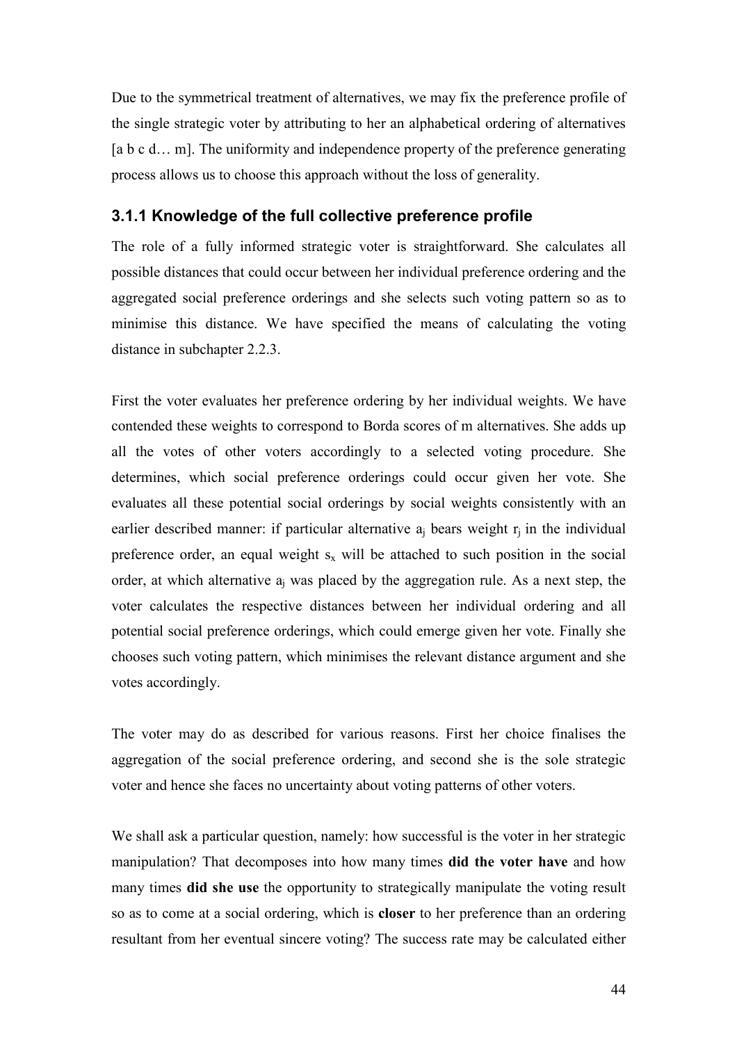Due to the symmetrical treatment of alternatives, we may fix the preference profile of the single strategic voter by attributing to her an alphabetical ordering of alternatives [a b c d… m]. The uniformity and independence property of the preference generating process allows us to choose this approach without the loss of generality.

### 3.1.1 Knowledge of the full collective preference profile

The role of a fully informed strategic voter is straightforward. She calculates all possible distances that could occur between her individual preference ordering and the aggregated social preference orderings and she selects such voting pattern so as to minimise this distance. We have specified the means of calculating the voting distance in subchapter 2.2.3.

First the voter evaluates her preference ordering by her individual weights. We have contended these weights to correspond to Borda scores of m alternatives. She adds up all the votes of other voters accordingly to a selected voting procedure. She determines, which social preference orderings could occur given her vote. She evaluates all these potential social orderings by social weights consistently with an earlier described manner: if particular alternative $a_j$ bears weight $r_j$ in the individual preference order, an equal weight $s_x$ will be attached to such position in the social order, at which alternative $a_j$ was placed by the aggregation rule. As a next step, the voter calculates the respective distances between her individual ordering and all potential social preference orderings, which could emerge given her vote. Finally she chooses such voting pattern, which minimises the relevant distance argument and she votes accordingly.

The voter may do as described for various reasons. First her choice finalises the aggregation of the social preference ordering, and second she is the sole strategic voter and hence she faces no uncertainty about voting patterns of other voters.

We shall ask a particular question, namely: how successful is the voter in her strategic manipulation? That decomposes into how many times **did the voter have** and how many times **did she use** the opportunity to strategically manipulate the voting result so as to come at a social ordering, which is **closer** to her preference than an ordering resultant from her eventual sincere voting? The success rate may be calculated either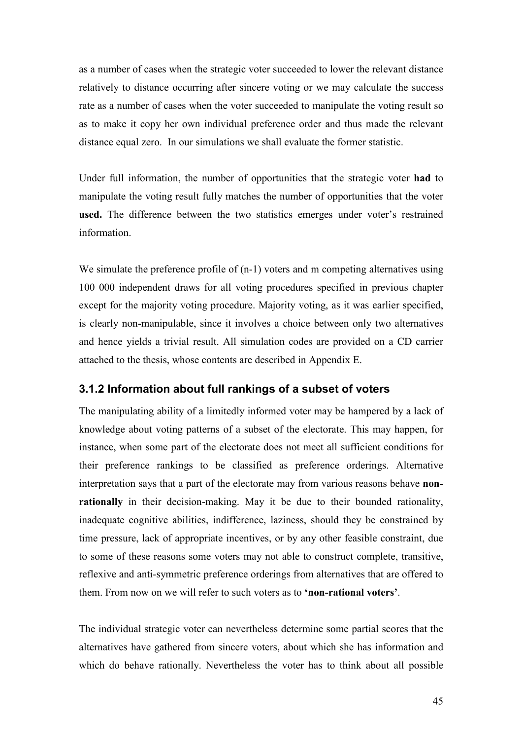as a number of cases when the strategic voter succeeded to lower the relevant distance relatively to distance occurring after sincere voting or we may calculate the success rate as a number of cases when the voter succeeded to manipulate the voting result so as to make it copy her own individual preference order and thus made the relevant distance equal zero. In our simulations we shall evaluate the former statistic.

Under full information, the number of opportunities that the strategic voter **had** to manipulate the voting result fully matches the number of opportunities that the voter **used.** The difference between the two statistics emerges under voter's restrained information.

We simulate the preference profile of (n-1) voters and m competing alternatives using 100 000 independent draws for all voting procedures specified in previous chapter except for the majority voting procedure. Majority voting, as it was earlier specified, is clearly non-manipulable, since it involves a choice between only two alternatives and hence yields a trivial result. All simulation codes are provided on a CD carrier attached to the thesis, whose contents are described in Appendix E.

### 3.1.2 Information about full rankings of a subset of voters

The manipulating ability of a limitedly informed voter may be hampered by a lack of knowledge about voting patterns of a subset of the electorate. This may happen, for instance, when some part of the electorate does not meet all sufficient conditions for their preference rankings to be classified as preference orderings. Alternative interpretation says that a part of the electorate may from various reasons behave **non-rationally** in their decision-making. May it be due to their bounded rationality, inadequate cognitive abilities, indifference, laziness, should they be constrained by time pressure, lack of appropriate incentives, or by any other feasible constraint, due to some of these reasons some voters may not able to construct complete, transitive, reflexive and anti-symmetric preference orderings from alternatives that are offered to them. From now on we will refer to such voters as to **'non-rational voters'**.

The individual strategic voter can nevertheless determine some partial scores that the alternatives have gathered from sincere voters, about which she has information and which do behave rationally. Nevertheless the voter has to think about all possible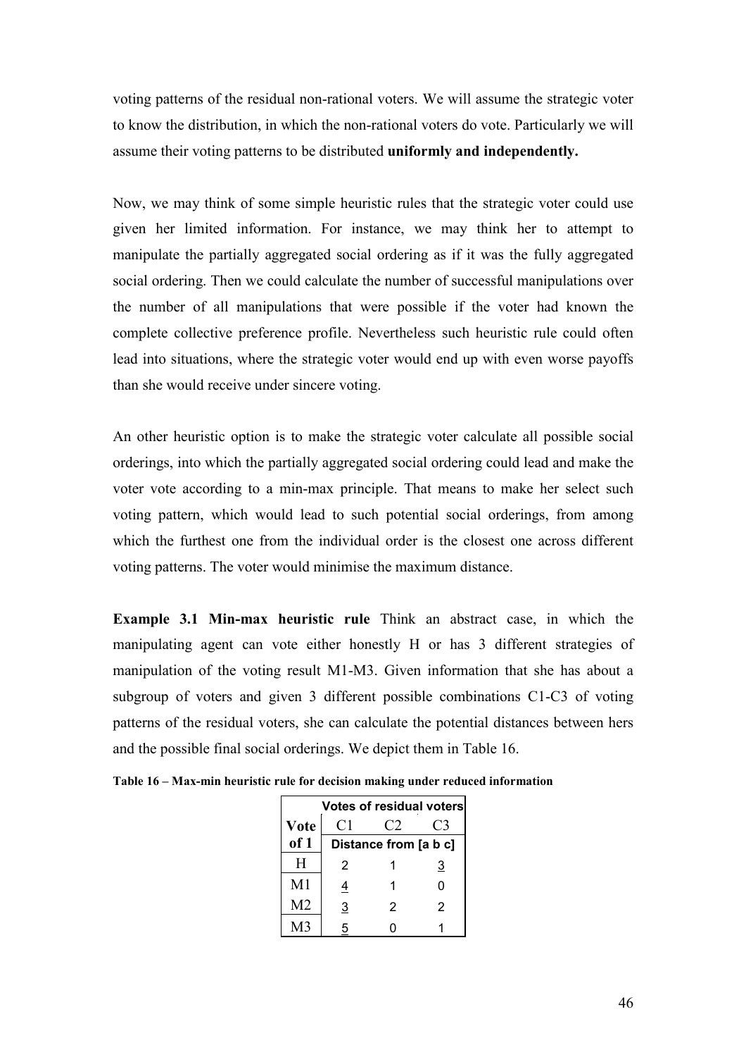voting patterns of the residual non-rational voters. We will assume the strategic voter to know the distribution, in which the non-rational voters do vote. Particularly we will assume their voting patterns to be distributed **uniformly and independently.**

Now, we may think of some simple heuristic rules that the strategic voter could use given her limited information. For instance, we may think her to attempt to manipulate the partially aggregated social ordering as if it was the fully aggregated social ordering. Then we could calculate the number of successful manipulations over the number of all manipulations that were possible if the voter had known the complete collective preference profile. Nevertheless such heuristic rule could often lead into situations, where the strategic voter would end up with even worse payoffs than she would receive under sincere voting.

An other heuristic option is to make the strategic voter calculate all possible social orderings, into which the partially aggregated social ordering could lead and make the voter vote according to a min-max principle. That means to make her select such voting pattern, which would lead to such potential social orderings, from among which the furthest one from the individual order is the closest one across different voting patterns. The voter would minimise the maximum distance.

**Example 3.1 Min-max heuristic rule** Think an abstract case, in which the manipulating agent can vote either honestly H or has 3 different strategies of manipulation of the voting result M1-M3. Given information that she has about a subgroup of voters and given 3 different possible combinations C1-C3 of voting patterns of the residual voters, she can calculate the potential distances between hers and the possible final social orderings. We depict them in Table 16.

**Table 16 – Max-min heuristic rule for decision making under reduced information**

| | Votes of residual voters | | |
|---|---|---|---|
| **Vote of 1** | C1 | C2 | C3 |
| | Distance from [a b c] | | |
| H | 2 | 1 | <u>3</u> |
| M1 | <u>4</u> | 1 | 0 |
| M2 | <u>3</u> | 2 | 2 |
| M3 | <u>5</u> | 0 | 1 |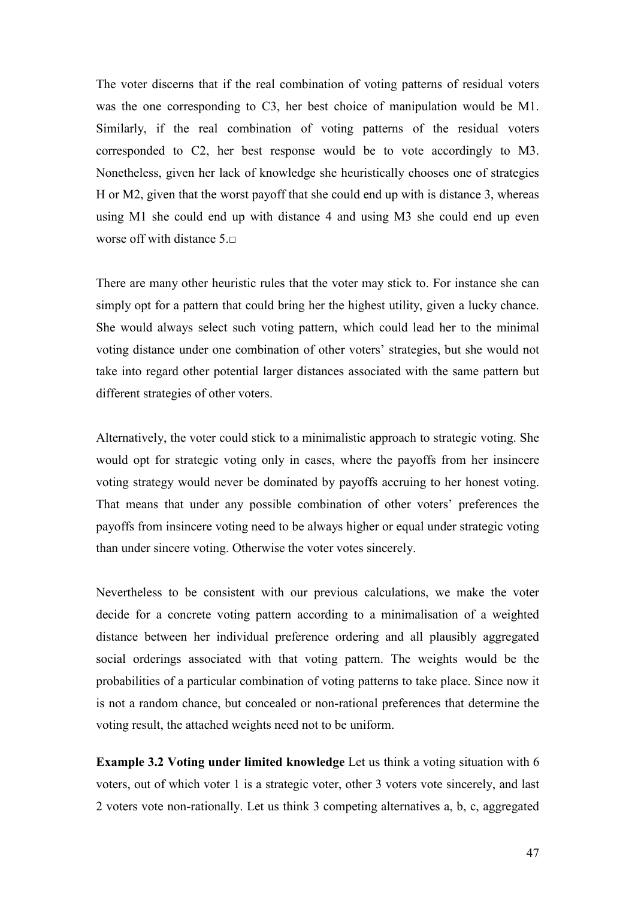The voter discerns that if the real combination of voting patterns of residual voters was the one corresponding to C3, her best choice of manipulation would be M1. Similarly, if the real combination of voting patterns of the residual voters corresponded to C2, her best response would be to vote accordingly to M3. Nonetheless, given her lack of knowledge she heuristically chooses one of strategies H or M2, given that the worst payoff that she could end up with is distance 3, whereas using M1 she could end up with distance 4 and using M3 she could end up even worse off with distance 5.□

There are many other heuristic rules that the voter may stick to. For instance she can simply opt for a pattern that could bring her the highest utility, given a lucky chance. She would always select such voting pattern, which could lead her to the minimal voting distance under one combination of other voters' strategies, but she would not take into regard other potential larger distances associated with the same pattern but different strategies of other voters.

Alternatively, the voter could stick to a minimalistic approach to strategic voting. She would opt for strategic voting only in cases, where the payoffs from her insincere voting strategy would never be dominated by payoffs accruing to her honest voting. That means that under any possible combination of other voters' preferences the payoffs from insincere voting need to be always higher or equal under strategic voting than under sincere voting. Otherwise the voter votes sincerely.

Nevertheless to be consistent with our previous calculations, we make the voter decide for a concrete voting pattern according to a minimalisation of a weighted distance between her individual preference ordering and all plausibly aggregated social orderings associated with that voting pattern. The weights would be the probabilities of a particular combination of voting patterns to take place. Since now it is not a random chance, but concealed or non-rational preferences that determine the voting result, the attached weights need not to be uniform.

**Example 3.2 Voting under limited knowledge** Let us think a voting situation with 6 voters, out of which voter 1 is a strategic voter, other 3 voters vote sincerely, and last 2 voters vote non-rationally. Let us think 3 competing alternatives a, b, c, aggregated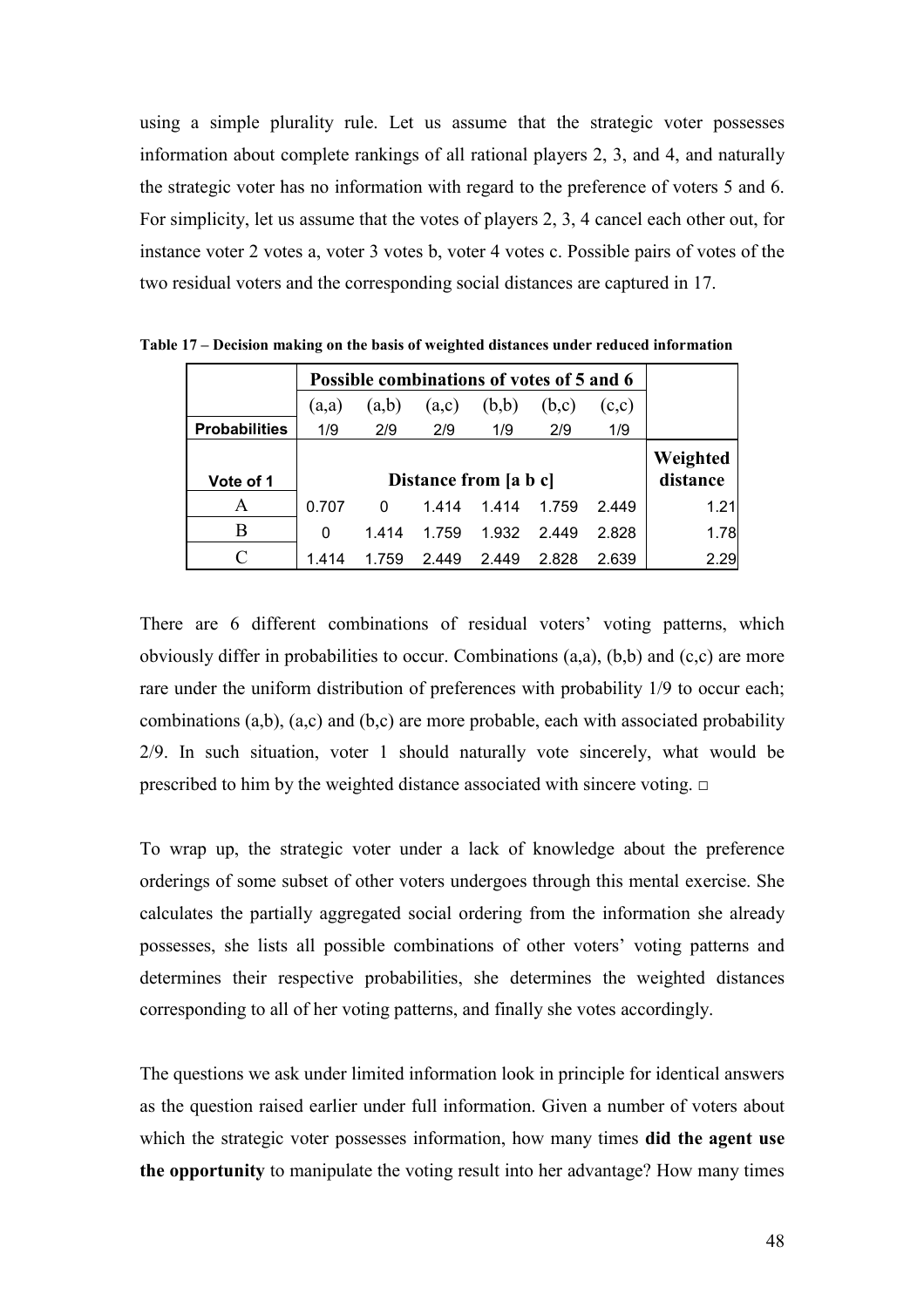using a simple plurality rule. Let us assume that the strategic voter possesses information about complete rankings of all rational players 2, 3, and 4, and naturally the strategic voter has no information with regard to the preference of voters 5 and 6. For simplicity, let us assume that the votes of players 2, 3, 4 cancel each other out, for instance voter 2 votes a, voter 3 votes b, voter 4 votes c. Possible pairs of votes of the two residual voters and the corresponding social distances are captured in 17.

**Table 17 – Decision making on the basis of weighted distances under reduced information**

| | Possible combinations of votes of 5 and 6 | | | | | | |
|---|---|---|---|---|---|---|---|
| | (a,a) | (a,b) | (a,c) | (b,b) | (b,c) | (c,c) | |
| **Probabilities** | 1/9 | 2/9 | 2/9 | 1/9 | 2/9 | 1/9 | |
| **Vote of 1** | Distance from [a b c] | | | | | | **Weighted distance** |
| A | 0.707 | 0 | 1.414 | 1.414 | 1.759 | 2.449 | 1.21 |
| B | 0 | 1.414 | 1.759 | 1.932 | 2.449 | 2.828 | 1.78 |
| C | 1.414 | 1.759 | 2.449 | 2.449 | 2.828 | 2.639 | 2.29 |

There are 6 different combinations of residual voters' voting patterns, which obviously differ in probabilities to occur. Combinations (a,a), (b,b) and (c,c) are more rare under the uniform distribution of preferences with probability 1/9 to occur each; combinations (a,b), (a,c) and (b,c) are more probable, each with associated probability 2/9. In such situation, voter 1 should naturally vote sincerely, what would be prescribed to him by the weighted distance associated with sincere voting. □

To wrap up, the strategic voter under a lack of knowledge about the preference orderings of some subset of other voters undergoes through this mental exercise. She calculates the partially aggregated social ordering from the information she already possesses, she lists all possible combinations of other voters' voting patterns and determines their respective probabilities, she determines the weighted distances corresponding to all of her voting patterns, and finally she votes accordingly.

The questions we ask under limited information look in principle for identical answers as the question raised earlier under full information. Given a number of voters about which the strategic voter possesses information, how many times **did the agent use the opportunity** to manipulate the voting result into her advantage? How many times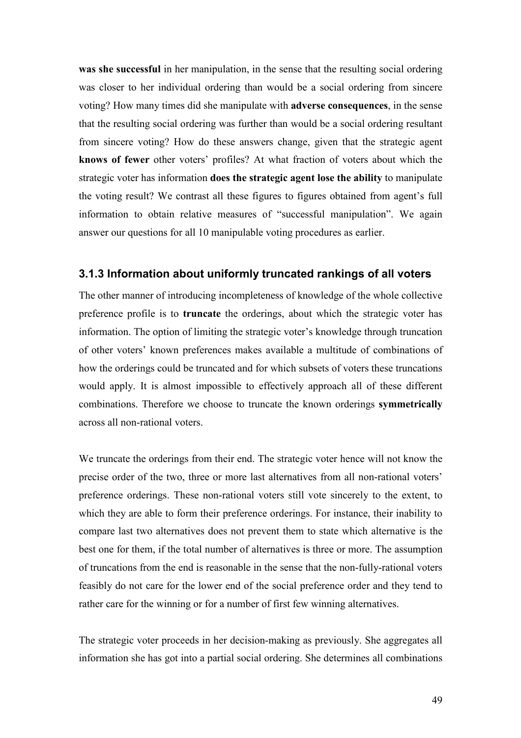**was she successful** in her manipulation, in the sense that the resulting social ordering was closer to her individual ordering than would be a social ordering from sincere voting? How many times did she manipulate with **adverse consequences**, in the sense that the resulting social ordering was further than would be a social ordering resultant from sincere voting? How do these answers change, given that the strategic agent **knows of fewer** other voters' profiles? At what fraction of voters about which the strategic voter has information **does the strategic agent lose the ability** to manipulate the voting result? We contrast all these figures to figures obtained from agent's full information to obtain relative measures of "successful manipulation". We again answer our questions for all 10 manipulable voting procedures as earlier.

### 3.1.3 Information about uniformly truncated rankings of all voters

The other manner of introducing incompleteness of knowledge of the whole collective preference profile is to **truncate** the orderings, about which the strategic voter has information. The option of limiting the strategic voter's knowledge through truncation of other voters' known preferences makes available a multitude of combinations of how the orderings could be truncated and for which subsets of voters these truncations would apply. It is almost impossible to effectively approach all of these different combinations. Therefore we choose to truncate the known orderings **symmetrically** across all non-rational voters.

We truncate the orderings from their end. The strategic voter hence will not know the precise order of the two, three or more last alternatives from all non-rational voters' preference orderings. These non-rational voters still vote sincerely to the extent, to which they are able to form their preference orderings. For instance, their inability to compare last two alternatives does not prevent them to state which alternative is the best one for them, if the total number of alternatives is three or more. The assumption of truncations from the end is reasonable in the sense that the non-fully-rational voters feasibly do not care for the lower end of the social preference order and they tend to rather care for the winning or for a number of first few winning alternatives.

The strategic voter proceeds in her decision-making as previously. She aggregates all information she has got into a partial social ordering. She determines all combinations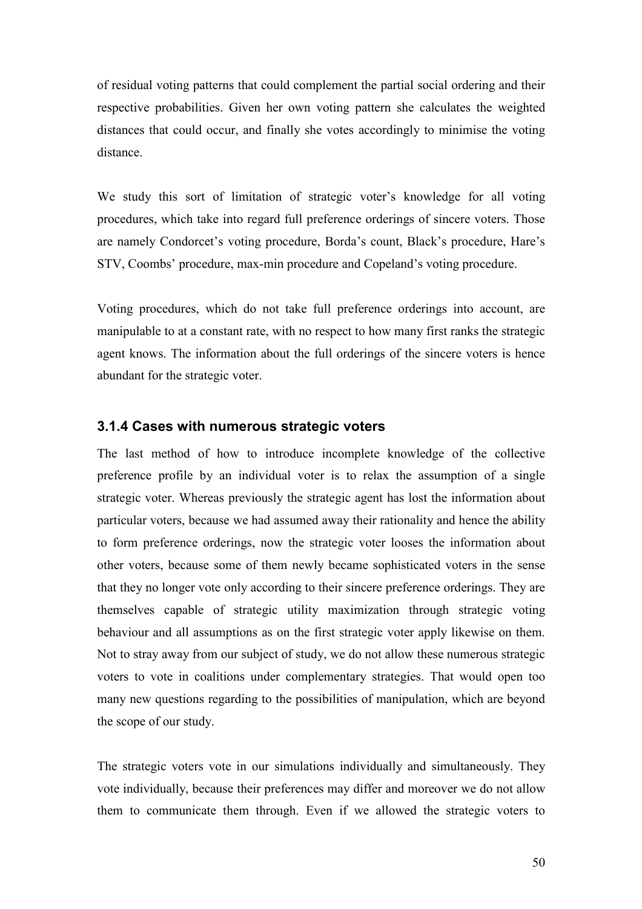of residual voting patterns that could complement the partial social ordering and their respective probabilities. Given her own voting pattern she calculates the weighted distances that could occur, and finally she votes accordingly to minimise the voting distance.

We study this sort of limitation of strategic voter's knowledge for all voting procedures, which take into regard full preference orderings of sincere voters. Those are namely Condorcet's voting procedure, Borda's count, Black's procedure, Hare's STV, Coombs' procedure, max-min procedure and Copeland's voting procedure.

Voting procedures, which do not take full preference orderings into account, are manipulable to at a constant rate, with no respect to how many first ranks the strategic agent knows. The information about the full orderings of the sincere voters is hence abundant for the strategic voter.

### 3.1.4 Cases with numerous strategic voters

The last method of how to introduce incomplete knowledge of the collective preference profile by an individual voter is to relax the assumption of a single strategic voter. Whereas previously the strategic agent has lost the information about particular voters, because we had assumed away their rationality and hence the ability to form preference orderings, now the strategic voter looses the information about other voters, because some of them newly became sophisticated voters in the sense that they no longer vote only according to their sincere preference orderings. They are themselves capable of strategic utility maximization through strategic voting behaviour and all assumptions as on the first strategic voter apply likewise on them. Not to stray away from our subject of study, we do not allow these numerous strategic voters to vote in coalitions under complementary strategies. That would open too many new questions regarding to the possibilities of manipulation, which are beyond the scope of our study.

The strategic voters vote in our simulations individually and simultaneously. They vote individually, because their preferences may differ and moreover we do not allow them to communicate them through. Even if we allowed the strategic voters to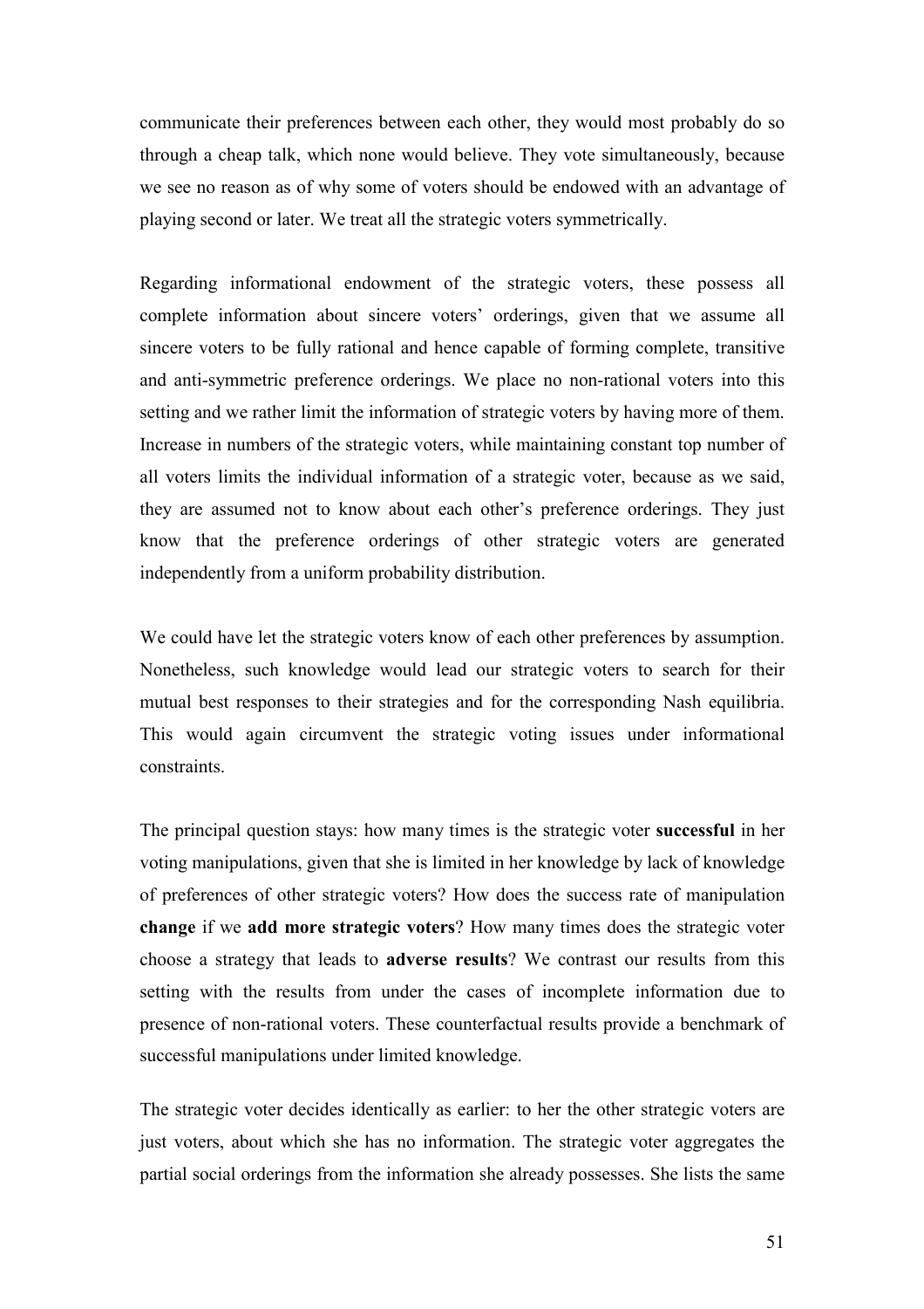communicate their preferences between each other, they would most probably do so through a cheap talk, which none would believe. They vote simultaneously, because we see no reason as of why some of voters should be endowed with an advantage of playing second or later. We treat all the strategic voters symmetrically.

Regarding informational endowment of the strategic voters, these possess all complete information about sincere voters' orderings, given that we assume all sincere voters to be fully rational and hence capable of forming complete, transitive and anti-symmetric preference orderings. We place no non-rational voters into this setting and we rather limit the information of strategic voters by having more of them. Increase in numbers of the strategic voters, while maintaining constant top number of all voters limits the individual information of a strategic voter, because as we said, they are assumed not to know about each other's preference orderings. They just know that the preference orderings of other strategic voters are generated independently from a uniform probability distribution.

We could have let the strategic voters know of each other preferences by assumption. Nonetheless, such knowledge would lead our strategic voters to search for their mutual best responses to their strategies and for the corresponding Nash equilibria. This would again circumvent the strategic voting issues under informational constraints.

The principal question stays: how many times is the strategic voter **successful** in her voting manipulations, given that she is limited in her knowledge by lack of knowledge of preferences of other strategic voters? How does the success rate of manipulation **change** if we **add more strategic voters**? How many times does the strategic voter choose a strategy that leads to **adverse results**? We contrast our results from this setting with the results from under the cases of incomplete information due to presence of non-rational voters. These counterfactual results provide a benchmark of successful manipulations under limited knowledge.

The strategic voter decides identically as earlier: to her the other strategic voters are just voters, about which she has no information. The strategic voter aggregates the partial social orderings from the information she already possesses. She lists the same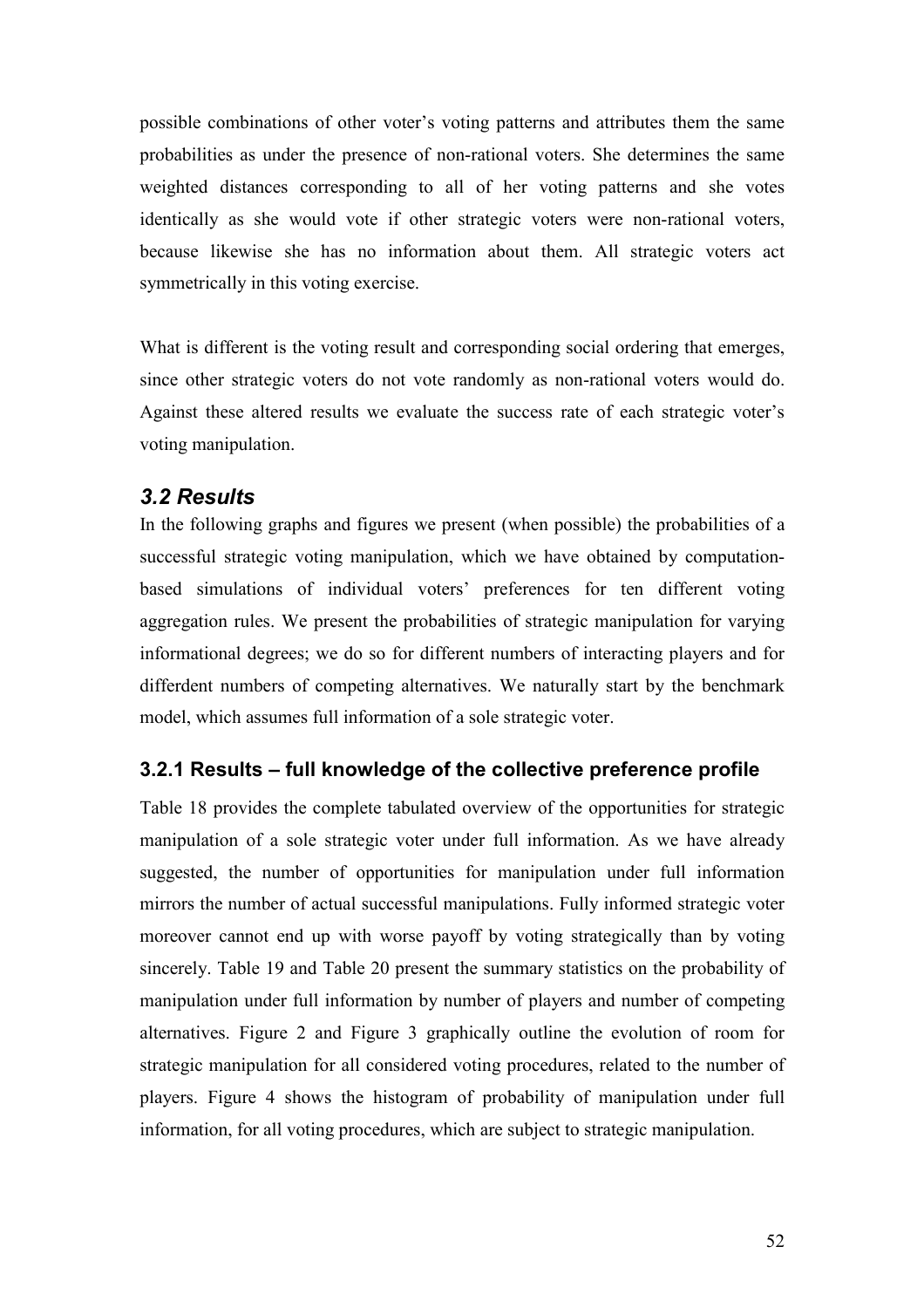possible combinations of other voter's voting patterns and attributes them the same probabilities as under the presence of non-rational voters. She determines the same weighted distances corresponding to all of her voting patterns and she votes identically as she would vote if other strategic voters were non-rational voters, because likewise she has no information about them. All strategic voters act symmetrically in this voting exercise.

What is different is the voting result and corresponding social ordering that emerges, since other strategic voters do not vote randomly as non-rational voters would do. Against these altered results we evaluate the success rate of each strategic voter's voting manipulation.

## *3.2 Results*

In the following graphs and figures we present (when possible) the probabilities of a successful strategic voting manipulation, which we have obtained by computation-based simulations of individual voters' preferences for ten different voting aggregation rules. We present the probabilities of strategic manipulation for varying informational degrees; we do so for different numbers of interacting players and for differdent numbers of competing alternatives. We naturally start by the benchmark model, which assumes full information of a sole strategic voter.

### 3.2.1 Results – full knowledge of the collective preference profile

Table 18 provides the complete tabulated overview of the opportunities for strategic manipulation of a sole strategic voter under full information. As we have already suggested, the number of opportunities for manipulation under full information mirrors the number of actual successful manipulations. Fully informed strategic voter moreover cannot end up with worse payoff by voting strategically than by voting sincerely. Table 19 and Table 20 present the summary statistics on the probability of manipulation under full information by number of players and number of competing alternatives. Figure 2 and Figure 3 graphically outline the evolution of room for strategic manipulation for all considered voting procedures, related to the number of players. Figure 4 shows the histogram of probability of manipulation under full information, for all voting procedures, which are subject to strategic manipulation.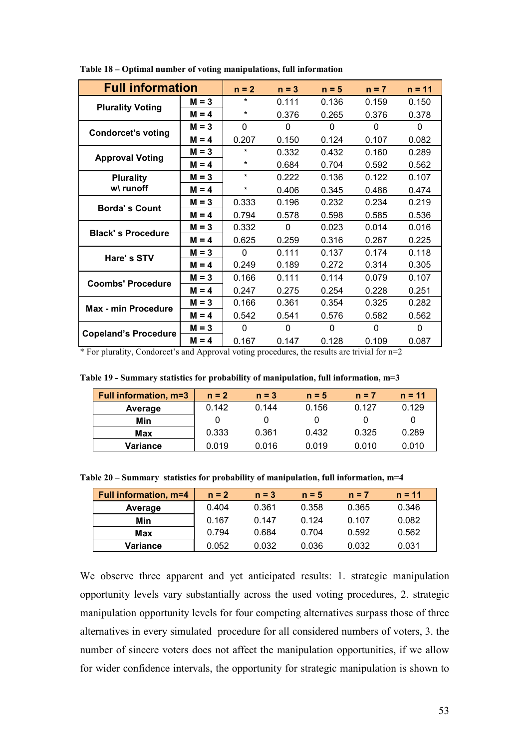**Table 18 – Optimal number of voting manipulations, full information**

| Full information | | n = 2 | n = 3 | n = 5 | n = 7 | n = 11 |
|---|---|---|---|---|---|---|
| Plurality Voting | M = 3 | * | 0.111 | 0.136 | 0.159 | 0.150 |
| | M = 4 | * | 0.376 | 0.265 | 0.376 | 0.378 |
| Condorcet's voting | M = 3 | 0 | 0 | 0 | 0 | 0 |
| | M = 4 | 0.207 | 0.150 | 0.124 | 0.107 | 0.082 |
| Approval Voting | M = 3 | * | 0.332 | 0.432 | 0.160 | 0.289 |
| | M = 4 | * | 0.684 | 0.704 | 0.592 | 0.562 |
| Plurality w\ runoff | M = 3 | * | 0.222 | 0.136 | 0.122 | 0.107 |
| | M = 4 | * | 0.406 | 0.345 | 0.486 | 0.474 |
| Borda' s Count | M = 3 | 0.333 | 0.196 | 0.232 | 0.234 | 0.219 |
| | M = 4 | 0.794 | 0.578 | 0.598 | 0.585 | 0.536 |
| Black' s Procedure | M = 3 | 0.332 | 0 | 0.023 | 0.014 | 0.016 |
| | M = 4 | 0.625 | 0.259 | 0.316 | 0.267 | 0.225 |
| Hare' s STV | M = 3 | 0 | 0.111 | 0.137 | 0.174 | 0.118 |
| | M = 4 | 0.249 | 0.189 | 0.272 | 0.314 | 0.305 |
| Coombs' Procedure | M = 3 | 0.166 | 0.111 | 0.114 | 0.079 | 0.107 |
| | M = 4 | 0.247 | 0.275 | 0.254 | 0.228 | 0.251 |
| Max - min Procedure | M = 3 | 0.166 | 0.361 | 0.354 | 0.325 | 0.282 |
| | M = 4 | 0.542 | 0.541 | 0.576 | 0.582 | 0.562 |
| Copeland's Procedure | M = 3 | 0 | 0 | 0 | 0 | 0 |
| | M = 4 | 0.167 | 0.147 | 0.128 | 0.109 | 0.087 |

\* For plurality, Condorcet's and Approval voting procedures, the results are trivial for n=2

**Table 19 - Summary statistics for probability of manipulation, full information, m=3**

| Full information, m=3 | n = 2 | n = 3 | n = 5 | n = 7 | n = 11 |
|---|---|---|---|---|---|
| Average | 0.142 | 0.144 | 0.156 | 0.127 | 0.129 |
| Min | 0 | 0 | 0 | 0 | 0 |
| Max | 0.333 | 0.361 | 0.432 | 0.325 | 0.289 |
| Variance | 0.019 | 0.016 | 0.019 | 0.010 | 0.010 |

**Table 20 – Summary statistics for probability of manipulation, full information, m=4**

| Full information, m=4 | n = 2 | n = 3 | n = 5 | n = 7 | n = 11 |
|---|---|---|---|---|---|
| Average | 0.404 | 0.361 | 0.358 | 0.365 | 0.346 |
| Min | 0.167 | 0.147 | 0.124 | 0.107 | 0.082 |
| Max | 0.794 | 0.684 | 0.704 | 0.592 | 0.562 |
| Variance | 0.052 | 0.032 | 0.036 | 0.032 | 0.031 |

We observe three apparent and yet anticipated results: 1. strategic manipulation opportunity levels vary substantially across the used voting procedures, 2. strategic manipulation opportunity levels for four competing alternatives surpass those of three alternatives in every simulated procedure for all considered numbers of voters, 3. the number of sincere voters does not affect the manipulation opportunities, if we allow for wider confidence intervals, the opportunity for strategic manipulation is shown to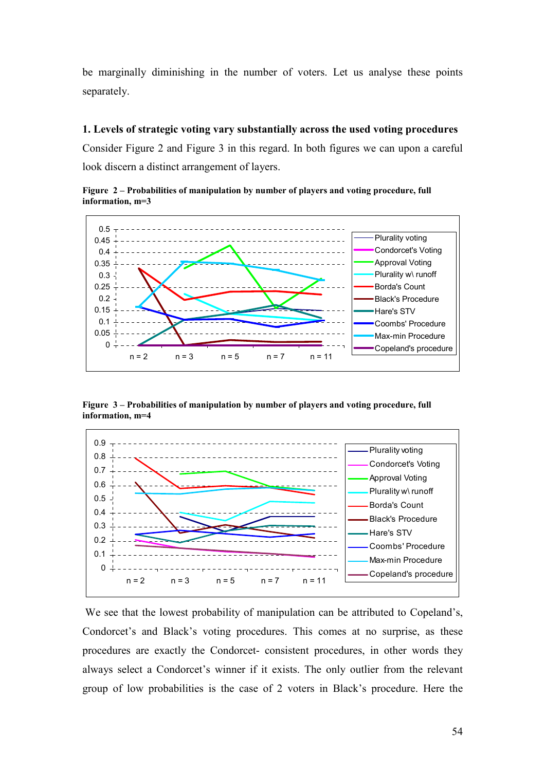be marginally diminishing in the number of voters. Let us analyse these points separately.

**1. Levels of strategic voting vary substantially across the used voting procedures**

Consider Figure 2 and Figure 3 in this regard. In both figures we can upon a careful look discern a distinct arrangement of layers.

**Figure 2 – Probabilities of manipulation by number of players and voting procedure, full information, m=3**

**Figure 3 – Probabilities of manipulation by number of players and voting procedure, full information, m=4**

We see that the lowest probability of manipulation can be attributed to Copeland's, Condorcet's and Black's voting procedures. This comes at no surprise, as these procedures are exactly the Condorcet- consistent procedures, in other words they always select a Condorcet's winner if it exists. The only outlier from the relevant group of low probabilities is the case of 2 voters in Black's procedure. Here the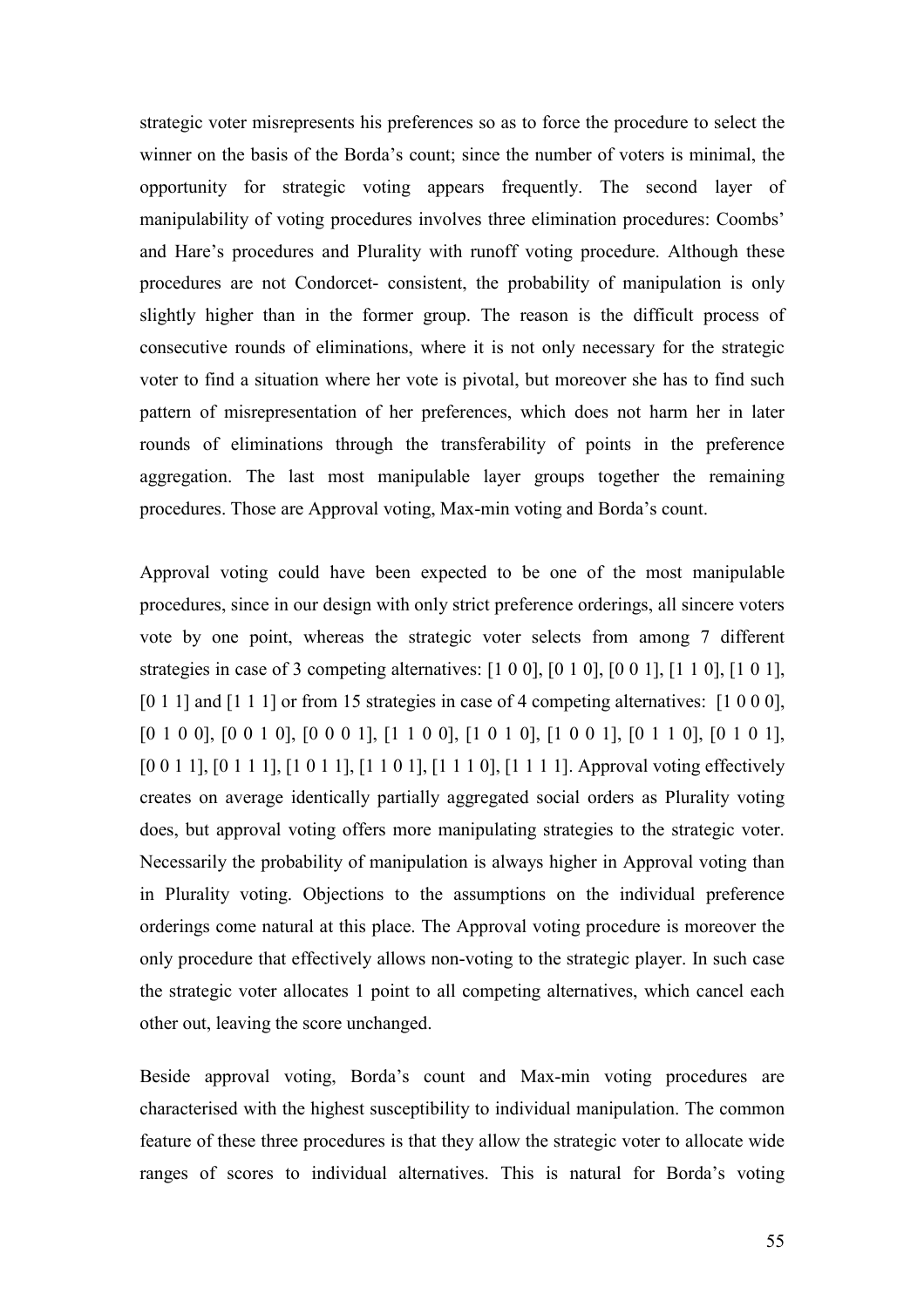strategic voter misrepresents his preferences so as to force the procedure to select the winner on the basis of the Borda's count; since the number of voters is minimal, the opportunity for strategic voting appears frequently. The second layer of manipulability of voting procedures involves three elimination procedures: Coombs' and Hare's procedures and Plurality with runoff voting procedure. Although these procedures are not Condorcet- consistent, the probability of manipulation is only slightly higher than in the former group. The reason is the difficult process of consecutive rounds of eliminations, where it is not only necessary for the strategic voter to find a situation where her vote is pivotal, but moreover she has to find such pattern of misrepresentation of her preferences, which does not harm her in later rounds of eliminations through the transferability of points in the preference aggregation. The last most manipulable layer groups together the remaining procedures. Those are Approval voting, Max-min voting and Borda's count.

Approval voting could have been expected to be one of the most manipulable procedures, since in our design with only strict preference orderings, all sincere voters vote by one point, whereas the strategic voter selects from among 7 different strategies in case of 3 competing alternatives: [1 0 0], [0 1 0], [0 0 1], [1 1 0], [1 0 1], [0 1 1] and [1 1 1] or from 15 strategies in case of 4 competing alternatives: [1 0 0 0], [0 1 0 0], [0 0 1 0], [0 0 0 1], [1 1 0 0], [1 0 1 0], [1 0 0 1], [0 1 1 0], [0 1 0 1], [0 0 1 1], [0 1 1 1], [1 0 1 1], [1 1 0 1], [1 1 1 0], [1 1 1 1]. Approval voting effectively creates on average identically partially aggregated social orders as Plurality voting does, but approval voting offers more manipulating strategies to the strategic voter. Necessarily the probability of manipulation is always higher in Approval voting than in Plurality voting. Objections to the assumptions on the individual preference orderings come natural at this place. The Approval voting procedure is moreover the only procedure that effectively allows non-voting to the strategic player. In such case the strategic voter allocates 1 point to all competing alternatives, which cancel each other out, leaving the score unchanged.

Beside approval voting, Borda's count and Max-min voting procedures are characterised with the highest susceptibility to individual manipulation. The common feature of these three procedures is that they allow the strategic voter to allocate wide ranges of scores to individual alternatives. This is natural for Borda's voting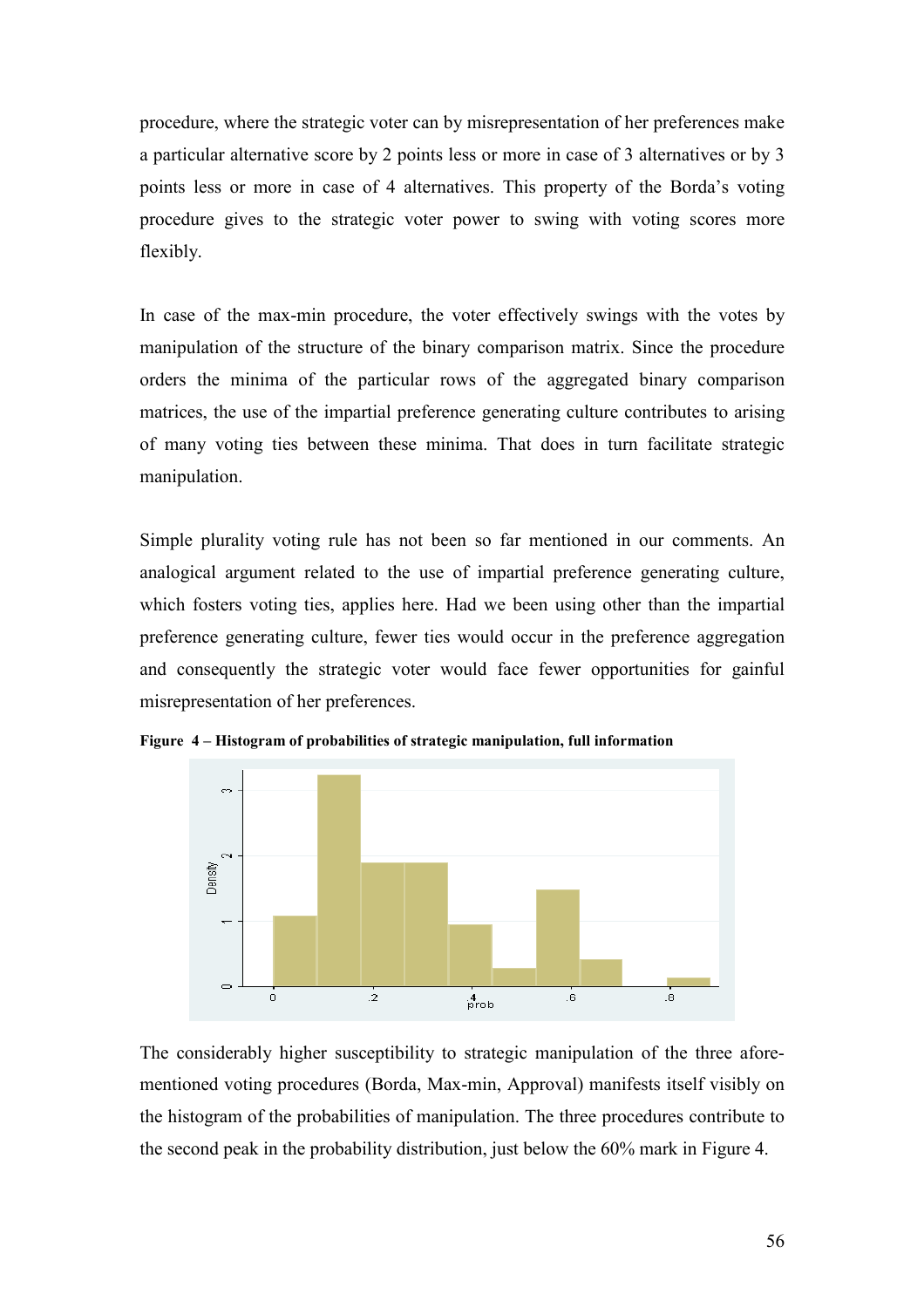procedure, where the strategic voter can by misrepresentation of her preferences make a particular alternative score by 2 points less or more in case of 3 alternatives or by 3 points less or more in case of 4 alternatives. This property of the Borda's voting procedure gives to the strategic voter power to swing with voting scores more flexibly.

In case of the max-min procedure, the voter effectively swings with the votes by manipulation of the structure of the binary comparison matrix. Since the procedure orders the minima of the particular rows of the aggregated binary comparison matrices, the use of the impartial preference generating culture contributes to arising of many voting ties between these minima. That does in turn facilitate strategic manipulation.

Simple plurality voting rule has not been so far mentioned in our comments. An analogical argument related to the use of impartial preference generating culture, which fosters voting ties, applies here. Had we been using other than the impartial preference generating culture, fewer ties would occur in the preference aggregation and consequently the strategic voter would face fewer opportunities for gainful misrepresentation of her preferences.

**Figure 4 – Histogram of probabilities of strategic manipulation, full information**

The considerably higher susceptibility to strategic manipulation of the three aforementioned voting procedures (Borda, Max-min, Approval) manifests itself visibly on the histogram of the probabilities of manipulation. The three procedures contribute to the second peak in the probability distribution, just below the 60% mark in Figure 4.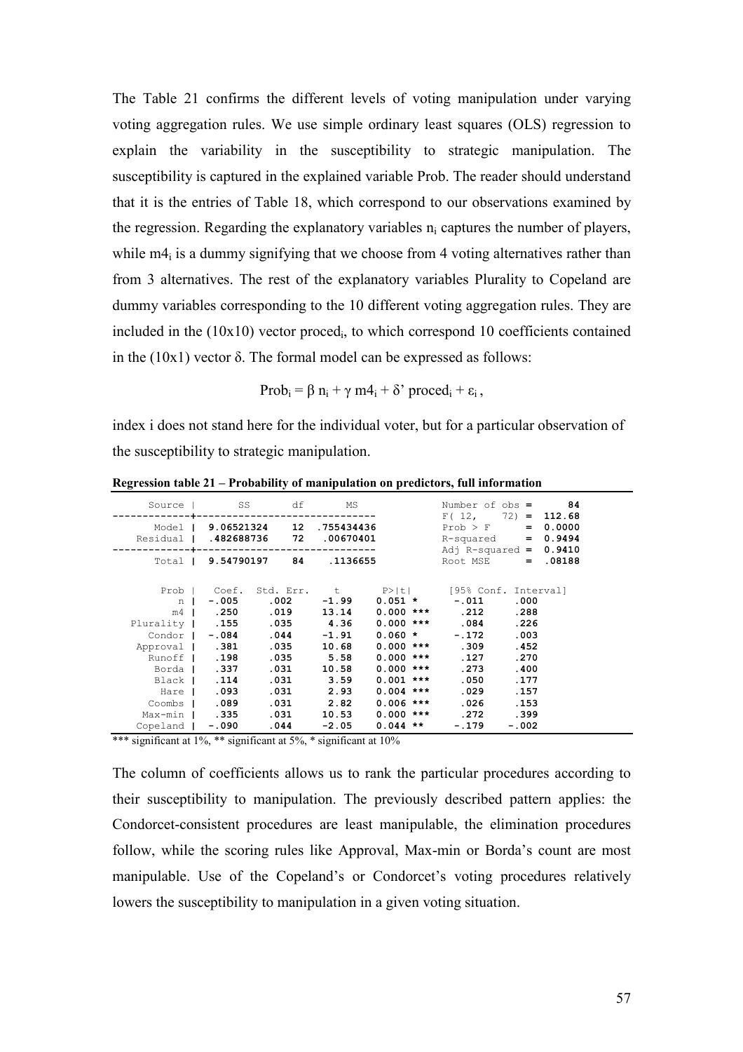The Table 21 confirms the different levels of voting manipulation under varying voting aggregation rules. We use simple ordinary least squares (OLS) regression to explain the variability in the susceptibility to strategic manipulation. The susceptibility is captured in the explained variable Prob. The reader should understand that it is the entries of Table 18, which correspond to our observations examined by the regression. Regarding the explanatory variables $n_i$ captures the number of players, while $m4_i$ is a dummy signifying that we choose from 4 voting alternatives rather than from 3 alternatives. The rest of the explanatory variables Plurality to Copeland are dummy variables corresponding to the 10 different voting aggregation rules. They are included in the (10x10) vector $proced_i$, to which correspond 10 coefficients contained in the (10x1) vector $\delta$. The formal model can be expressed as follows:

$$\text{Prob}_i = \beta\, n_i + \gamma\, m4_i + \delta'\, \text{proced}_i + \varepsilon_i\,,$$

index i does not stand here for the individual voter, but for a particular observation of the susceptibility to strategic manipulation.

**Regression table 21 – Probability of manipulation on predictors, full information**

| Source | SS | df | MS |
|---|---|---|---|
| Model | 9.06521324 | 12 | .755434436 |
| Residual | .482688736 | 72 | .00670401 |
| Total | 9.54790197 | 84 | .1136655 |

| Statistic | Value |
|---|---|
| Number of obs | 84 |
| $F(12, 72)$ | 112.68 |
| Prob > F | 0.0000 |
| R-squared | 0.9494 |
| Adj R-squared | 0.9410 |
| Root MSE | .08188 |

| Prob | Coef. | Std. Err. | t | P>\|t\| | [95% Conf. | Interval] |
|---|---|---|---|---|---|---|
| n | -.005 | .002 | -1.99 | 0.051 * | -.011 | .000 |
| m4 | .250 | .019 | 13.14 | 0.000 *** | .212 | .288 |
| Plurality | .155 | .035 | 4.36 | 0.000 *** | .084 | .226 |
| Condor | -.084 | .044 | -1.91 | 0.060 * | -.172 | .003 |
| Approval | .381 | .035 | 10.68 | 0.000 *** | .309 | .452 |
| Runoff | .198 | .035 | 5.58 | 0.000 *** | .127 | .270 |
| Borda | .337 | .031 | 10.58 | 0.000 *** | .273 | .400 |
| Black | .114 | .031 | 3.59 | 0.001 *** | .050 | .177 |
| Hare | .093 | .031 | 2.93 | 0.004 *** | .029 | .157 |
| Coombs | .089 | .031 | 2.82 | 0.006 *** | .026 | .153 |
| Max-min | .335 | .031 | 10.53 | 0.000 *** | .272 | .399 |
| Copeland | -.090 | .044 | -2.05 | 0.044 ** | -.179 | -.002 |

*** significant at 1%, ** significant at 5%, * significant at 10%

The column of coefficients allows us to rank the particular procedures according to their susceptibility to manipulation. The previously described pattern applies: the Condorcet-consistent procedures are least manipulable, the elimination procedures follow, while the scoring rules like Approval, Max-min or Borda's count are most manipulable. Use of the Copeland's or Condorcet's voting procedures relatively lowers the susceptibility to manipulation in a given voting situation.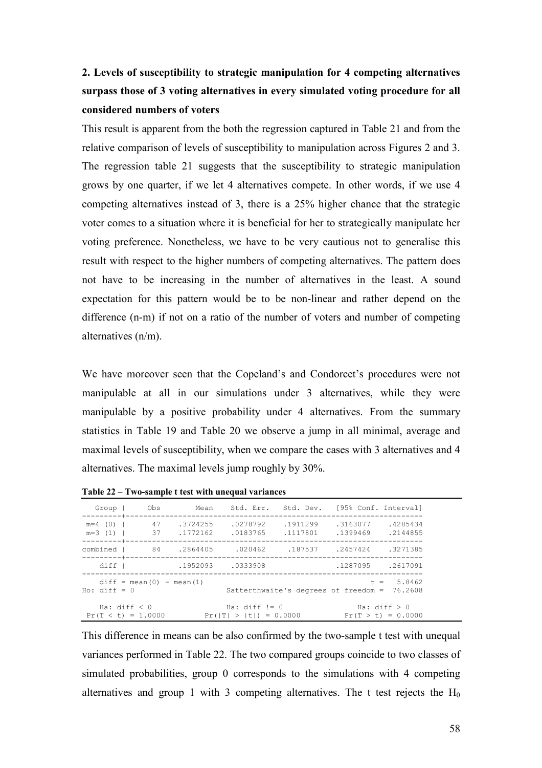**2. Levels of susceptibility to strategic manipulation for 4 competing alternatives surpass those of 3 voting alternatives in every simulated voting procedure for all considered numbers of voters**

This result is apparent from the both the regression captured in Table 21 and from the relative comparison of levels of susceptibility to manipulation across Figures 2 and 3. The regression table 21 suggests that the susceptibility to strategic manipulation grows by one quarter, if we let 4 alternatives compete. In other words, if we use 4 competing alternatives instead of 3, there is a 25% higher chance that the strategic voter comes to a situation where it is beneficial for her to strategically manipulate her voting preference. Nonetheless, we have to be very cautious not to generalise this result with respect to the higher numbers of competing alternatives. The pattern does not have to be increasing in the number of alternatives in the least. A sound expectation for this pattern would be to be non-linear and rather depend on the difference (n-m) if not on a ratio of the number of voters and number of competing alternatives (n/m).

We have moreover seen that the Copeland's and Condorcet's procedures were not manipulable at all in our simulations under 3 alternatives, while they were manipulable by a positive probability under 4 alternatives. From the summary statistics in Table 19 and Table 20 we observe a jump in all minimal, average and maximal levels of susceptibility, when we compare the cases with 3 alternatives and 4 alternatives. The maximal levels jump roughly by 30%.

**Table 22 – Two-sample t test with unequal variances**

```
   Group |     Obs        Mean    Std. Err.   Std. Dev.   [95% Conf. Interval]
---------+--------------------------------------------------------------------
 m=4 (0) |      47    .3724255    .0278792    .1911299    .3163077    .4285434
 m=3 (1) |      37    .1772162    .0183765    .1117801    .1399469    .2144855
---------+--------------------------------------------------------------------
combined |      84    .2864405     .020462     .187537    .2457424    .3271385
---------+--------------------------------------------------------------------
    diff |            .1952093    .0333908                .1287095    .2617091
------------------------------------------------------------------------------
    diff = mean(0) - mean(1)                                      t =   5.8462
Ho: diff = 0                     Satterthwaite's degrees of freedom =  76.2608

    Ha: diff < 0                 Ha: diff != 0                 Ha: diff > 0
 Pr(T < t) = 1.0000         Pr(|T| > |t|) = 0.0000          Pr(T > t) = 0.0000
```

This difference in means can be also confirmed by the two-sample t test with unequal variances performed in Table 22. The two compared groups coincide to two classes of simulated probabilities, group 0 corresponds to the simulations with 4 competing alternatives and group 1 with 3 competing alternatives. The t test rejects the $H_0$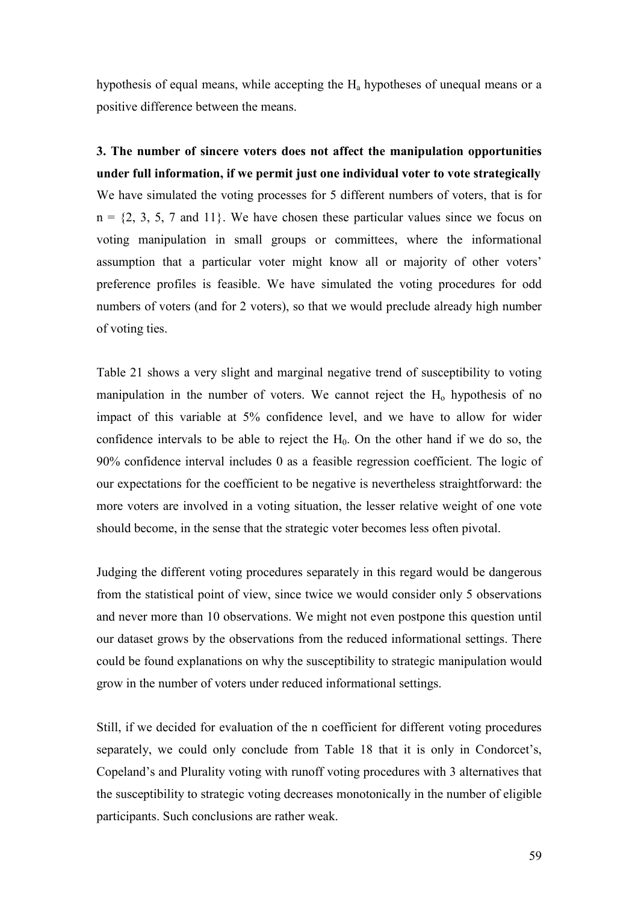hypothesis of equal means, while accepting the $H_a$ hypotheses of unequal means or a positive difference between the means.

**3. The number of sincere voters does not affect the manipulation opportunities under full information, if we permit just one individual voter to vote strategically**

We have simulated the voting processes for 5 different numbers of voters, that is for n = {2, 3, 5, 7 and 11}. We have chosen these particular values since we focus on voting manipulation in small groups or committees, where the informational assumption that a particular voter might know all or majority of other voters' preference profiles is feasible. We have simulated the voting procedures for odd numbers of voters (and for 2 voters), so that we would preclude already high number of voting ties.

Table 21 shows a very slight and marginal negative trend of susceptibility to voting manipulation in the number of voters. We cannot reject the $H_o$ hypothesis of no impact of this variable at 5% confidence level, and we have to allow for wider confidence intervals to be able to reject the $H_0$. On the other hand if we do so, the 90% confidence interval includes 0 as a feasible regression coefficient. The logic of our expectations for the coefficient to be negative is nevertheless straightforward: the more voters are involved in a voting situation, the lesser relative weight of one vote should become, in the sense that the strategic voter becomes less often pivotal.

Judging the different voting procedures separately in this regard would be dangerous from the statistical point of view, since twice we would consider only 5 observations and never more than 10 observations. We might not even postpone this question until our dataset grows by the observations from the reduced informational settings. There could be found explanations on why the susceptibility to strategic manipulation would grow in the number of voters under reduced informational settings.

Still, if we decided for evaluation of the n coefficient for different voting procedures separately, we could only conclude from Table 18 that it is only in Condorcet's, Copeland's and Plurality voting with runoff voting procedures with 3 alternatives that the susceptibility to strategic voting decreases monotonically in the number of eligible participants. Such conclusions are rather weak.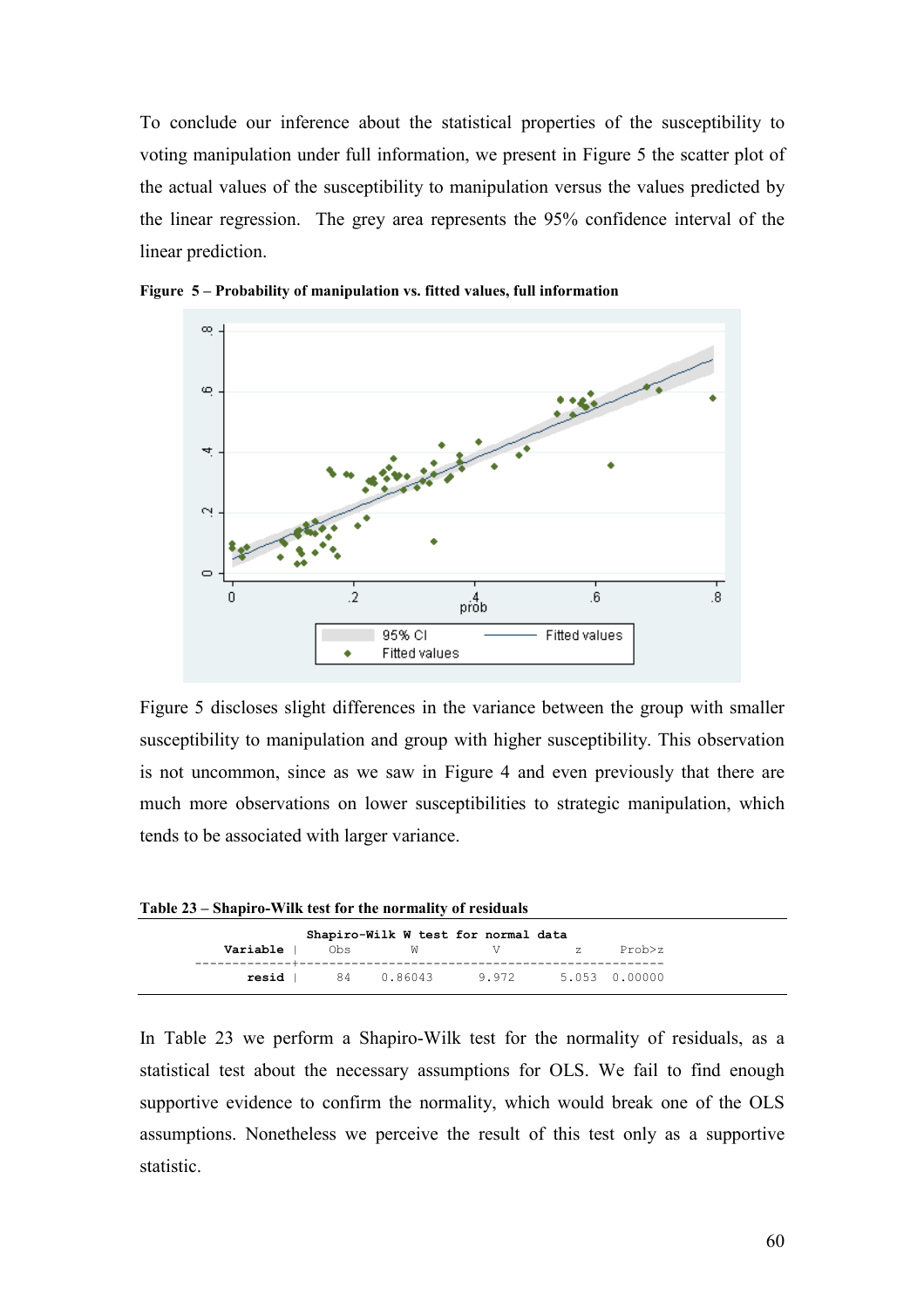To conclude our inference about the statistical properties of the susceptibility to voting manipulation under full information, we present in Figure 5 the scatter plot of the actual values of the susceptibility to manipulation versus the values predicted by the linear regression. The grey area represents the 95% confidence interval of the linear prediction.

**Figure 5 – Probability of manipulation vs. fitted values, full information**

Figure 5 discloses slight differences in the variance between the group with smaller susceptibility to manipulation and group with higher susceptibility. This observation is not uncommon, since as we saw in Figure 4 and even previously that there are much more observations on lower susceptibilities to strategic manipulation, which tends to be associated with larger variance.

**Table 23 – Shapiro-Wilk test for the normality of residuals**

| Variable | Obs | W | V | z | Prob>z |
|---|---|---|---|---|---|
| resid | 84 | 0.86043 | 9.972 | 5.053 | 0.00000 |

In Table 23 we perform a Shapiro-Wilk test for the normality of residuals, as a statistical test about the necessary assumptions for OLS. We fail to find enough supportive evidence to confirm the normality, which would break one of the OLS assumptions. Nonetheless we perceive the result of this test only as a supportive statistic.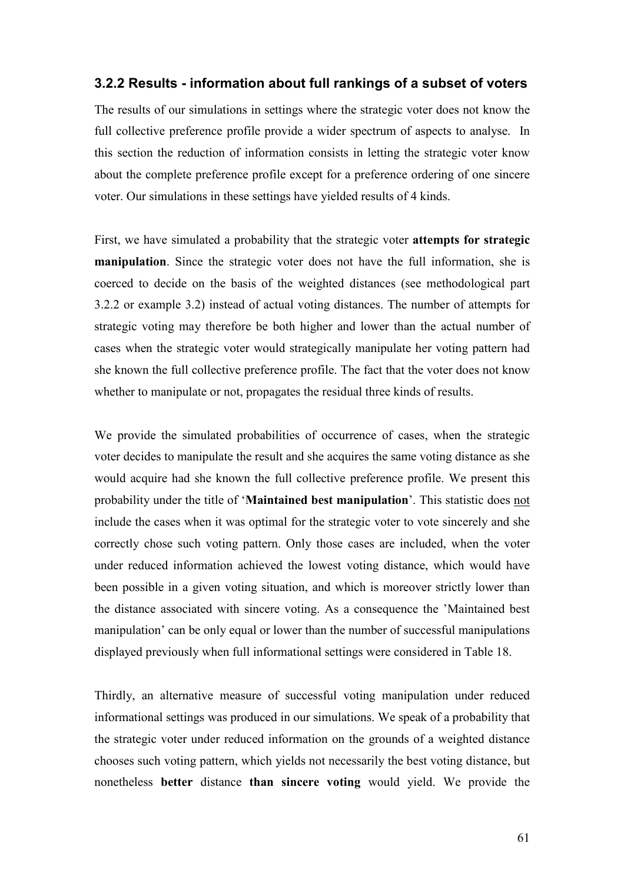### 3.2.2 Results - information about full rankings of a subset of voters

The results of our simulations in settings where the strategic voter does not know the full collective preference profile provide a wider spectrum of aspects to analyse. In this section the reduction of information consists in letting the strategic voter know about the complete preference profile except for a preference ordering of one sincere voter. Our simulations in these settings have yielded results of 4 kinds.

First, we have simulated a probability that the strategic voter **attempts for strategic manipulation**. Since the strategic voter does not have the full information, she is coerced to decide on the basis of the weighted distances (see methodological part 3.2.2 or example 3.2) instead of actual voting distances. The number of attempts for strategic voting may therefore be both higher and lower than the actual number of cases when the strategic voter would strategically manipulate her voting pattern had she known the full collective preference profile. The fact that the voter does not know whether to manipulate or not, propagates the residual three kinds of results.

We provide the simulated probabilities of occurrence of cases, when the strategic voter decides to manipulate the result and she acquires the same voting distance as she would acquire had she known the full collective preference profile. We present this probability under the title of '**Maintained best manipulation**'. This statistic does not include the cases when it was optimal for the strategic voter to vote sincerely and she correctly chose such voting pattern. Only those cases are included, when the voter under reduced information achieved the lowest voting distance, which would have been possible in a given voting situation, and which is moreover strictly lower than the distance associated with sincere voting. As a consequence the 'Maintained best manipulation' can be only equal or lower than the number of successful manipulations displayed previously when full informational settings were considered in Table 18.

Thirdly, an alternative measure of successful voting manipulation under reduced informational settings was produced in our simulations. We speak of a probability that the strategic voter under reduced information on the grounds of a weighted distance chooses such voting pattern, which yields not necessarily the best voting distance, but nonetheless **better** distance **than sincere voting** would yield. We provide the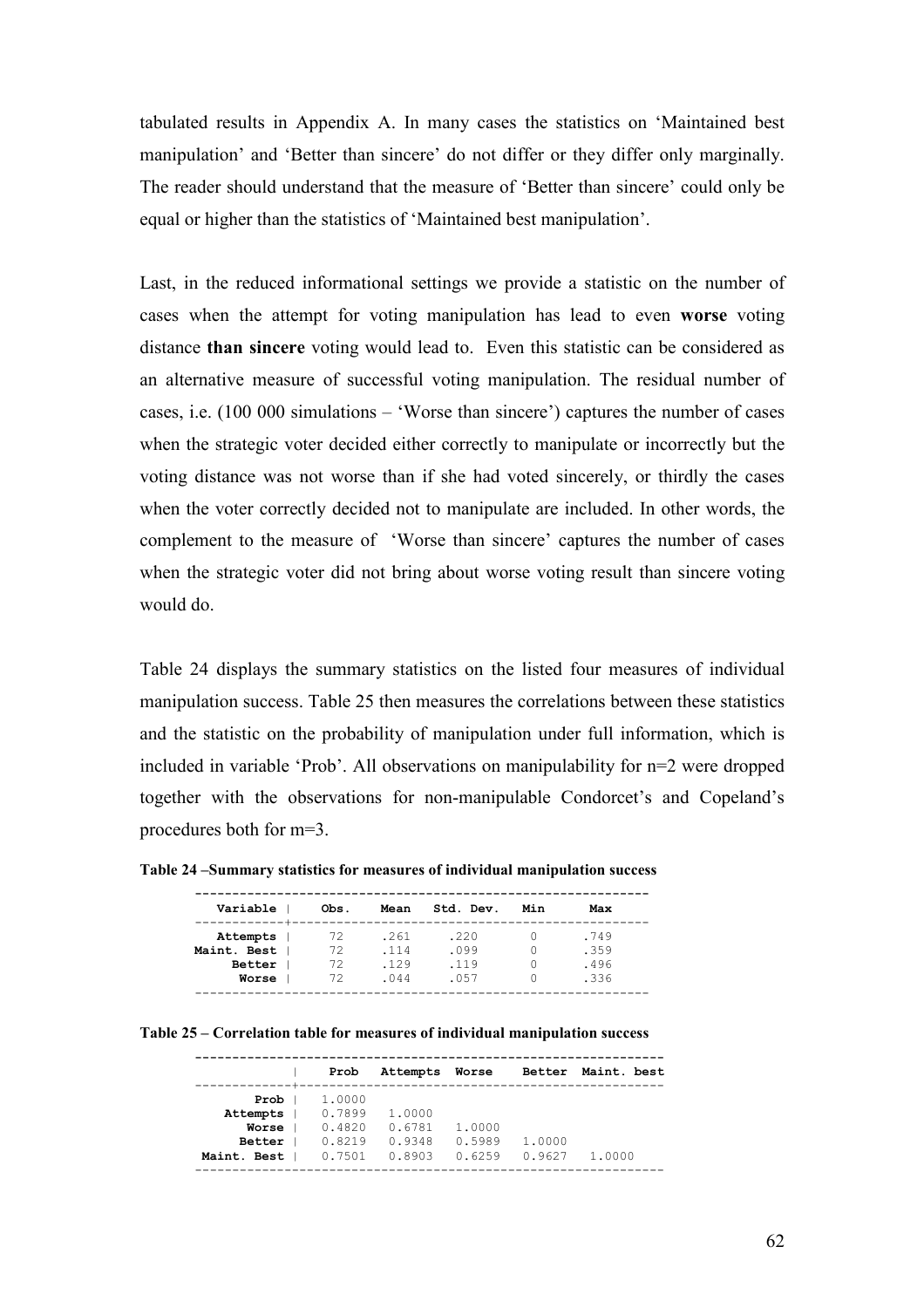tabulated results in Appendix A. In many cases the statistics on 'Maintained best manipulation' and 'Better than sincere' do not differ or they differ only marginally. The reader should understand that the measure of 'Better than sincere' could only be equal or higher than the statistics of 'Maintained best manipulation'.

Last, in the reduced informational settings we provide a statistic on the number of cases when the attempt for voting manipulation has lead to even **worse** voting distance **than sincere** voting would lead to. Even this statistic can be considered as an alternative measure of successful voting manipulation. The residual number of cases, i.e. (100 000 simulations – 'Worse than sincere') captures the number of cases when the strategic voter decided either correctly to manipulate or incorrectly but the voting distance was not worse than if she had voted sincerely, or thirdly the cases when the voter correctly decided not to manipulate are included. In other words, the complement to the measure of 'Worse than sincere' captures the number of cases when the strategic voter did not bring about worse voting result than sincere voting would do.

Table 24 displays the summary statistics on the listed four measures of individual manipulation success. Table 25 then measures the correlations between these statistics and the statistic on the probability of manipulation under full information, which is included in variable 'Prob'. All observations on manipulability for n=2 were dropped together with the observations for non-manipulable Condorcet's and Copeland's procedures both for m=3.

**Table 24 –Summary statistics for measures of individual manipulation success**

| Variable | Obs. | Mean | Std. Dev. | Min | Max |
|---|---|---|---|---|---|
| **Attempts** | 72 | .261 | .220 | 0 | .749 |
| **Maint. Best** | 72 | .114 | .099 | 0 | .359 |
| **Better** | 72 | .129 | .119 | 0 | .496 |
| **Worse** | 72 | .044 | .057 | 0 | .336 |

**Table 25 – Correlation table for measures of individual manipulation success**

| | Prob | Attempts | Worse | Better | Maint. best |
|---|---|---|---|---|---|
| **Prob** | 1.0000 | | | | |
| **Attempts** | 0.7899 | 1.0000 | | | |
| **Worse** | 0.4820 | 0.6781 | 1.0000 | | |
| **Better** | 0.8219 | 0.9348 | 0.5989 | 1.0000 | |
| **Maint. Best** | 0.7501 | 0.8903 | 0.6259 | 0.9627 | 1.0000 |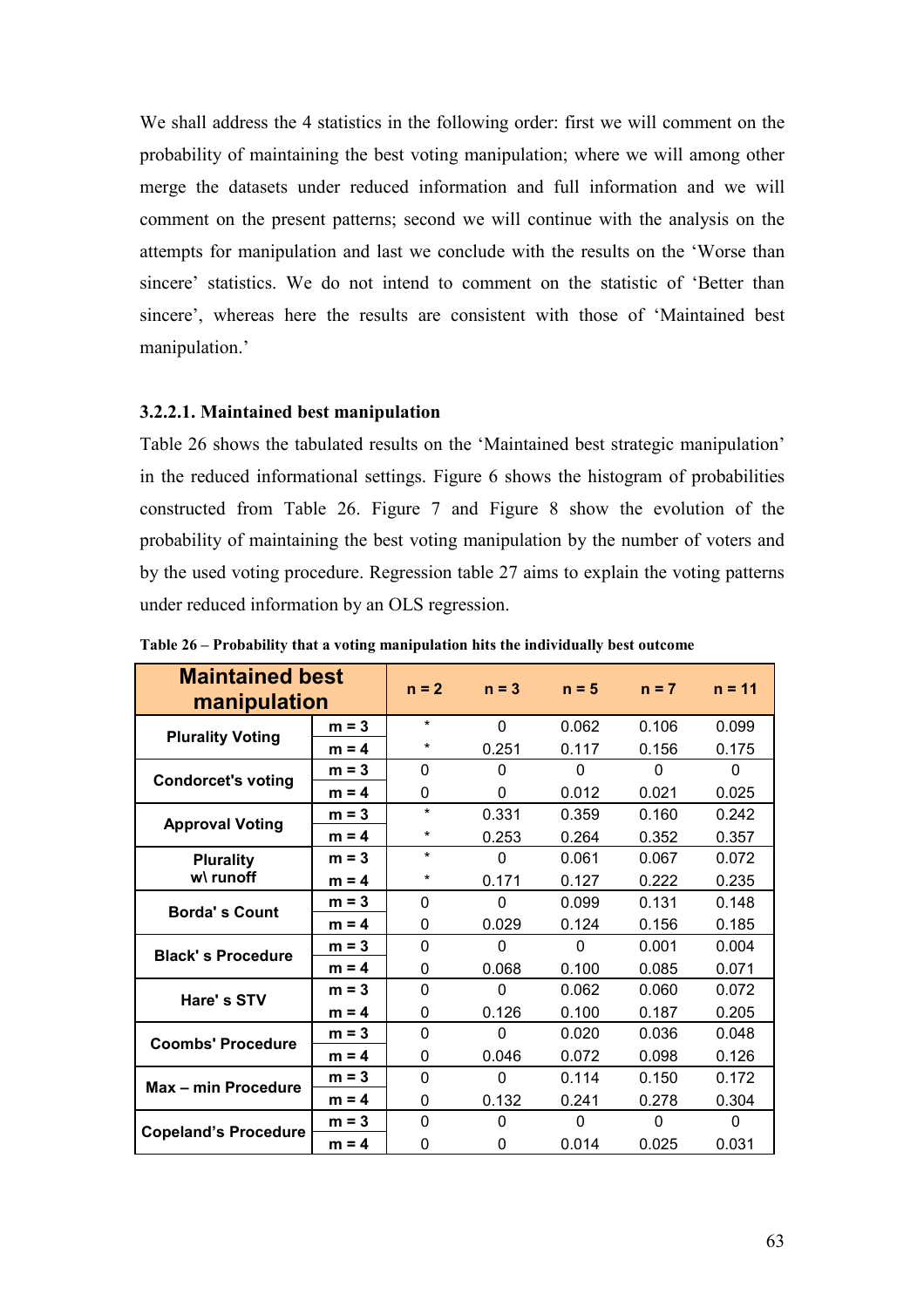We shall address the 4 statistics in the following order: first we will comment on the probability of maintaining the best voting manipulation; where we will among other merge the datasets under reduced information and full information and we will comment on the present patterns; second we will continue with the analysis on the attempts for manipulation and last we conclude with the results on the 'Worse than sincere' statistics. We do not intend to comment on the statistic of 'Better than sincere', whereas here the results are consistent with those of 'Maintained best manipulation.'

### 3.2.2.1. Maintained best manipulation

Table 26 shows the tabulated results on the 'Maintained best strategic manipulation' in the reduced informational settings. Figure 6 shows the histogram of probabilities constructed from Table 26. Figure 7 and Figure 8 show the evolution of the probability of maintaining the best voting manipulation by the number of voters and by the used voting procedure. Regression table 27 aims to explain the voting patterns under reduced information by an OLS regression.

**Table 26 – Probability that a voting manipulation hits the individually best outcome**

| Maintained best manipulation | | n = 2 | n = 3 | n = 5 | n = 7 | n = 11 |
|---|---|---|---|---|---|---|
| Plurality Voting | m = 3 | * | 0 | 0.062 | 0.106 | 0.099 |
| | m = 4 | * | 0.251 | 0.117 | 0.156 | 0.175 |
| Condorcet's voting | m = 3 | 0 | 0 | 0 | 0 | 0 |
| | m = 4 | 0 | 0 | 0.012 | 0.021 | 0.025 |
| Approval Voting | m = 3 | * | 0.331 | 0.359 | 0.160 | 0.242 |
| | m = 4 | * | 0.253 | 0.264 | 0.352 | 0.357 |
| Plurality w\ runoff | m = 3 | * | 0 | 0.061 | 0.067 | 0.072 |
| | m = 4 | * | 0.171 | 0.127 | 0.222 | 0.235 |
| Borda' s Count | m = 3 | 0 | 0 | 0.099 | 0.131 | 0.148 |
| | m = 4 | 0 | 0.029 | 0.124 | 0.156 | 0.185 |
| Black' s Procedure | m = 3 | 0 | 0 | 0 | 0.001 | 0.004 |
| | m = 4 | 0 | 0.068 | 0.100 | 0.085 | 0.071 |
| Hare' s STV | m = 3 | 0 | 0 | 0.062 | 0.060 | 0.072 |
| | m = 4 | 0 | 0.126 | 0.100 | 0.187 | 0.205 |
| Coombs' Procedure | m = 3 | 0 | 0 | 0.020 | 0.036 | 0.048 |
| | m = 4 | 0 | 0.046 | 0.072 | 0.098 | 0.126 |
| Max – min Procedure | m = 3 | 0 | 0 | 0.114 | 0.150 | 0.172 |
| | m = 4 | 0 | 0.132 | 0.241 | 0.278 | 0.304 |
| Copeland's Procedure | m = 3 | 0 | 0 | 0 | 0 | 0 |
| | m = 4 | 0 | 0 | 0.014 | 0.025 | 0.031 |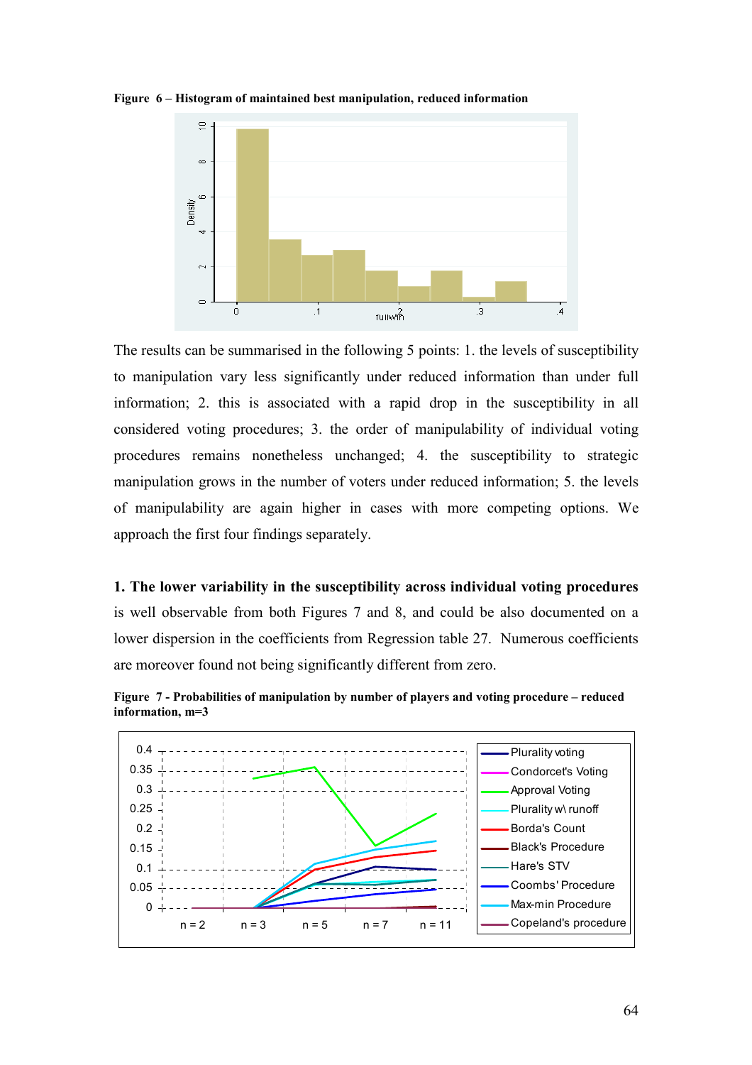**Figure 6 – Histogram of maintained best manipulation, reduced information**

The results can be summarised in the following 5 points: 1. the levels of susceptibility to manipulation vary less significantly under reduced information than under full information; 2. this is associated with a rapid drop in the susceptibility in all considered voting procedures; 3. the order of manipulability of individual voting procedures remains nonetheless unchanged; 4. the susceptibility to strategic manipulation grows in the number of voters under reduced information; 5. the levels of manipulability are again higher in cases with more competing options. We approach the first four findings separately.

**1. The lower variability in the susceptibility across individual voting procedures** is well observable from both Figures 7 and 8, and could be also documented on a lower dispersion in the coefficients from Regression table 27. Numerous coefficients are moreover found not being significantly different from zero.

**Figure 7 - Probabilities of manipulation by number of players and voting procedure – reduced information, m=3**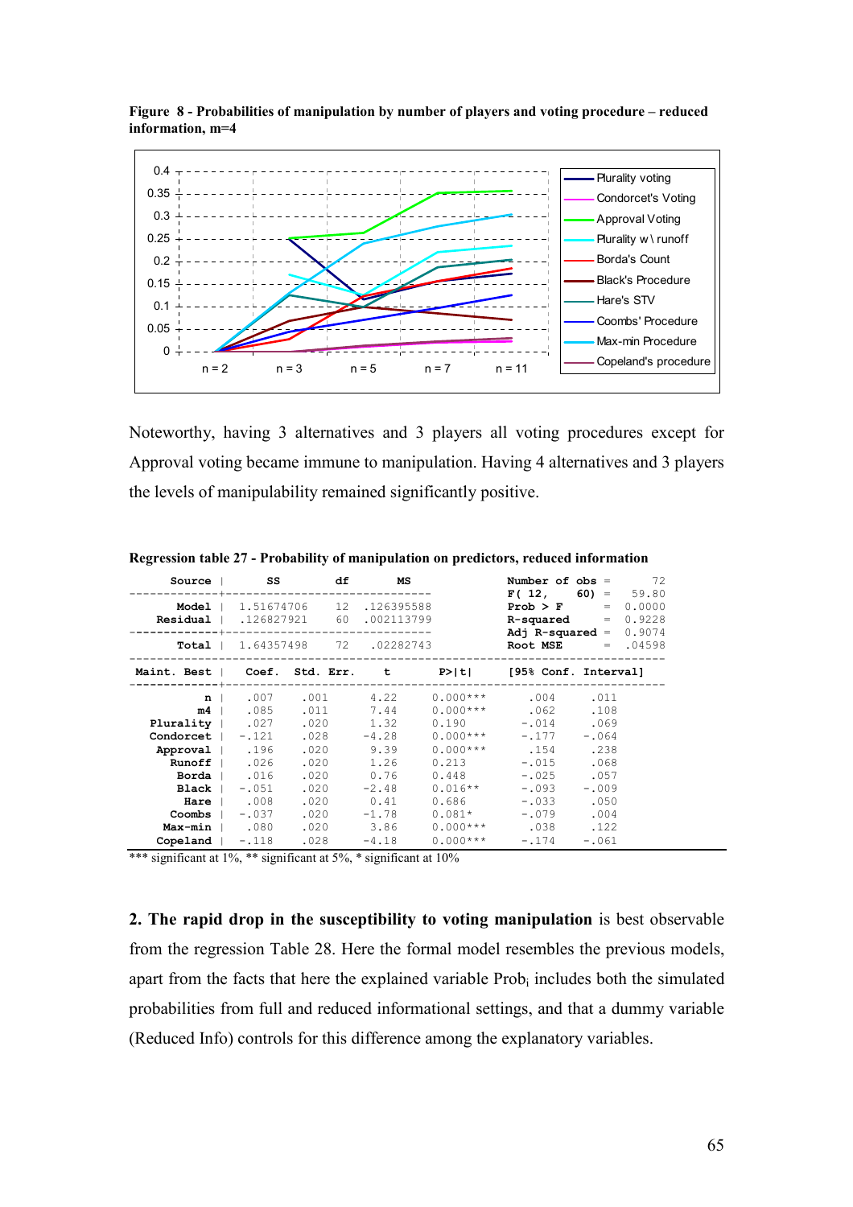**Figure 8 - Probabilities of manipulation by number of players and voting procedure – reduced information, m=4**

Noteworthy, having 3 alternatives and 3 players all voting procedures except for Approval voting became immune to manipulation. Having 4 alternatives and 3 players the levels of manipulability remained significantly positive.

**Regression table 27 - Probability of manipulation on predictors, reduced information**

| Source | SS | df | MS | | |
|---|---|---|---|---|---|
| Model | 1.51674706 | 12 | .126395588 | Number of obs = | 72 |
| Residual | .126827921 | 60 | .002113799 | F( 12, 60) = | 59.80 |
| | | | | Prob > F = | 0.0000 |
| | | | | R-squared = | 0.9228 |
| | | | | Adj R-squared = | 0.9074 |
| Total | 1.64357498 | 72 | .02282743 | Root MSE = | .04598 |

| Maint. Best | Coef. | Std. Err. | t | P>\|t\| | [95% Conf. | Interval] |
|---|---|---|---|---|---|---|
| n | .007 | .001 | 4.22 | 0.000*** | .004 | .011 |
| m4 | .085 | .011 | 7.44 | 0.000*** | .062 | .108 |
| Plurality | .027 | .020 | 1.32 | 0.190 | -.014 | .069 |
| Condorcet | -.121 | .028 | -4.28 | 0.000*** | -.177 | -.064 |
| Approval | .196 | .020 | 9.39 | 0.000*** | .154 | .238 |
| Runoff | .026 | .020 | 1.26 | 0.213 | -.015 | .068 |
| Borda | .016 | .020 | 0.76 | 0.448 | -.025 | .057 |
| Black | -.051 | .020 | -2.48 | 0.016** | -.093 | -.009 |
| Hare | .008 | .020 | 0.41 | 0.686 | -.033 | .050 |
| Coombs | -.037 | .020 | -1.78 | 0.081* | -.079 | .004 |
| Max-min | .080 | .020 | 3.86 | 0.000*** | .038 | .122 |
| Copeland | -.118 | .028 | -4.18 | 0.000*** | -.174 | -.061 |

*** significant at 1%, ** significant at 5%, * significant at 10%

**2. The rapid drop in the susceptibility to voting manipulation** is best observable from the regression Table 28. Here the formal model resembles the previous models, apart from the facts that here the explained variable $Prob_i$ includes both the simulated probabilities from full and reduced informational settings, and that a dummy variable (Reduced Info) controls for this difference among the explanatory variables.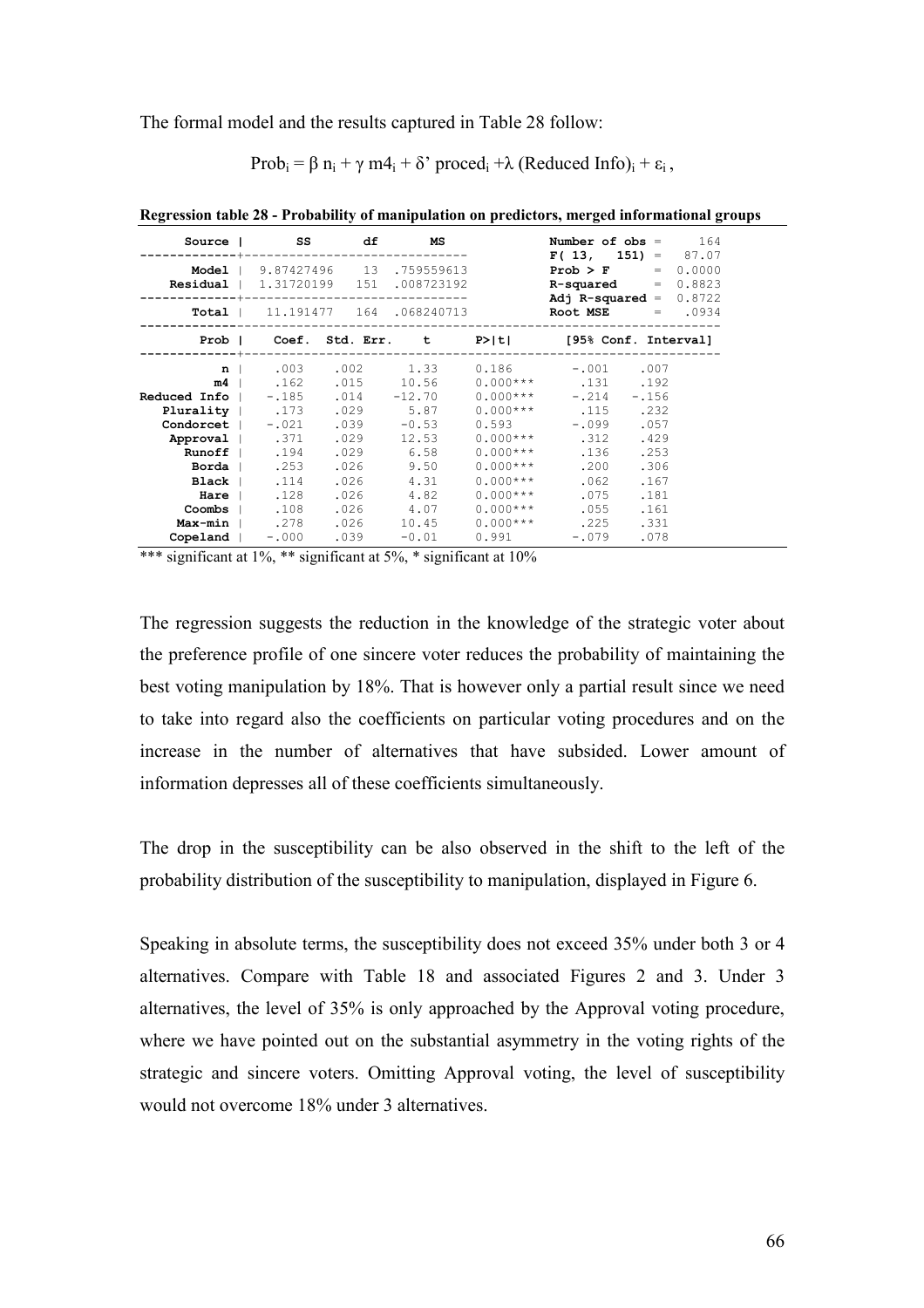The formal model and the results captured in Table 28 follow:

$$\text{Prob}_i = \beta\, n_i + \gamma\, m4_i + \delta'\, \text{proced}_i + \lambda\, (\text{Reduced Info})_i + \varepsilon_i\,,$$

**Regression table 28 - Probability of manipulation on predictors, merged informational groups**

| Source | SS | df | MS |
|---|---|---|---|
| Model | 9.87427496 | 13 | .759559613 |
| Residual | 1.31720199 | 151 | .008723192 |
| Total | 11.191477 | 164 | .068240713 |

| | |
|---|---|
| Number of obs = | 164 |
| $F(13, 151)$ = | 87.07 |
| Prob > F = | 0.0000 |
| R-squared = | 0.8823 |
| Adj R-squared = | 0.8722 |
| Root MSE = | .0934 |

| Prob | Coef. | Std. Err. | t | P>\|t\| | [95% Conf. | Interval] |
|---|---|---|---|---|---|---|
| n | .003 | .002 | 1.33 | 0.186 | -.001 | .007 |
| m4 | .162 | .015 | 10.56 | 0.000*** | .131 | .192 |
| Reduced Info | -.185 | .014 | -12.70 | 0.000*** | -.214 | -.156 |
| Plurality | .173 | .029 | 5.87 | 0.000*** | .115 | .232 |
| Condorcet | -.021 | .039 | -0.53 | 0.593 | -.099 | .057 |
| Approval | .371 | .029 | 12.53 | 0.000*** | .312 | .429 |
| Runoff | .194 | .029 | 6.58 | 0.000*** | .136 | .253 |
| Borda | .253 | .026 | 9.50 | 0.000*** | .200 | .306 |
| Black | .114 | .026 | 4.31 | 0.000*** | .062 | .167 |
| Hare | .128 | .026 | 4.82 | 0.000*** | .075 | .181 |
| Coombs | .108 | .026 | 4.07 | 0.000*** | .055 | .161 |
| Max-min | .278 | .026 | 10.45 | 0.000*** | .225 | .331 |
| Copeland | -.000 | .039 | -0.01 | 0.991 | -.079 | .078 |

*** significant at 1%, ** significant at 5%, * significant at 10%

The regression suggests the reduction in the knowledge of the strategic voter about the preference profile of one sincere voter reduces the probability of maintaining the best voting manipulation by 18%. That is however only a partial result since we need to take into regard also the coefficients on particular voting procedures and on the increase in the number of alternatives that have subsided. Lower amount of information depresses all of these coefficients simultaneously.

The drop in the susceptibility can be also observed in the shift to the left of the probability distribution of the susceptibility to manipulation, displayed in Figure 6.

Speaking in absolute terms, the susceptibility does not exceed 35% under both 3 or 4 alternatives. Compare with Table 18 and associated Figures 2 and 3. Under 3 alternatives, the level of 35% is only approached by the Approval voting procedure, where we have pointed out on the substantial asymmetry in the voting rights of the strategic and sincere voters. Omitting Approval voting, the level of susceptibility would not overcome 18% under 3 alternatives.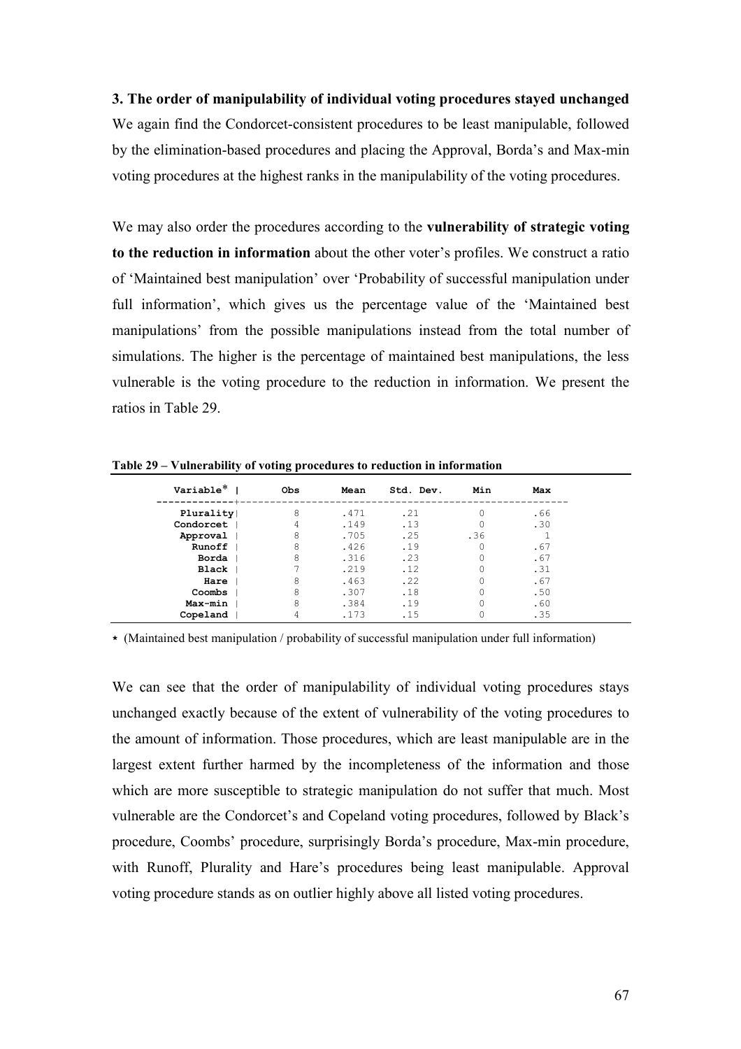**3. The order of manipulability of individual voting procedures stayed unchanged**
We again find the Condorcet-consistent procedures to be least manipulable, followed by the elimination-based procedures and placing the Approval, Borda's and Max-min voting procedures at the highest ranks in the manipulability of the voting procedures.

We may also order the procedures according to the **vulnerability of strategic voting to the reduction in information** about the other voter's profiles. We construct a ratio of 'Maintained best manipulation' over 'Probability of successful manipulation under full information', which gives us the percentage value of the 'Maintained best manipulations' from the possible manipulations instead from the total number of simulations. The higher is the percentage of maintained best manipulations, the less vulnerable is the voting procedure to the reduction in information. We present the ratios in Table 29.

**Table 29 – Vulnerability of voting procedures to reduction in information**

| Variable* | Obs | Mean | Std. Dev. | Min | Max |
|---|---|---|---|---|---|
| Plurality | 8 | .471 | .21 | 0 | .66 |
| Condorcet | 4 | .149 | .13 | 0 | .30 |
| Approval | 8 | .705 | .25 | .36 | 1 |
| Runoff | 8 | .426 | .19 | 0 | .67 |
| Borda | 8 | .316 | .23 | 0 | .67 |
| Black | 7 | .219 | .12 | 0 | .31 |
| Hare | 8 | .463 | .22 | 0 | .67 |
| Coombs | 8 | .307 | .18 | 0 | .50 |
| Max-min | 8 | .384 | .19 | 0 | .60 |
| Copeland | 4 | .173 | .15 | 0 | .35 |

* (Maintained best manipulation / probability of successful manipulation under full information)

We can see that the order of manipulability of individual voting procedures stays unchanged exactly because of the extent of vulnerability of the voting procedures to the amount of information. Those procedures, which are least manipulable are in the largest extent further harmed by the incompleteness of the information and those which are more susceptible to strategic manipulation do not suffer that much. Most vulnerable are the Condorcet's and Copeland voting procedures, followed by Black's procedure, Coombs' procedure, surprisingly Borda's procedure, Max-min procedure, with Runoff, Plurality and Hare's procedures being least manipulable. Approval voting procedure stands as on outlier highly above all listed voting procedures.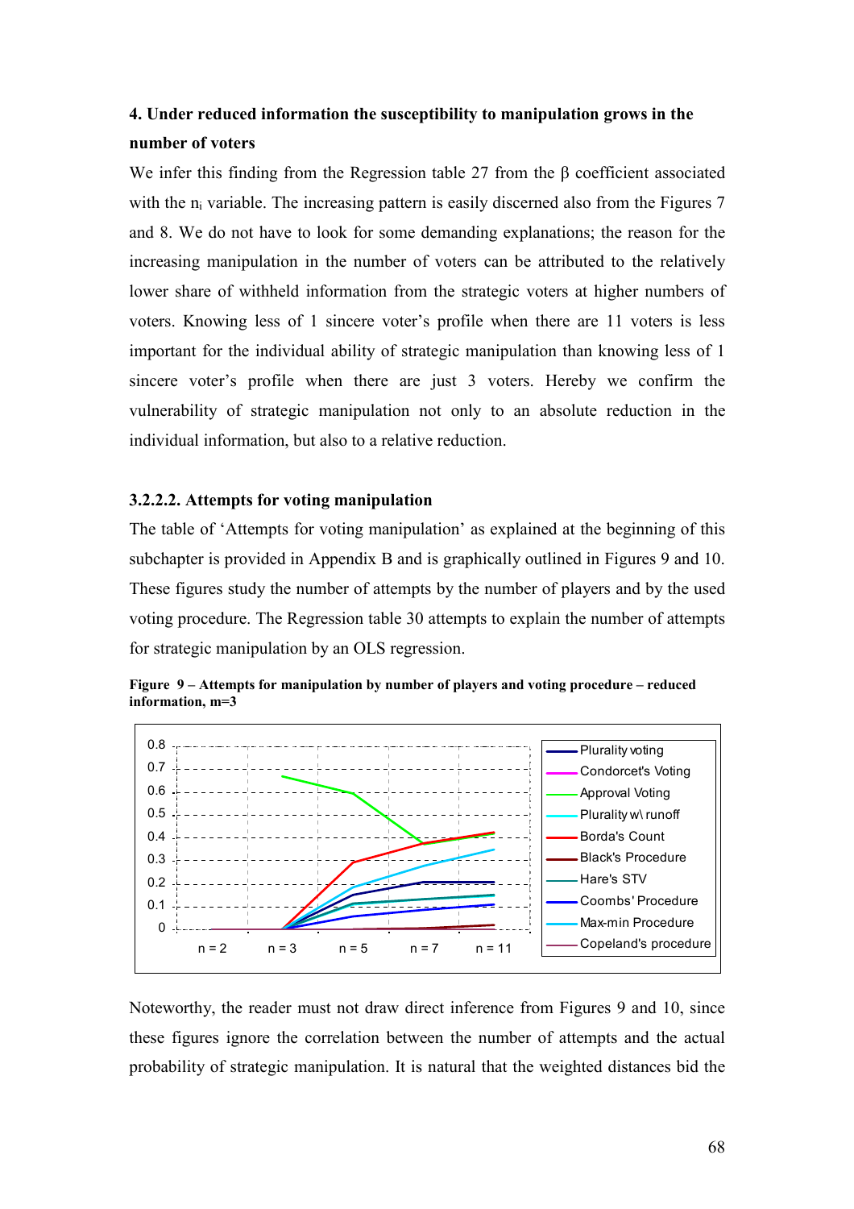**4. Under reduced information the susceptibility to manipulation grows in the number of voters**

We infer this finding from the Regression table 27 from the β coefficient associated with the $n_i$ variable. The increasing pattern is easily discerned also from the Figures 7 and 8. We do not have to look for some demanding explanations; the reason for the increasing manipulation in the number of voters can be attributed to the relatively lower share of withheld information from the strategic voters at higher numbers of voters. Knowing less of 1 sincere voter's profile when there are 11 voters is less important for the individual ability of strategic manipulation than knowing less of 1 sincere voter's profile when there are just 3 voters. Hereby we confirm the vulnerability of strategic manipulation not only to an absolute reduction in the individual information, but also to a relative reduction.

### 3.2.2.2. Attempts for voting manipulation

The table of 'Attempts for voting manipulation' as explained at the beginning of this subchapter is provided in Appendix B and is graphically outlined in Figures 9 and 10. These figures study the number of attempts by the number of players and by the used voting procedure. The Regression table 30 attempts to explain the number of attempts for strategic manipulation by an OLS regression.

**Figure 9 – Attempts for manipulation by number of players and voting procedure – reduced information, m=3**

Noteworthy, the reader must not draw direct inference from Figures 9 and 10, since these figures ignore the correlation between the number of attempts and the actual probability of strategic manipulation. It is natural that the weighted distances bid the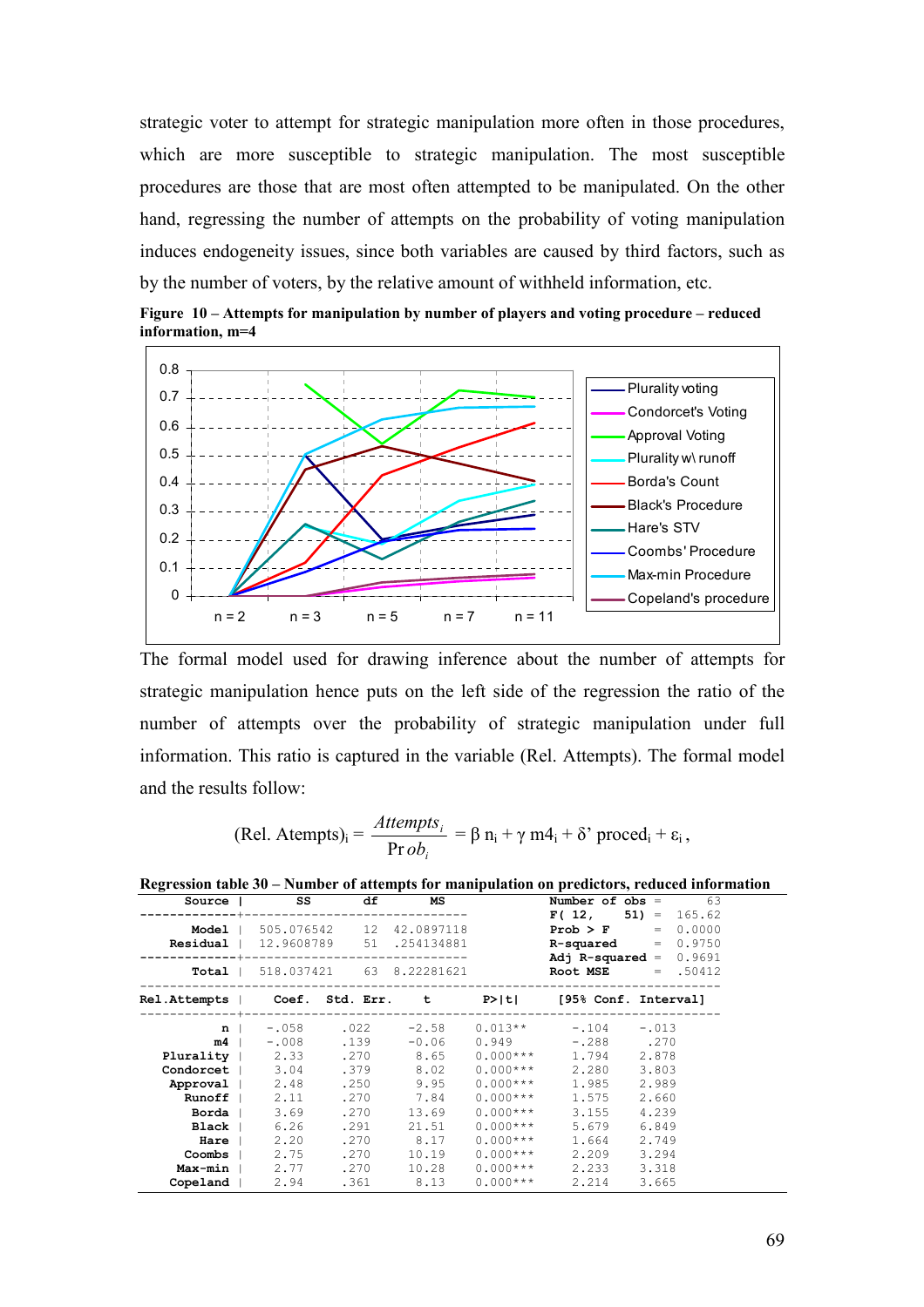strategic voter to attempt for strategic manipulation more often in those procedures, which are more susceptible to strategic manipulation. The most susceptible procedures are those that are most often attempted to be manipulated. On the other hand, regressing the number of attempts on the probability of voting manipulation induces endogeneity issues, since both variables are caused by third factors, such as by the number of voters, by the relative amount of withheld information, etc.

**Figure 10 – Attempts for manipulation by number of players and voting procedure – reduced information, m=4**

The formal model used for drawing inference about the number of attempts for strategic manipulation hence puts on the left side of the regression the ratio of the number of attempts over the probability of strategic manipulation under full information. This ratio is captured in the variable (Rel. Attempts). The formal model and the results follow:

$$(\text{Rel. Atempts})_i = \frac{Attempts_i}{Prob_i} = \beta\, n_i + \gamma\, m4_i + \delta'\, proced_i + \varepsilon_i\,,$$

**Regression table 30 – Number of attempts for manipulation on predictors, reduced information**

| Source | SS | df | MS |
|---|---|---|---|
| Model | 505.076542 | 12 | 42.0897118 |
| Residual | 12.9608789 | 51 | .254134881 |
| Total | 518.037421 | 63 | 8.22281621 |

| | |
|---|---|
| Number of obs | = 63 |
| F( 12, 51) | = 165.62 |
| Prob > F | = 0.0000 |
| R-squared | = 0.9750 |
| Adj R-squared | = 0.9691 |
| Root MSE | = .50412 |

| Rel.Attempts | Coef. | Std. Err. | t | P>\|t\| | [95% Conf. | Interval] |
|---|---|---|---|---|---|---|
| n | -.058 | .022 | -2.58 | 0.013** | -.104 | -.013 |
| m4 | -.008 | .139 | -0.06 | 0.949 | -.288 | .270 |
| Plurality | 2.33 | .270 | 8.65 | 0.000*** | 1.794 | 2.878 |
| Condorcet | 3.04 | .379 | 8.02 | 0.000*** | 2.280 | 3.803 |
| Approval | 2.48 | .250 | 9.95 | 0.000*** | 1.985 | 2.989 |
| Runoff | 2.11 | .270 | 7.84 | 0.000*** | 1.575 | 2.660 |
| Borda | 3.69 | .270 | 13.69 | 0.000*** | 3.155 | 4.239 |
| Black | 6.26 | .291 | 21.51 | 0.000*** | 5.679 | 6.849 |
| Hare | 2.20 | .270 | 8.17 | 0.000*** | 1.664 | 2.749 |
| Coombs | 2.75 | .270 | 10.19 | 0.000*** | 2.209 | 3.294 |
| Max-min | 2.77 | .270 | 10.28 | 0.000*** | 2.233 | 3.318 |
| Copeland | 2.94 | .361 | 8.13 | 0.000*** | 2.214 | 3.665 |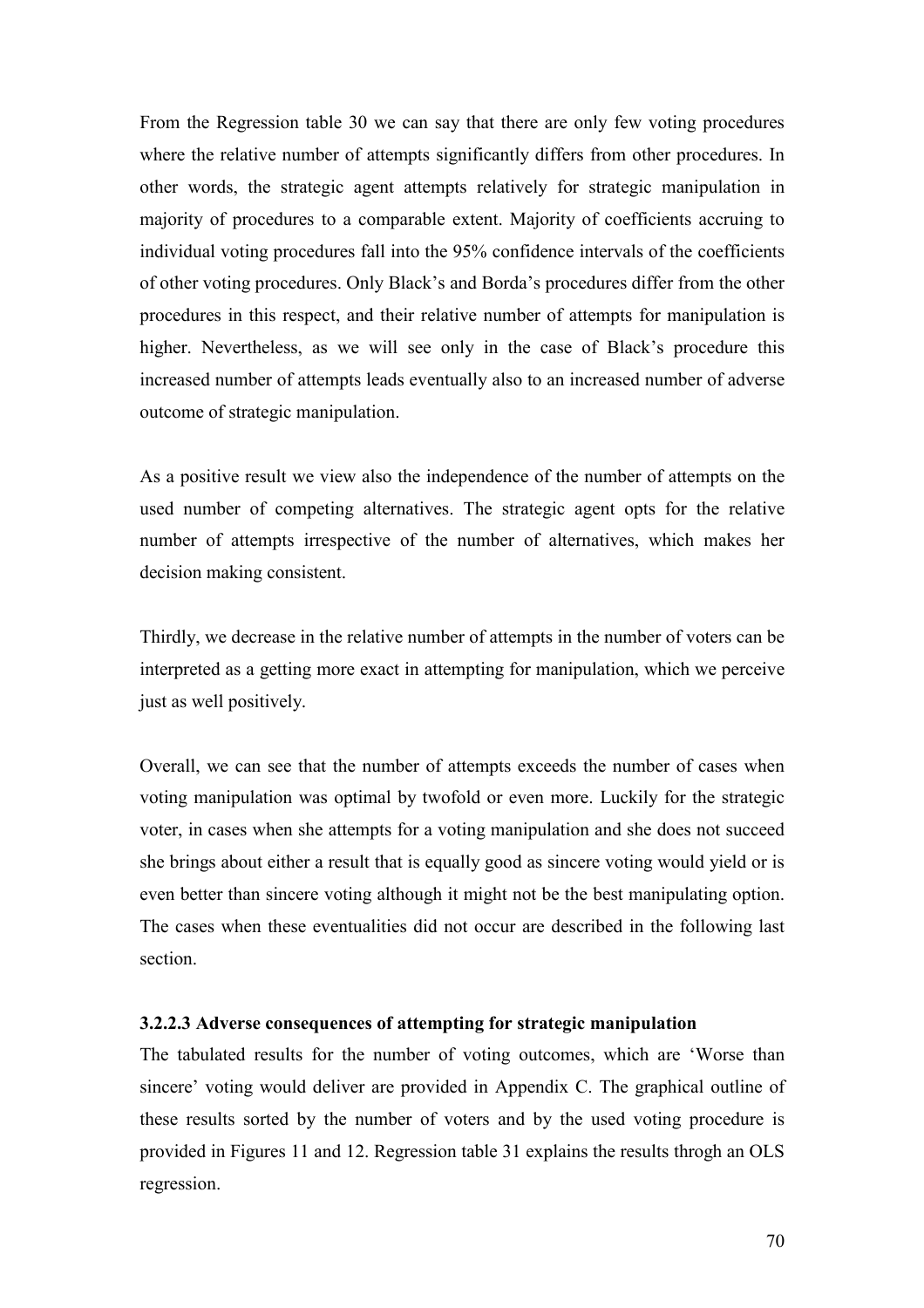From the Regression table 30 we can say that there are only few voting procedures where the relative number of attempts significantly differs from other procedures. In other words, the strategic agent attempts relatively for strategic manipulation in majority of procedures to a comparable extent. Majority of coefficients accruing to individual voting procedures fall into the 95% confidence intervals of the coefficients of other voting procedures. Only Black's and Borda's procedures differ from the other procedures in this respect, and their relative number of attempts for manipulation is higher. Nevertheless, as we will see only in the case of Black's procedure this increased number of attempts leads eventually also to an increased number of adverse outcome of strategic manipulation.

As a positive result we view also the independence of the number of attempts on the used number of competing alternatives. The strategic agent opts for the relative number of attempts irrespective of the number of alternatives, which makes her decision making consistent.

Thirdly, we decrease in the relative number of attempts in the number of voters can be interpreted as a getting more exact in attempting for manipulation, which we perceive just as well positively.

Overall, we can see that the number of attempts exceeds the number of cases when voting manipulation was optimal by twofold or even more. Luckily for the strategic voter, in cases when she attempts for a voting manipulation and she does not succeed she brings about either a result that is equally good as sincere voting would yield or is even better than sincere voting although it might not be the best manipulating option. The cases when these eventualities did not occur are described in the following last section.

#### 3.2.2.3 Adverse consequences of attempting for strategic manipulation

The tabulated results for the number of voting outcomes, which are 'Worse than sincere' voting would deliver are provided in Appendix C. The graphical outline of these results sorted by the number of voters and by the used voting procedure is provided in Figures 11 and 12. Regression table 31 explains the results throgh an OLS regression.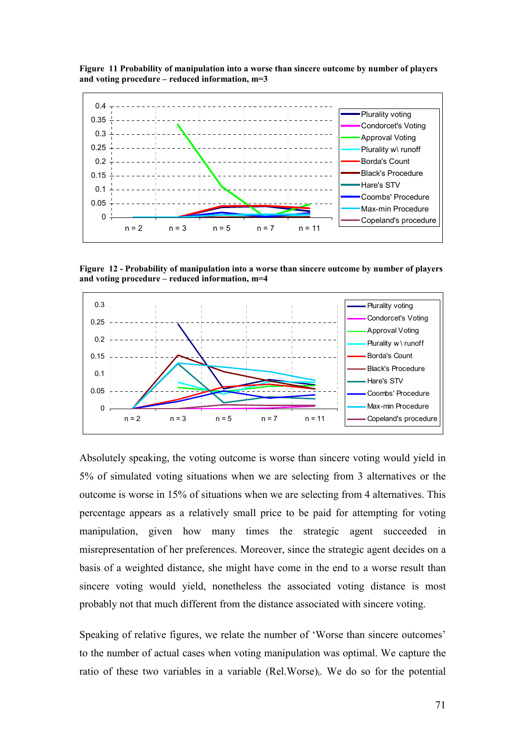**Figure 11 Probability of manipulation into a worse than sincere outcome by number of players and voting procedure – reduced information, m=3**

**Figure 12 - Probability of manipulation into a worse than sincere outcome by number of players and voting procedure – reduced information, m=4**

Absolutely speaking, the voting outcome is worse than sincere voting would yield in 5% of simulated voting situations when we are selecting from 3 alternatives or the outcome is worse in 15% of situations when we are selecting from 4 alternatives. This percentage appears as a relatively small price to be paid for attempting for voting manipulation, given how many times the strategic agent succeeded in misrepresentation of her preferences. Moreover, since the strategic agent decides on a basis of a weighted distance, she might have come in the end to a worse result than sincere voting would yield, nonetheless the associated voting distance is most probably not that much different from the distance associated with sincere voting.

Speaking of relative figures, we relate the number of 'Worse than sincere outcomes' to the number of actual cases when voting manipulation was optimal. We capture the ratio of these two variables in a variable $(Rel.Worse)_i$. We do so for the potential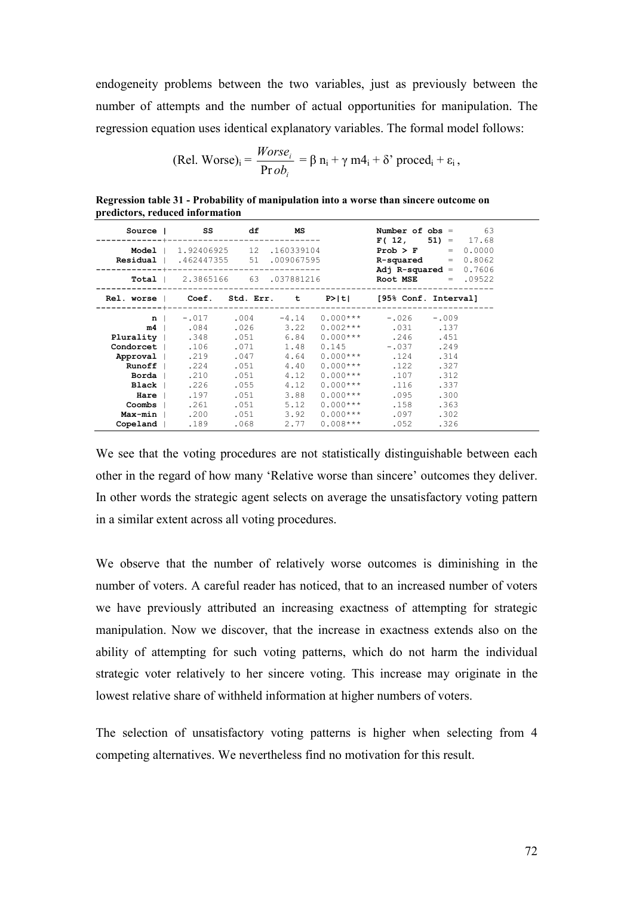endogeneity problems between the two variables, just as previously between the number of attempts and the number of actual opportunities for manipulation. The regression equation uses identical explanatory variables. The formal model follows:

$$\text{(Rel. Worse)}_i = \frac{Worse_i}{\Pr ob_i} = \beta\, n_i + \gamma\, m4_i + \delta'\, proced_i + \varepsilon_i\,,$$

**Regression table 31 - Probability of manipulation into a worse than sincere outcome on predictors, reduced information**

| Source | SS | df | MS |
|---|---|---|---|
| Model | 1.92406925 | 12 | .160339104 |
| Residual | .462447355 | 51 | .009067595 |
| Total | 2.3865166 | 63 | .037881216 |

| | |
|---|---|
| Number of obs = | 63 |
| F( 12, 51) = | 17.68 |
| Prob > F = | 0.0000 |
| R-squared = | 0.8062 |
| Adj R-squared = | 0.7606 |
| Root MSE = | .09522 |

| Rel. worse | Coef. | Std. Err. | t | P>\|t\| | [95% Conf. | Interval] |
|---|---|---|---|---|---|---|
| n | -.017 | .004 | -4.14 | 0.000*** | -.026 | -.009 |
| m4 | .084 | .026 | 3.22 | 0.002*** | .031 | .137 |
| Plurality | .348 | .051 | 6.84 | 0.000*** | .246 | .451 |
| Condorcet | .106 | .071 | 1.48 | 0.145 | -.037 | .249 |
| Approval | .219 | .047 | 4.64 | 0.000*** | .124 | .314 |
| Runoff | .224 | .051 | 4.40 | 0.000*** | .122 | .327 |
| Borda | .210 | .051 | 4.12 | 0.000*** | .107 | .312 |
| Black | .226 | .055 | 4.12 | 0.000*** | .116 | .337 |
| Hare | .197 | .051 | 3.88 | 0.000*** | .095 | .300 |
| Coombs | .261 | .051 | 5.12 | 0.000*** | .158 | .363 |
| Max-min | .200 | .051 | 3.92 | 0.000*** | .097 | .302 |
| Copeland | .189 | .068 | 2.77 | 0.008*** | .052 | .326 |

We see that the voting procedures are not statistically distinguishable between each other in the regard of how many 'Relative worse than sincere' outcomes they deliver. In other words the strategic agent selects on average the unsatisfactory voting pattern in a similar extent across all voting procedures.

We observe that the number of relatively worse outcomes is diminishing in the number of voters. A careful reader has noticed, that to an increased number of voters we have previously attributed an increasing exactness of attempting for strategic manipulation. Now we discover, that the increase in exactness extends also on the ability of attempting for such voting patterns, which do not harm the individual strategic voter relatively to her sincere voting. This increase may originate in the lowest relative share of withheld information at higher numbers of voters.

The selection of unsatisfactory voting patterns is higher when selecting from 4 competing alternatives. We nevertheless find no motivation for this result.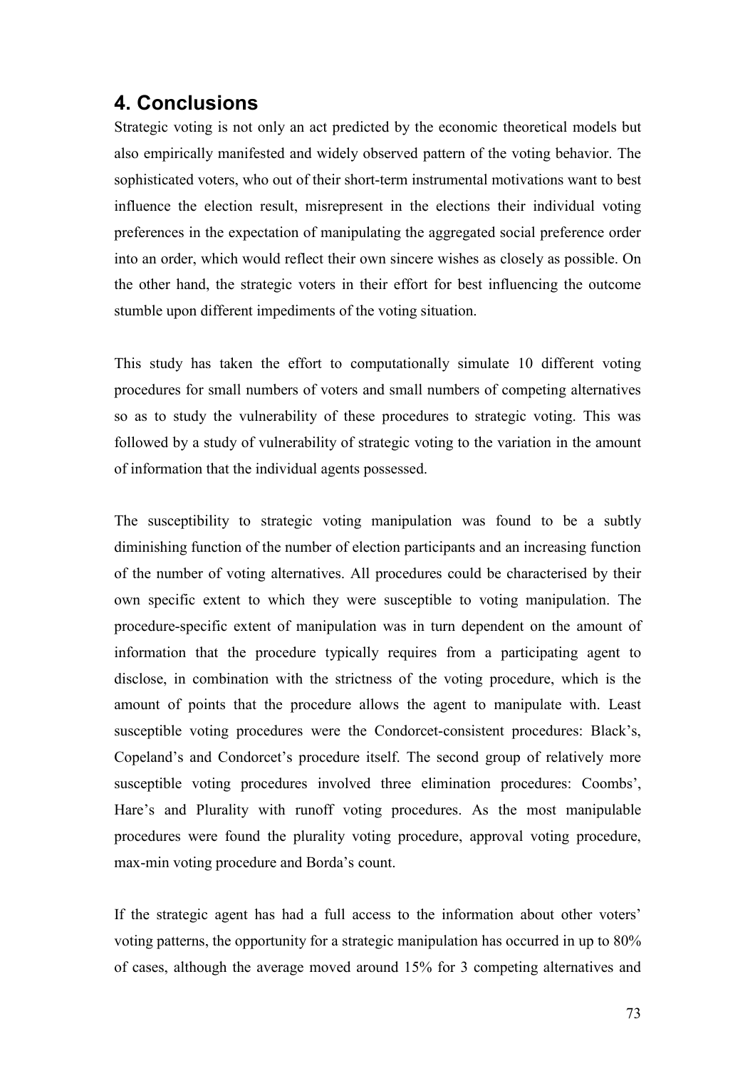## 4. Conclusions

Strategic voting is not only an act predicted by the economic theoretical models but also empirically manifested and widely observed pattern of the voting behavior. The sophisticated voters, who out of their short-term instrumental motivations want to best influence the election result, misrepresent in the elections their individual voting preferences in the expectation of manipulating the aggregated social preference order into an order, which would reflect their own sincere wishes as closely as possible. On the other hand, the strategic voters in their effort for best influencing the outcome stumble upon different impediments of the voting situation.

This study has taken the effort to computationally simulate 10 different voting procedures for small numbers of voters and small numbers of competing alternatives so as to study the vulnerability of these procedures to strategic voting. This was followed by a study of vulnerability of strategic voting to the variation in the amount of information that the individual agents possessed.

The susceptibility to strategic voting manipulation was found to be a subtly diminishing function of the number of election participants and an increasing function of the number of voting alternatives. All procedures could be characterised by their own specific extent to which they were susceptible to voting manipulation. The procedure-specific extent of manipulation was in turn dependent on the amount of information that the procedure typically requires from a participating agent to disclose, in combination with the strictness of the voting procedure, which is the amount of points that the procedure allows the agent to manipulate with. Least susceptible voting procedures were the Condorcet-consistent procedures: Black's, Copeland's and Condorcet's procedure itself. The second group of relatively more susceptible voting procedures involved three elimination procedures: Coombs', Hare's and Plurality with runoff voting procedures. As the most manipulable procedures were found the plurality voting procedure, approval voting procedure, max-min voting procedure and Borda's count.

If the strategic agent has had a full access to the information about other voters' voting patterns, the opportunity for a strategic manipulation has occurred in up to 80% of cases, although the average moved around 15% for 3 competing alternatives and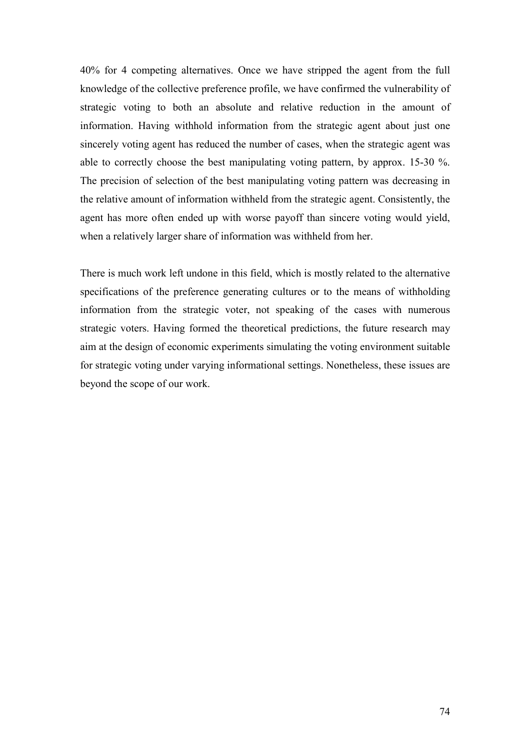40% for 4 competing alternatives. Once we have stripped the agent from the full knowledge of the collective preference profile, we have confirmed the vulnerability of strategic voting to both an absolute and relative reduction in the amount of information. Having withhold information from the strategic agent about just one sincerely voting agent has reduced the number of cases, when the strategic agent was able to correctly choose the best manipulating voting pattern, by approx. 15-30 %. The precision of selection of the best manipulating voting pattern was decreasing in the relative amount of information withheld from the strategic agent. Consistently, the agent has more often ended up with worse payoff than sincere voting would yield, when a relatively larger share of information was withheld from her.

There is much work left undone in this field, which is mostly related to the alternative specifications of the preference generating cultures or to the means of withholding information from the strategic voter, not speaking of the cases with numerous strategic voters. Having formed the theoretical predictions, the future research may aim at the design of economic experiments simulating the voting environment suitable for strategic voting under varying informational settings. Nonetheless, these issues are beyond the scope of our work.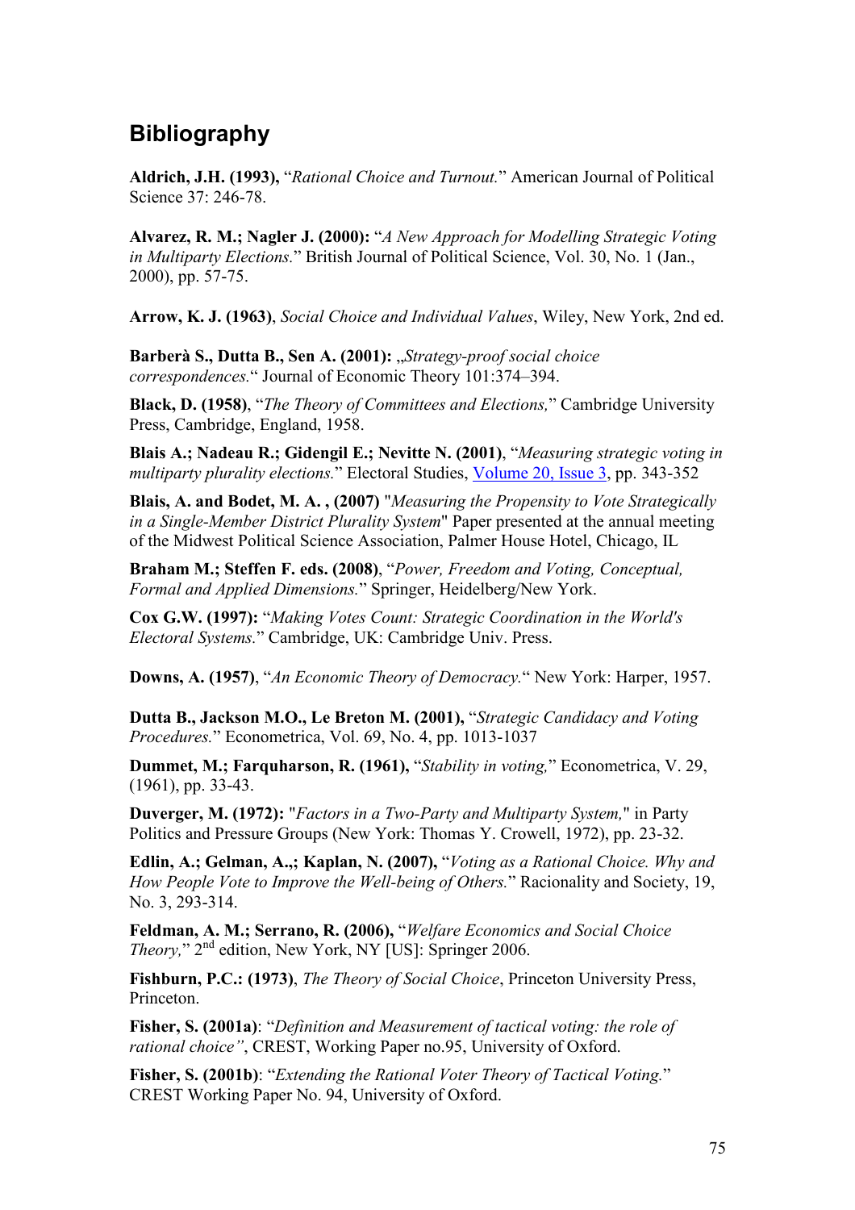## Bibliography

**Aldrich, J.H. (1993),** "*Rational Choice and Turnout.*" American Journal of Political Science 37: 246-78.

**Alvarez, R. M.; Nagler J. (2000):** "*A New Approach for Modelling Strategic Voting in Multiparty Elections.*" British Journal of Political Science, Vol. 30, No. 1 (Jan., 2000), pp. 57-75.

**Arrow, K. J. (1963)**, *Social Choice and Individual Values*, Wiley, New York, 2nd ed.

**Barberà S., Dutta B., Sen A. (2001):** „*Strategy-proof social choice correspondences.*" Journal of Economic Theory 101:374–394.

**Black, D. (1958)**, "*The Theory of Committees and Elections,*" Cambridge University Press, Cambridge, England, 1958.

**Blais A.; Nadeau R.; Gidengil E.; Nevitte N. (2001)**, "*Measuring strategic voting in multiparty plurality elections.*" Electoral Studies, Volume 20, Issue 3, pp. 343-352

**Blais, A. and Bodet, M. A. , (2007)** "*Measuring the Propensity to Vote Strategically in a Single-Member District Plurality System*" Paper presented at the annual meeting of the Midwest Political Science Association, Palmer House Hotel, Chicago, IL

**Braham M.; Steffen F. eds. (2008)**, "*Power, Freedom and Voting, Conceptual, Formal and Applied Dimensions.*" Springer, Heidelberg/New York.

**Cox G.W. (1997):** "*Making Votes Count: Strategic Coordination in the World's Electoral Systems.*" Cambridge, UK: Cambridge Univ. Press.

**Downs, A. (1957)**, "*An Economic Theory of Democracy.*" New York: Harper, 1957.

**Dutta B., Jackson M.O., Le Breton M. (2001),** "*Strategic Candidacy and Voting Procedures.*" Econometrica, Vol. 69, No. 4, pp. 1013-1037

**Dummet, M.; Farquharson, R. (1961),** "*Stability in voting,*" Econometrica, V. 29, (1961), pp. 33-43.

**Duverger, M. (1972):** "*Factors in a Two-Party and Multiparty System,*" in Party Politics and Pressure Groups (New York: Thomas Y. Crowell, 1972), pp. 23-32.

**Edlin, A.; Gelman, A.,; Kaplan, N. (2007),** "*Voting as a Rational Choice. Why and How People Vote to Improve the Well-being of Others.*" Racionality and Society, 19, No. 3, 293-314.

**Feldman, A. M.; Serrano, R. (2006),** "*Welfare Economics and Social Choice Theory,*" 2nd edition, New York, NY [US]: Springer 2006.

**Fishburn, P.C.: (1973)**, *The Theory of Social Choice*, Princeton University Press, Princeton.

**Fisher, S. (2001a)**: "*Definition and Measurement of tactical voting: the role of rational choice"*, CREST, Working Paper no.95, University of Oxford.

**Fisher, S. (2001b)**: "*Extending the Rational Voter Theory of Tactical Voting.*" CREST Working Paper No. 94, University of Oxford.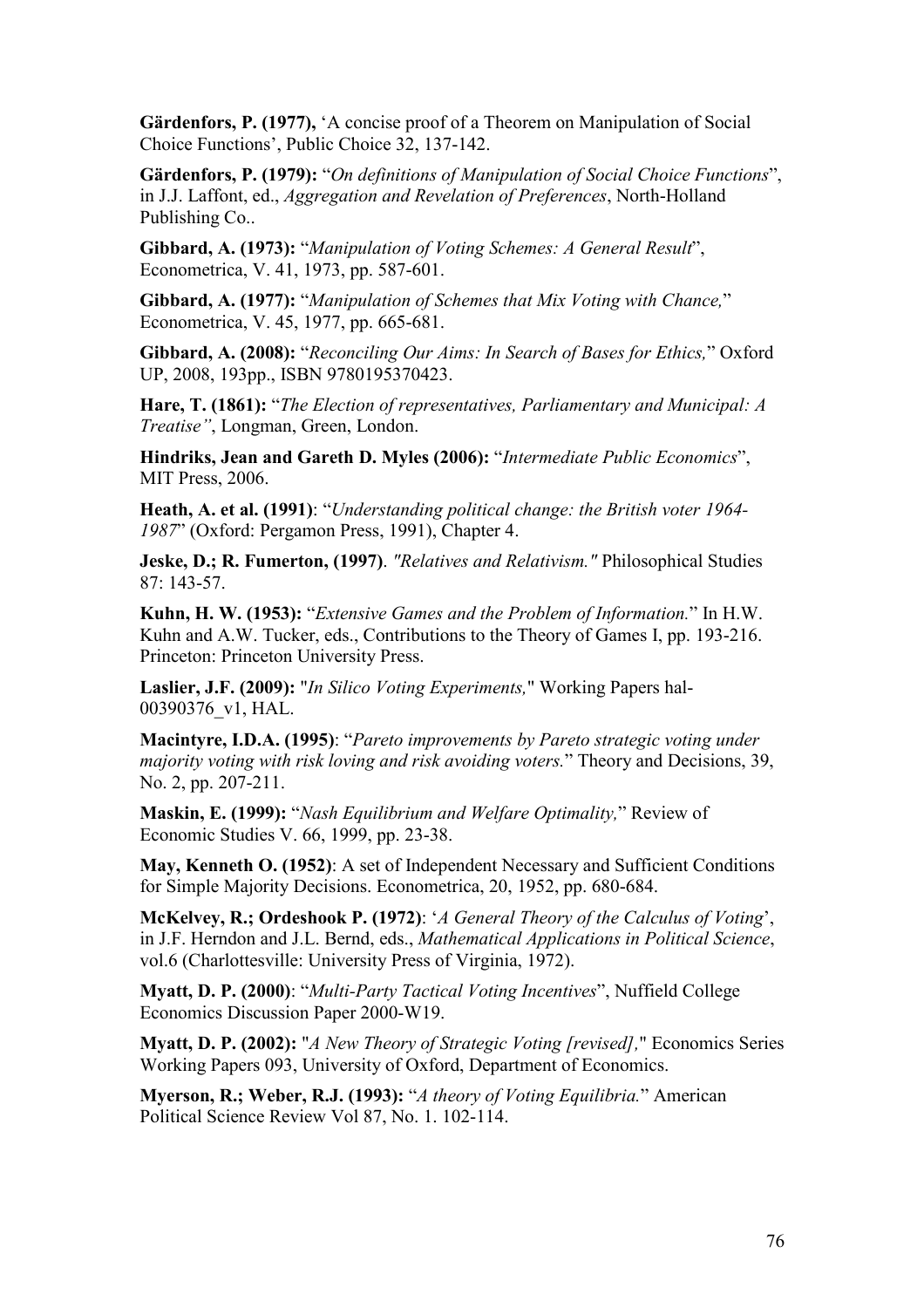**Gärdenfors, P. (1977),** 'A concise proof of a Theorem on Manipulation of Social Choice Functions', Public Choice 32, 137-142.

**Gärdenfors, P. (1979):** "*On definitions of Manipulation of Social Choice Functions*", in J.J. Laffont, ed., *Aggregation and Revelation of Preferences*, North-Holland Publishing Co..

**Gibbard, A. (1973):** "*Manipulation of Voting Schemes: A General Result*", Econometrica, V. 41, 1973, pp. 587-601.

**Gibbard, A. (1977):** "*Manipulation of Schemes that Mix Voting with Chance,*" Econometrica, V. 45, 1977, pp. 665-681.

**Gibbard, A. (2008):** "*Reconciling Our Aims: In Search of Bases for Ethics,*" Oxford UP, 2008, 193pp., ISBN 9780195370423.

**Hare, T. (1861):** "*The Election of representatives, Parliamentary and Municipal: A Treatise"*, Longman, Green, London.

**Hindriks, Jean and Gareth D. Myles (2006):** "*Intermediate Public Economics*", MIT Press, 2006.

**Heath, A. et al. (1991)**: "*Understanding political change: the British voter 1964-1987*" (Oxford: Pergamon Press, 1991), Chapter 4.

**Jeske, D.; R. Fumerton, (1997)**. *"Relatives and Relativism."* Philosophical Studies 87: 143-57.

**Kuhn, H. W. (1953):** "*Extensive Games and the Problem of Information.*" In H.W. Kuhn and A.W. Tucker, eds., Contributions to the Theory of Games I, pp. 193-216. Princeton: Princeton University Press.

**Laslier, J.F. (2009):** "*In Silico Voting Experiments,*" Working Papers hal-00390376_v1, HAL.

**Macintyre, I.D.A. (1995)**: "*Pareto improvements by Pareto strategic voting under majority voting with risk loving and risk avoiding voters.*" Theory and Decisions, 39, No. 2, pp. 207-211.

**Maskin, E. (1999):** "*Nash Equilibrium and Welfare Optimality,*" Review of Economic Studies V. 66, 1999, pp. 23-38.

**May, Kenneth O. (1952)**: A set of Independent Necessary and Sufficient Conditions for Simple Majority Decisions. Econometrica, 20, 1952, pp. 680-684.

**McKelvey, R.; Ordeshook P. (1972)**: '*A General Theory of the Calculus of Voting*', in J.F. Herndon and J.L. Bernd, eds., *Mathematical Applications in Political Science*, vol.6 (Charlottesville: University Press of Virginia, 1972).

**Myatt, D. P. (2000)**: "*Multi-Party Tactical Voting Incentives*", Nuffield College Economics Discussion Paper 2000-W19.

**Myatt, D. P. (2002):** "*A New Theory of Strategic Voting [revised],*" Economics Series Working Papers 093, University of Oxford, Department of Economics.

**Myerson, R.; Weber, R.J. (1993):** "*A theory of Voting Equilibria.*" American Political Science Review Vol 87, No. 1. 102-114.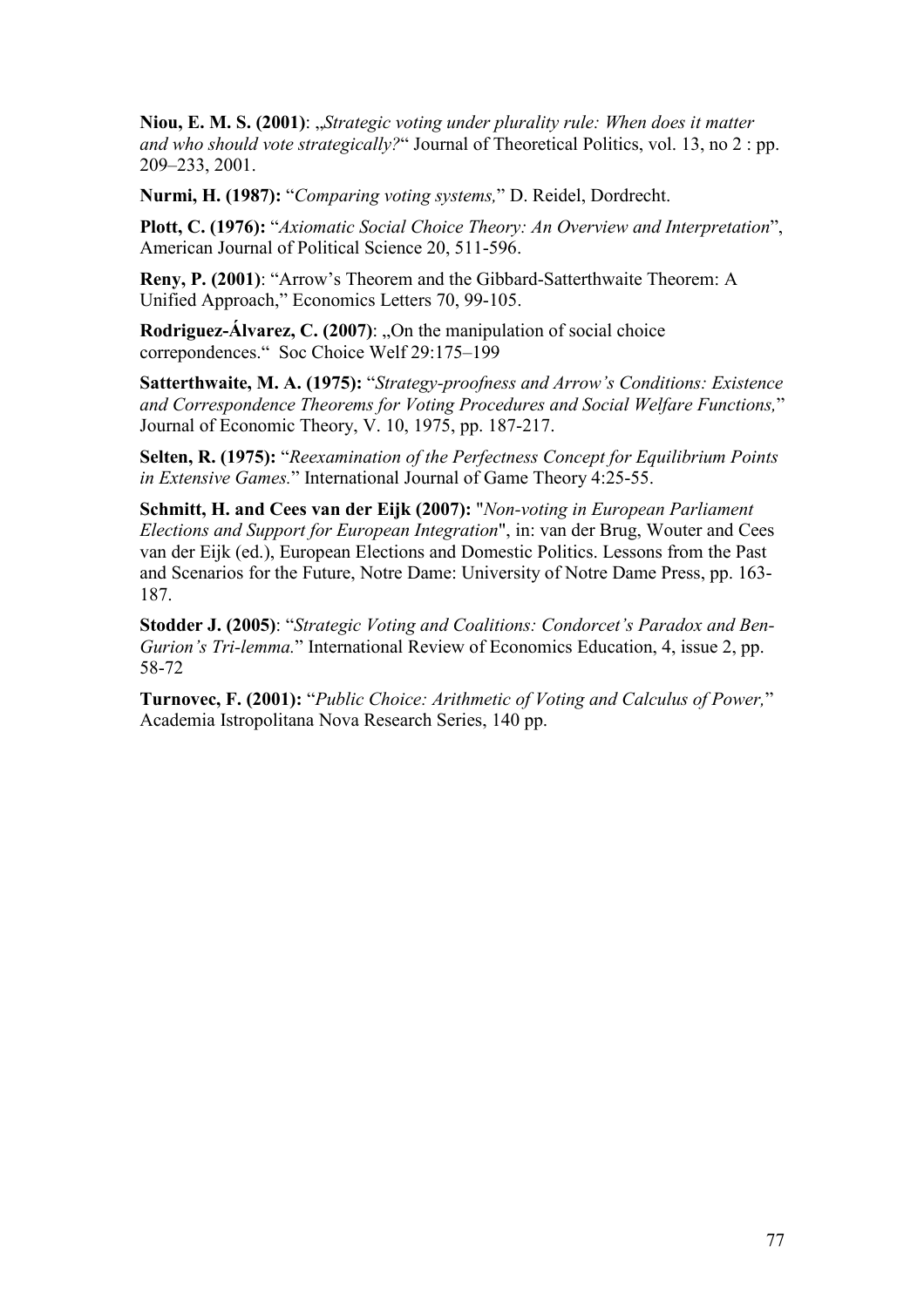**Niou, E. M. S. (2001)**: „*Strategic voting under plurality rule: When does it matter and who should vote strategically?*" Journal of Theoretical Politics, vol. 13, no 2 : pp. 209–233, 2001.

**Nurmi, H. (1987):** "*Comparing voting systems,*" D. Reidel, Dordrecht.

**Plott, C. (1976):** "*Axiomatic Social Choice Theory: An Overview and Interpretation*", American Journal of Political Science 20, 511-596.

**Reny, P. (2001)**: "Arrow's Theorem and the Gibbard-Satterthwaite Theorem: A Unified Approach," Economics Letters 70, 99-105.

**Rodriguez-Álvarez, C. (2007)**: „On the manipulation of social choice correpondences." Soc Choice Welf 29:175–199

**Satterthwaite, M. A. (1975):** "*Strategy-proofness and Arrow's Conditions: Existence and Correspondence Theorems for Voting Procedures and Social Welfare Functions,*" Journal of Economic Theory, V. 10, 1975, pp. 187-217.

**Selten, R. (1975):** "*Reexamination of the Perfectness Concept for Equilibrium Points in Extensive Games.*" International Journal of Game Theory 4:25-55.

**Schmitt, H. and Cees van der Eijk (2007):** "*Non-voting in European Parliament Elections and Support for European Integration*", in: van der Brug, Wouter and Cees van der Eijk (ed.), European Elections and Domestic Politics. Lessons from the Past and Scenarios for the Future, Notre Dame: University of Notre Dame Press, pp. 163-187.

**Stodder J. (2005)**: "*Strategic Voting and Coalitions: Condorcet's Paradox and Ben-Gurion's Tri-lemma.*" International Review of Economics Education, 4, issue 2, pp. 58-72

**Turnovec, F. (2001):** "*Public Choice: Arithmetic of Voting and Calculus of Power,*" Academia Istropolitana Nova Research Series, 140 pp.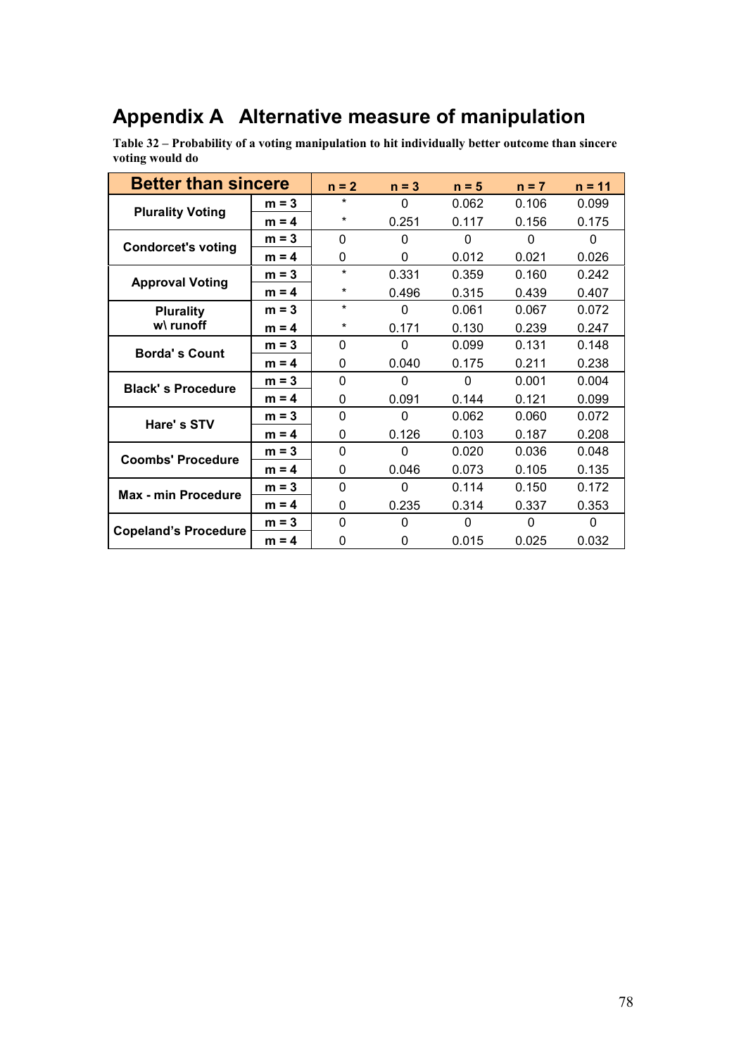# Appendix A Alternative measure of manipulation

**Table 32 – Probability of a voting manipulation to hit individually better outcome than sincere voting would do**

| Better than sincere | | n = 2 | n = 3 | n = 5 | n = 7 | n = 11 |
|---|---|---|---|---|---|---|
| Plurality Voting | m = 3 | * | 0 | 0.062 | 0.106 | 0.099 |
| | m = 4 | * | 0.251 | 0.117 | 0.156 | 0.175 |
| Condorcet's voting | m = 3 | 0 | 0 | 0 | 0 | 0 |
| | m = 4 | 0 | 0 | 0.012 | 0.021 | 0.026 |
| Approval Voting | m = 3 | * | 0.331 | 0.359 | 0.160 | 0.242 |
| | m = 4 | * | 0.496 | 0.315 | 0.439 | 0.407 |
| Plurality w\ runoff | m = 3 | * | 0 | 0.061 | 0.067 | 0.072 |
| | m = 4 | * | 0.171 | 0.130 | 0.239 | 0.247 |
| Borda' s Count | m = 3 | 0 | 0 | 0.099 | 0.131 | 0.148 |
| | m = 4 | 0 | 0.040 | 0.175 | 0.211 | 0.238 |
| Black' s Procedure | m = 3 | 0 | 0 | 0 | 0.001 | 0.004 |
| | m = 4 | 0 | 0.091 | 0.144 | 0.121 | 0.099 |
| Hare' s STV | m = 3 | 0 | 0 | 0.062 | 0.060 | 0.072 |
| | m = 4 | 0 | 0.126 | 0.103 | 0.187 | 0.208 |
| Coombs' Procedure | m = 3 | 0 | 0 | 0.020 | 0.036 | 0.048 |
| | m = 4 | 0 | 0.046 | 0.073 | 0.105 | 0.135 |
| Max - min Procedure | m = 3 | 0 | 0 | 0.114 | 0.150 | 0.172 |
| | m = 4 | 0 | 0.235 | 0.314 | 0.337 | 0.353 |
| Copeland's Procedure | m = 3 | 0 | 0 | 0 | 0 | 0 |
| | m = 4 | 0 | 0 | 0.015 | 0.025 | 0.032 |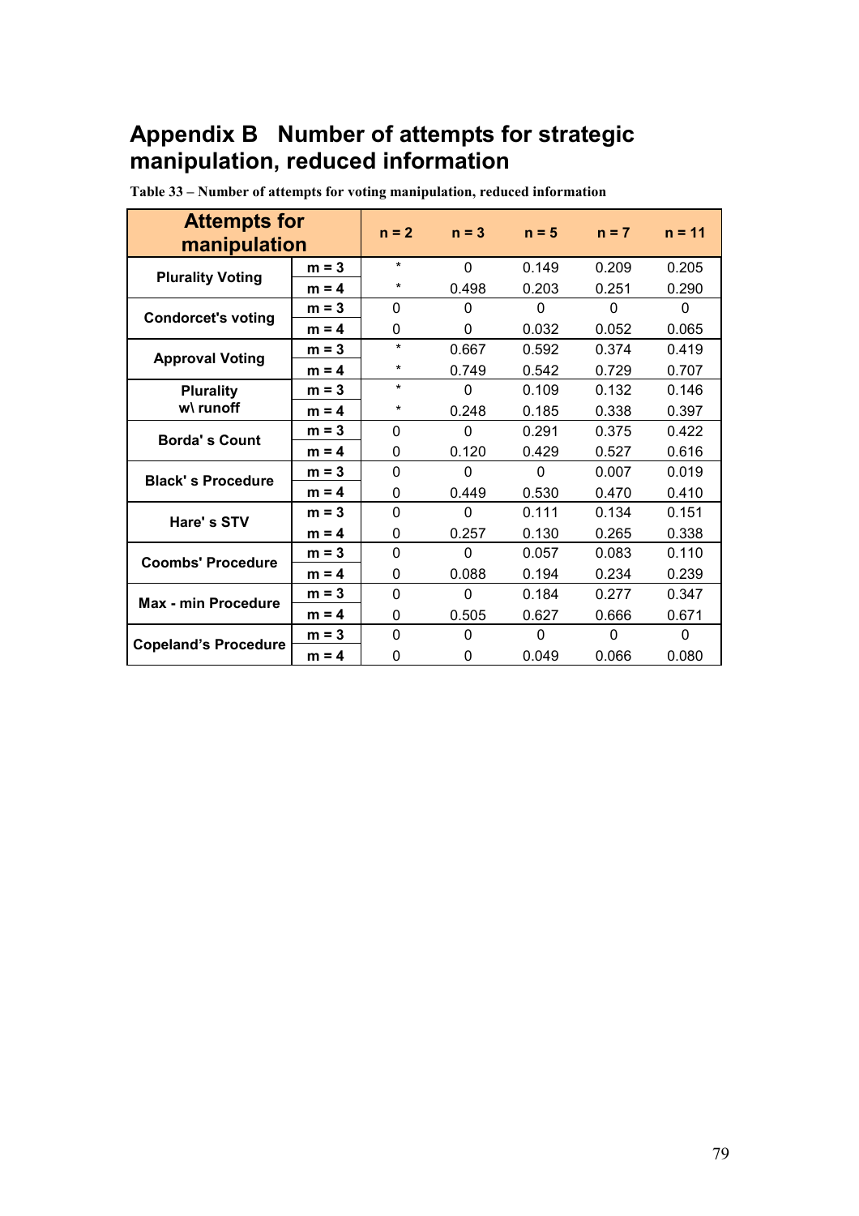# Appendix B Number of attempts for strategic manipulation, reduced information

**Table 33 – Number of attempts for voting manipulation, reduced information**

| Attempts for manipulation | | n = 2 | n = 3 | n = 5 | n = 7 | n = 11 |
|---|---|---|---|---|---|---|
| Plurality Voting | m = 3 | * | 0 | 0.149 | 0.209 | 0.205 |
| | m = 4 | * | 0.498 | 0.203 | 0.251 | 0.290 |
| Condorcet's voting | m = 3 | 0 | 0 | 0 | 0 | 0 |
| | m = 4 | 0 | 0 | 0.032 | 0.052 | 0.065 |
| Approval Voting | m = 3 | * | 0.667 | 0.592 | 0.374 | 0.419 |
| | m = 4 | * | 0.749 | 0.542 | 0.729 | 0.707 |
| Plurality w\ runoff | m = 3 | * | 0 | 0.109 | 0.132 | 0.146 |
| | m = 4 | * | 0.248 | 0.185 | 0.338 | 0.397 |
| Borda' s Count | m = 3 | 0 | 0 | 0.291 | 0.375 | 0.422 |
| | m = 4 | 0 | 0.120 | 0.429 | 0.527 | 0.616 |
| Black' s Procedure | m = 3 | 0 | 0 | 0 | 0.007 | 0.019 |
| | m = 4 | 0 | 0.449 | 0.530 | 0.470 | 0.410 |
| Hare' s STV | m = 3 | 0 | 0 | 0.111 | 0.134 | 0.151 |
| | m = 4 | 0 | 0.257 | 0.130 | 0.265 | 0.338 |
| Coombs' Procedure | m = 3 | 0 | 0 | 0.057 | 0.083 | 0.110 |
| | m = 4 | 0 | 0.088 | 0.194 | 0.234 | 0.239 |
| Max - min Procedure | m = 3 | 0 | 0 | 0.184 | 0.277 | 0.347 |
| | m = 4 | 0 | 0.505 | 0.627 | 0.666 | 0.671 |
| Copeland's Procedure | m = 3 | 0 | 0 | 0 | 0 | 0 |
| | m = 4 | 0 | 0 | 0.049 | 0.066 | 0.080 |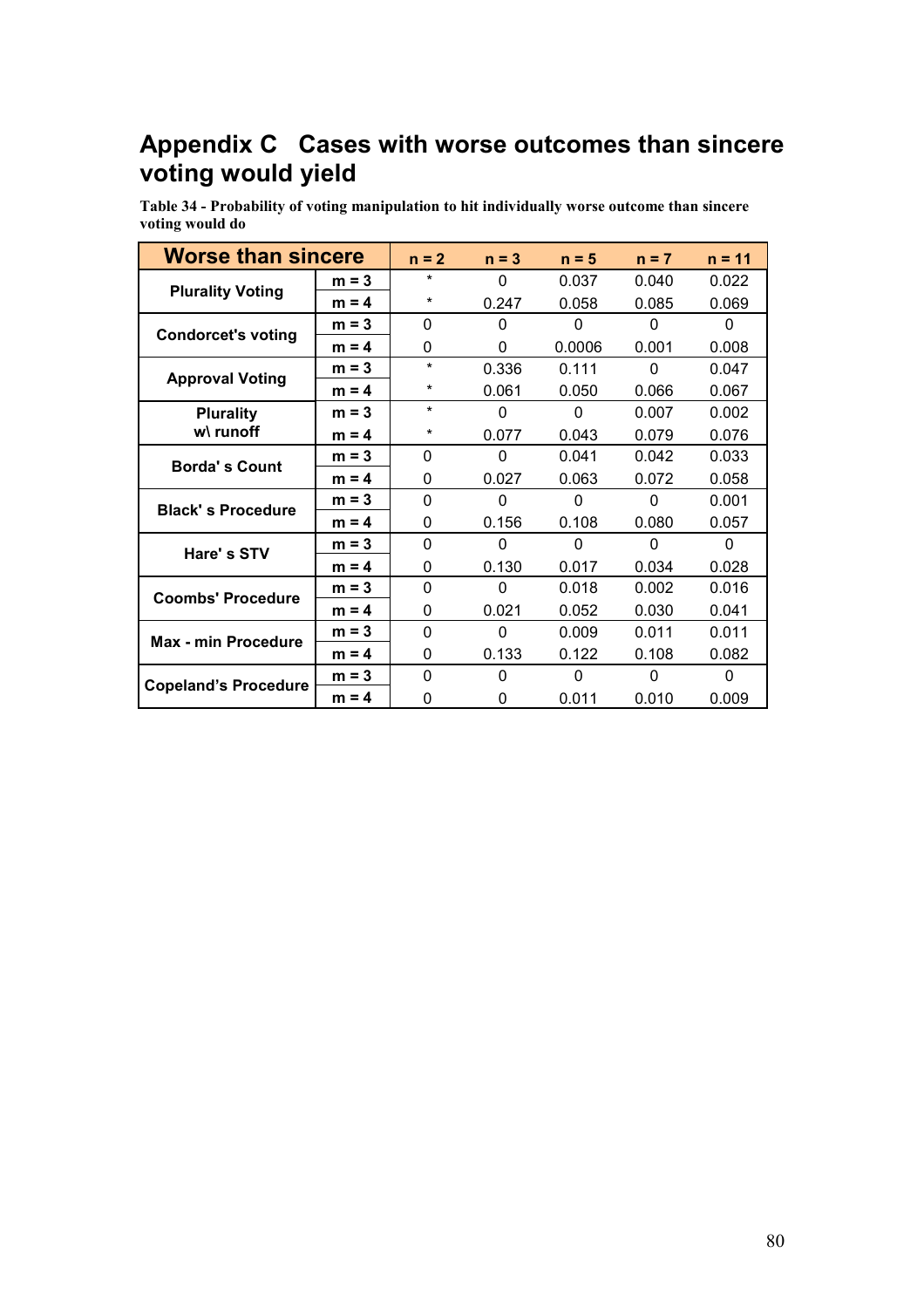# Appendix C Cases with worse outcomes than sincere voting would yield

**Table 34 - Probability of voting manipulation to hit individually worse outcome than sincere voting would do**

| Worse than sincere | | n = 2 | n = 3 | n = 5 | n = 7 | n = 11 |
|---|---|---|---|---|---|---|
| Plurality Voting | m = 3 | * | 0 | 0.037 | 0.040 | 0.022 |
| | m = 4 | * | 0.247 | 0.058 | 0.085 | 0.069 |
| Condorcet's voting | m = 3 | 0 | 0 | 0 | 0 | 0 |
| | m = 4 | 0 | 0 | 0.0006 | 0.001 | 0.008 |
| Approval Voting | m = 3 | * | 0.336 | 0.111 | 0 | 0.047 |
| | m = 4 | * | 0.061 | 0.050 | 0.066 | 0.067 |
| Plurality w\ runoff | m = 3 | * | 0 | 0 | 0.007 | 0.002 |
| | m = 4 | * | 0.077 | 0.043 | 0.079 | 0.076 |
| Borda' s Count | m = 3 | 0 | 0 | 0.041 | 0.042 | 0.033 |
| | m = 4 | 0 | 0.027 | 0.063 | 0.072 | 0.058 |
| Black' s Procedure | m = 3 | 0 | 0 | 0 | 0 | 0.001 |
| | m = 4 | 0 | 0.156 | 0.108 | 0.080 | 0.057 |
| Hare' s STV | m = 3 | 0 | 0 | 0 | 0 | 0 |
| | m = 4 | 0 | 0.130 | 0.017 | 0.034 | 0.028 |
| Coombs' Procedure | m = 3 | 0 | 0 | 0.018 | 0.002 | 0.016 |
| | m = 4 | 0 | 0.021 | 0.052 | 0.030 | 0.041 |
| Max - min Procedure | m = 3 | 0 | 0 | 0.009 | 0.011 | 0.011 |
| | m = 4 | 0 | 0.133 | 0.122 | 0.108 | 0.082 |
| Copeland's Procedure | m = 3 | 0 | 0 | 0 | 0 | 0 |
| | m = 4 | 0 | 0 | 0.011 | 0.010 | 0.009 |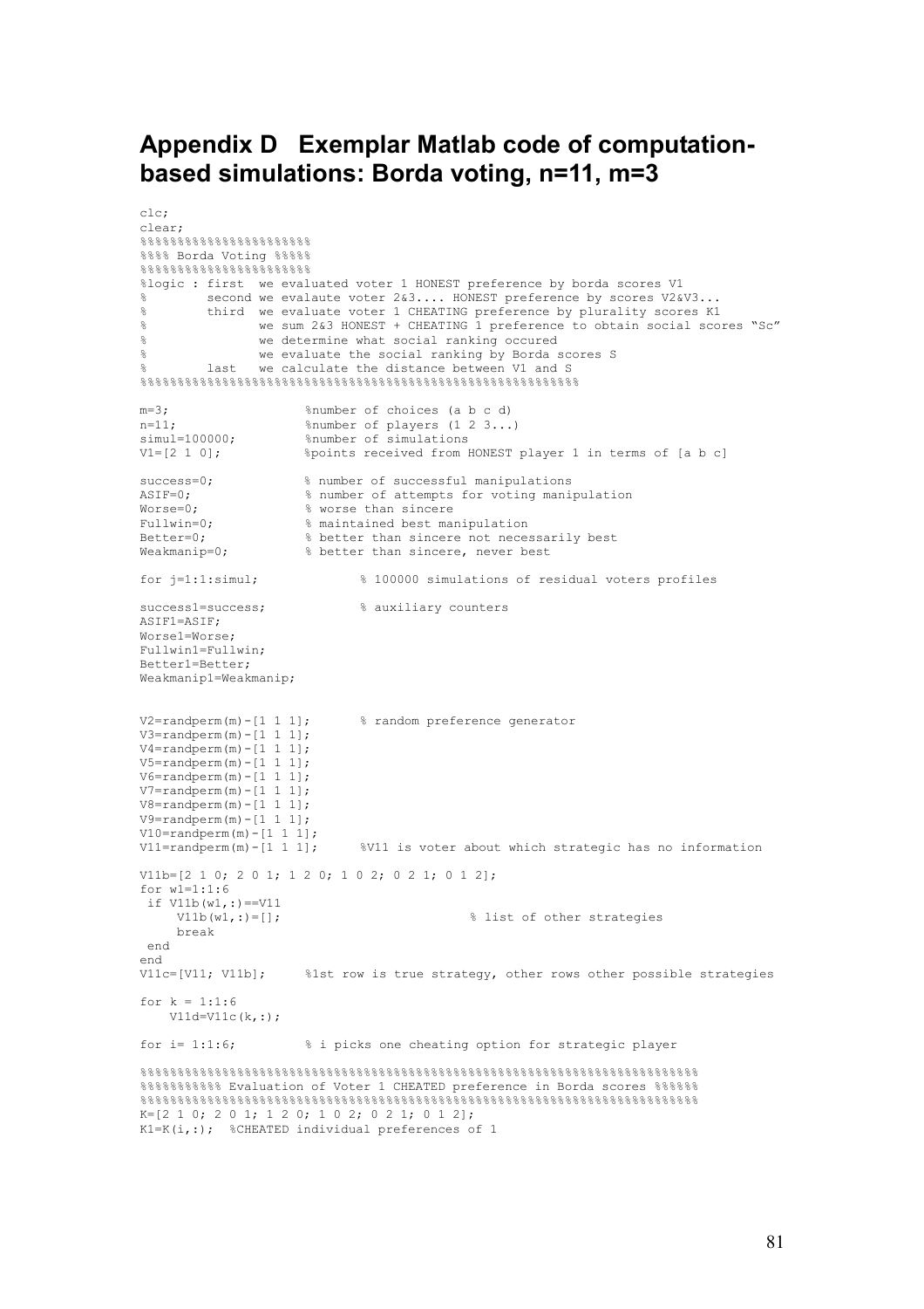# Appendix D Exemplar Matlab code of computation-based simulations: Borda voting, n=11, m=3

```
clc;
clear;
%%%%%%%%%%%%%%%%%%%%%%%%
%%%% Borda Voting %%%%%
%%%%%%%%%%%%%%%%%%%%%%%%
%logic : first  we evaluated voter 1 HONEST preference by borda scores V1
%        second we evaluate voter 2&3.... HONEST preference by scores V2&V3...
%        third  we evaluate voter 1 CHEATING preference by plurality scores K1
%               we sum 2&3 HONEST + CHEATING 1 preference to obtain social scores "Sc"
%               we determine what social ranking occured
%               we evaluate the social ranking by Borda scores S
%        last   we calculate the distance between V1 and S
%%%%%%%%%%%%%%%%%%%%%%%%%%%%%%%%%%%%%%%%%%%%%%%%%%%%%%%%%%%%%%%%

m=3;                  %number of choices (a b c d)
n=11;                 %number of players (1 2 3...)
simul=100000;         %number of simulations
V1=[2 1 0];           %points received from HONEST player 1 in terms of [a b c]

success=0;            % number of successful manipulations
ASIF=0;               % number of attempts for voting manipulation
Worse=0;              % worse than sincere
Fullwin=0;            % maintained best manipulation
Better=0;             % better than sincere not necessarily best
Weakmanip=0;          % better than sincere, never best

for j=1:1:simul;              % 100000 simulations of residual voters profiles

success1=success;             % auxiliary counters
ASIF1=ASIF;
Worse1=Worse;
Fullwin1=Fullwin;
Better1=Better;
Weakmanip1=Weakmanip;


V2=randperm(m)-[1 1 1];       % random preference generator
V3=randperm(m)-[1 1 1];
V4=randperm(m)-[1 1 1];
V5=randperm(m)-[1 1 1];
V6=randperm(m)-[1 1 1];
V7=randperm(m)-[1 1 1];
V8=randperm(m)-[1 1 1];
V9=randperm(m)-[1 1 1];
V10=randperm(m)-[1 1 1];
V11=randperm(m)-[1 1 1];      %V11 is voter about which strategic has no information

V11b=[2 1 0; 2 0 1; 1 2 0; 1 0 2; 0 2 1; 0 1 2];
for w1=1:1:6
 if V11b(w1,:)==V11
     V11b(w1,:)=[];                        % list of other strategies
     break
 end
end
V11c=[V11; V11b];      %1st row is true strategy, other rows other possible strategies

for k = 1:1:6
    V11d=V11c(k,:);

for i= 1:1:6;          % i picks one cheating option for strategic player

%%%%%%%%%%%%%%%%%%%%%%%%%%%%%%%%%%%%%%%%%%%%%%%%%%%%%%%%%%%%%%%%%%%%%%%%%%%%%%
%%%%%%%%%%% Evaluation of Voter 1 CHEATED preference in Borda scores %%%%%%
%%%%%%%%%%%%%%%%%%%%%%%%%%%%%%%%%%%%%%%%%%%%%%%%%%%%%%%%%%%%%%%%%%%%%%%%%%%%%%
K=[2 1 0; 2 0 1; 1 2 0; 1 0 2; 0 2 1; 0 1 2];
K1=K(i,:);  %CHEATED individual preferences of 1
```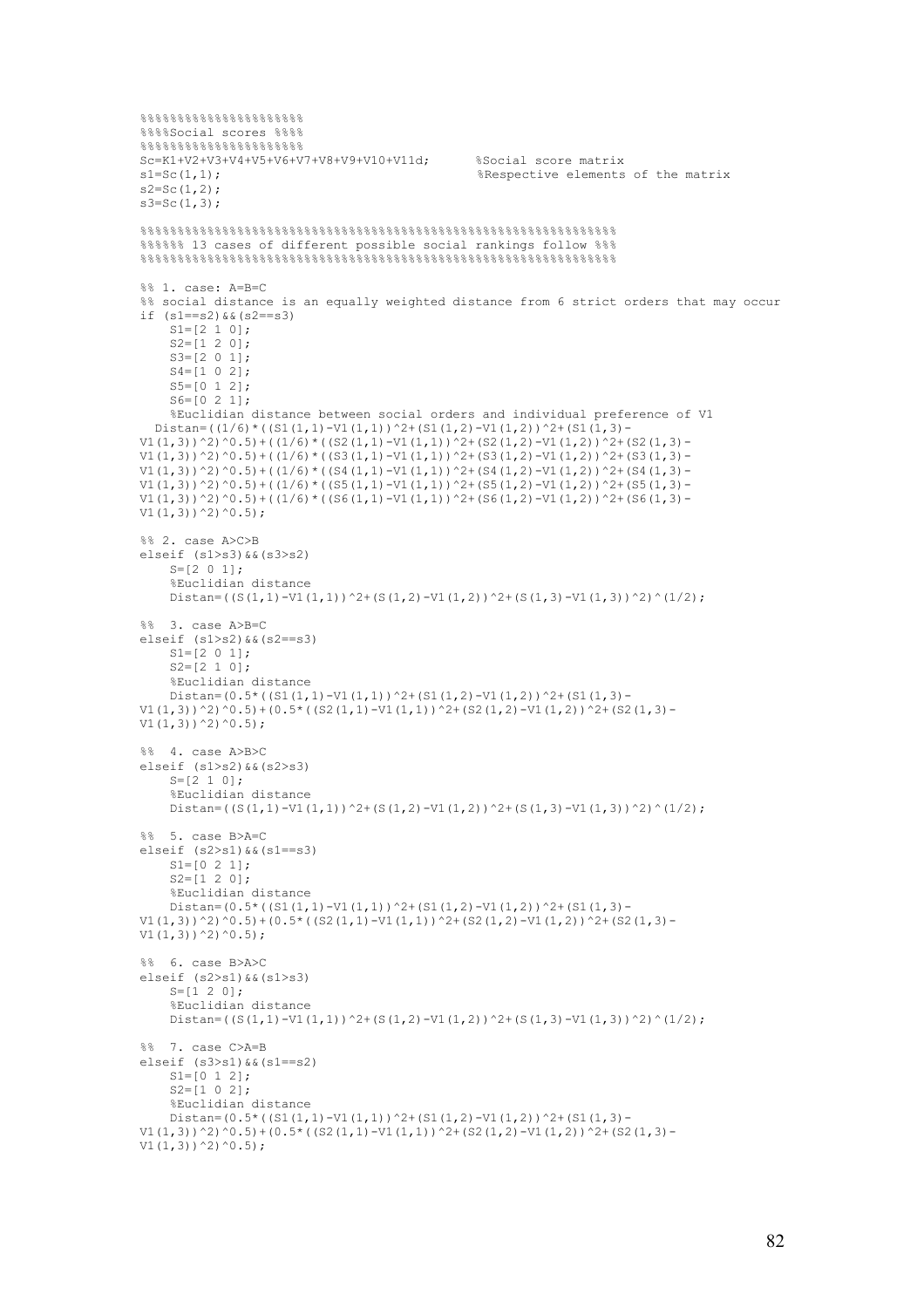```
%%%%%%%%%%%%%%%%%%%%%%
%%%%Social scores %%%%
%%%%%%%%%%%%%%%%%%%%%%
Sc=K1+V2+V3+V4+V5+V6+V7+V8+V9+V10+V11d;      %Social score matrix
s1=Sc(1,1);                                  %Respective elements of the matrix
s2=Sc(1,2);
s3=Sc(1,3);

%%%%%%%%%%%%%%%%%%%%%%%%%%%%%%%%%%%%%%%%%%%%%%%%%%%%%%%%%%%%%%%%%%%%%%
%%%%%% 13 cases of different possible social rankings follow %%%
%%%%%%%%%%%%%%%%%%%%%%%%%%%%%%%%%%%%%%%%%%%%%%%%%%%%%%%%%%%%%%%%%%%%%%

%% 1. case: A=B=C
%% social distance is an equally weighted distance from 6 strict orders that may occur
if (s1==s2)&&(s2==s3)
    S1=[2 1 0];
    S2=[1 2 0];
    S3=[2 0 1];
    S4=[1 0 2];
    S5=[0 1 2];
    S6=[0 2 1];
    %Euclidian distance between social orders and individual preference of V1
  Distan=((1/6)*((S1(1,1)-V1(1,1))^2+(S1(1,2)-V1(1,2))^2+(S1(1,3)-
V1(1,3))^2)^0.5)+((1/6)*((S2(1,1)-V1(1,1))^2+(S2(1,2)-V1(1,2))^2+(S2(1,3)-
V1(1,3))^2)^0.5)+((1/6)*((S3(1,1)-V1(1,1))^2+(S3(1,2)-V1(1,2))^2+(S3(1,3)-
V1(1,3))^2)^0.5)+((1/6)*((S4(1,1)-V1(1,1))^2+(S4(1,2)-V1(1,2))^2+(S4(1,3)-
V1(1,3))^2)^0.5)+((1/6)*((S5(1,1)-V1(1,1))^2+(S5(1,2)-V1(1,2))^2+(S5(1,3)-
V1(1,3))^2)^0.5)+((1/6)*((S6(1,1)-V1(1,1))^2+(S6(1,2)-V1(1,2))^2+(S6(1,3)-
V1(1,3))^2)^0.5);

%% 2. case A>C>B
elseif (s1>s3)&&(s3>s2)
    S=[2 0 1];
    %Euclidian distance
    Distan=((S(1,1)-V1(1,1))^2+(S(1,2)-V1(1,2))^2+(S(1,3)-V1(1,3))^2)^(1/2);

%%  3. case A>B=C
elseif (s1>s2)&&(s2==s3)
    S1=[2 0 1];
    S2=[2 1 0];
    %Euclidian distance
    Distan=(0.5*((S1(1,1)-V1(1,1))^2+(S1(1,2)-V1(1,2))^2+(S1(1,3)-
V1(1,3))^2)^0.5)+(0.5*((S2(1,1)-V1(1,1))^2+(S2(1,2)-V1(1,2))^2+(S2(1,3)-
V1(1,3))^2)^0.5);

%%  4. case A>B>C
elseif (s1>s2)&&(s2>s3)
    S=[2 1 0];
    %Euclidian distance
    Distan=((S(1,1)-V1(1,1))^2+(S(1,2)-V1(1,2))^2+(S(1,3)-V1(1,3))^2)^(1/2);

%%  5. case B>A=C
elseif (s2>s1)&&(s1==s3)
    S1=[0 2 1];
    S2=[1 2 0];
    %Euclidian distance
    Distan=(0.5*((S1(1,1)-V1(1,1))^2+(S1(1,2)-V1(1,2))^2+(S1(1,3)-
V1(1,3))^2)^0.5)+(0.5*((S2(1,1)-V1(1,1))^2+(S2(1,2)-V1(1,2))^2+(S2(1,3)-
V1(1,3))^2)^0.5);

%%  6. case B>A>C
elseif (s2>s1)&&(s1>s3)
    S=[1 2 0];
    %Euclidian distance
    Distan=((S(1,1)-V1(1,1))^2+(S(1,2)-V1(1,2))^2+(S(1,3)-V1(1,3))^2)^(1/2);

%%  7. case C>A=B
elseif (s3>s1)&&(s1==s2)
    S1=[0 1 2];
    S2=[1 0 2];
    %Euclidian distance
    Distan=(0.5*((S1(1,1)-V1(1,1))^2+(S1(1,2)-V1(1,2))^2+(S1(1,3)-
V1(1,3))^2)^0.5)+(0.5*((S2(1,1)-V1(1,1))^2+(S2(1,2)-V1(1,2))^2+(S2(1,3)-
V1(1,3))^2)^0.5);
```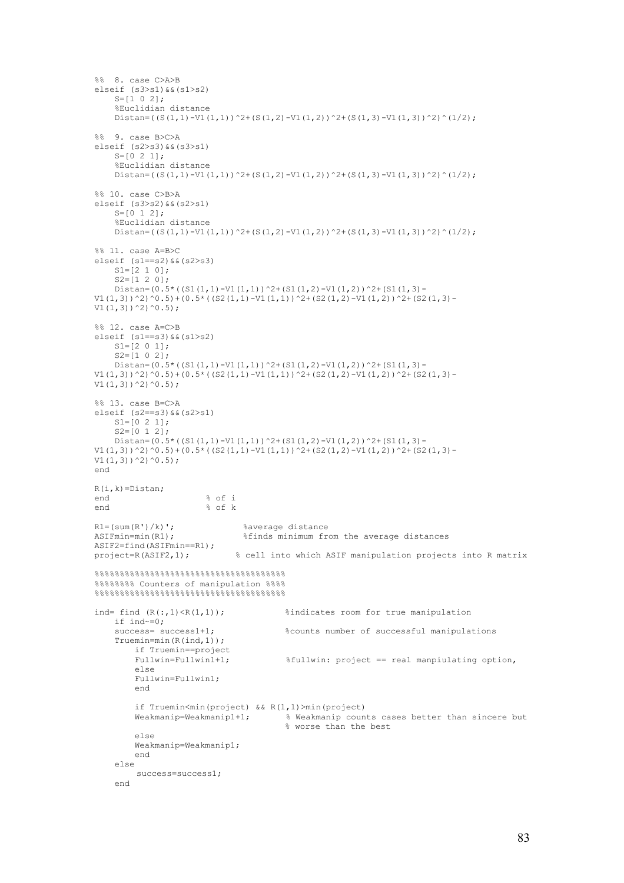```
%% 8. case C>A>B
elseif (s3>s1)&&(s1>s2)
    S=[1 0 2];
    %Euclidian distance
    Distan=((S(1,1)-V1(1,1))^2+(S(1,2)-V1(1,2))^2+(S(1,3)-V1(1,3))^2)^(1/2);

%% 9. case B>C>A
elseif (s2>s3)&&(s3>s1)
    S=[0 2 1];
    %Euclidian distance
    Distan=((S(1,1)-V1(1,1))^2+(S(1,2)-V1(1,2))^2+(S(1,3)-V1(1,3))^2)^(1/2);

%% 10. case C>B>A
elseif (s3>s2)&&(s2>s1)
    S=[0 1 2];
    %Euclidian distance
    Distan=((S(1,1)-V1(1,1))^2+(S(1,2)-V1(1,2))^2+(S(1,3)-V1(1,3))^2)^(1/2);

%% 11. case A=B>C
elseif (s1==s2)&&(s2>s3)
    S1=[2 1 0];
    S2=[1 2 0];
    Distan=(0.5*((S1(1,1)-V1(1,1))^2+(S1(1,2)-V1(1,2))^2+(S1(1,3)-
V1(1,3))^2)^0.5)+(0.5*((S2(1,1)-V1(1,1))^2+(S2(1,2)-V1(1,2))^2+(S2(1,3)-
V1(1,3))^2)^0.5);

%% 12. case A=C>B
elseif (s1==s3)&&(s1>s2)
    S1=[2 0 1];
    S2=[1 0 2];
    Distan=(0.5*((S1(1,1)-V1(1,1))^2+(S1(1,2)-V1(1,2))^2+(S1(1,3)-
V1(1,3))^2)^0.5)+(0.5*((S2(1,1)-V1(1,1))^2+(S2(1,2)-V1(1,2))^2+(S2(1,3)-
V1(1,3))^2)^0.5);

%% 13. case B=C>A
elseif (s2==s3)&&(s2>s1)
    S1=[0 2 1];
    S2=[0 1 2];
    Distan=(0.5*((S1(1,1)-V1(1,1))^2+(S1(1,2)-V1(1,2))^2+(S1(1,3)-
V1(1,3))^2)^0.5)+(0.5*((S2(1,1)-V1(1,1))^2+(S2(1,2)-V1(1,2))^2+(S2(1,3)-
V1(1,3))^2)^0.5);
end

R(i,k)=Distan;
end                    % of i
end                    % of k

R1=(sum(R')/k)';              %average distance
ASIFmin=min(R1);              %finds minimum from the average distances
ASIF2=find(ASIFmin==R1);
project=R(ASIF2,1);         % cell into which ASIF manipulation projects into R matrix

%%%%%%%%%%%%%%%%%%%%%%%%%%%%%%%%%%%%%%%%%
%%%%%%%% Counters of manipulation %%%%
%%%%%%%%%%%%%%%%%%%%%%%%%%%%%%%%%%%%%%%%%

ind= find (R(:,1)<R(1,1));            %indicates room for true manipulation
    if ind~=0;
    success= success1+1;              %counts number of successful manipulations
    Truemin=min(R(ind,1));
        if Truemin==project
        Fullwin=Fullwin1+1;           %fullwin: project == real manpiulating option,
        else
        Fullwin=Fullwin1;
        end

        if Truemin<min(project) && R(1,1)>min(project)
        Weakmanip=Weakmanip1+1;       % Weakmanip counts cases better than sincere but
                                      % worse than the best
        else
        Weakmanip=Weakmanip1;
        end
    else
        success=success1;
    end
```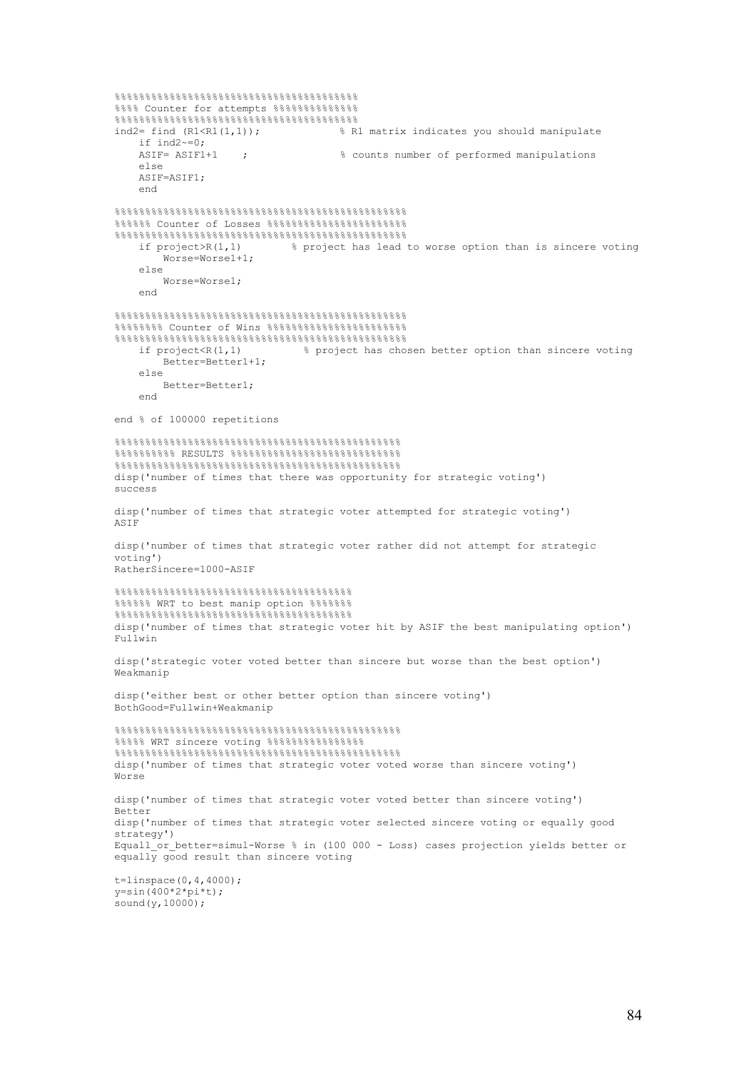```
%%%%%%%%%%%%%%%%%%%%%%%%%%%%%%%%%%%%%%%%%%
%%%% Counter for attempts %%%%%%%%%%%%%%%
%%%%%%%%%%%%%%%%%%%%%%%%%%%%%%%%%%%%%%%%%%
ind2= find (R1<R1(1,1));             % R1 matrix indicates you should manipulate
    if ind2~=0;
    ASIF= ASIF1+1    ;               % counts number of performed manipulations
    else
    ASIF=ASIF1;
    end

%%%%%%%%%%%%%%%%%%%%%%%%%%%%%%%%%%%%%%%%%%%%%%%%%%%
%%%%%% Counter of Losses %%%%%%%%%%%%%%%%%%%%%%%%%%%
%%%%%%%%%%%%%%%%%%%%%%%%%%%%%%%%%%%%%%%%%%%%%%%%%%%
    if project>R(1,1)        % project has lead to worse option than is sincere voting
        Worse=Worse1+1;
    else
        Worse=Worse1;
    end

%%%%%%%%%%%%%%%%%%%%%%%%%%%%%%%%%%%%%%%%%%%%%%%%%%%
%%%%%%%% Counter of Wins %%%%%%%%%%%%%%%%%%%%%%%%%%%
%%%%%%%%%%%%%%%%%%%%%%%%%%%%%%%%%%%%%%%%%%%%%%%%%%%
    if project<R(1,1)          % project has chosen better option than sincere voting
        Better=Better1+1;
    else
        Better=Better1;
    end

end % of 100000 repetitions

%%%%%%%%%%%%%%%%%%%%%%%%%%%%%%%%%%%%%%%%%%%%%%%%%%
%%%%%%%%%% RESULTS %%%%%%%%%%%%%%%%%%%%%%%%%%%%%%%%
%%%%%%%%%%%%%%%%%%%%%%%%%%%%%%%%%%%%%%%%%%%%%%%%%%
disp('number of times that there was opportunity for strategic voting')
success

disp('number of times that strategic voter attempted for strategic voting')
ASIF

disp('number of times that strategic voter rather did not attempt for strategic
voting')
RatherSincere=1000-ASIF

%%%%%%%%%%%%%%%%%%%%%%%%%%%%%%%%%%%%%%%%%%
%%%%%% WRT to best manip option %%%%%%%
%%%%%%%%%%%%%%%%%%%%%%%%%%%%%%%%%%%%%%%%%%
disp('number of times that strategic voter hit by ASIF the best manipulating option')
Fullwin

disp('strategic voter voted better than sincere but worse than the best option')
Weakmanip

disp('either best or other better option than sincere voting')
BothGood=Fullwin+Weakmanip

%%%%%%%%%%%%%%%%%%%%%%%%%%%%%%%%%%%%%%%%%%%%%%%%%%
%%%%% WRT sincere voting %%%%%%%%%%%%%%%%%
%%%%%%%%%%%%%%%%%%%%%%%%%%%%%%%%%%%%%%%%%%%%%%%%%%
disp('number of times that strategic voter voted worse than sincere voting')
Worse

disp('number of times that strategic voter voted better than sincere voting')
Better
disp('number of times that strategic voter selected sincere voting or equally good
strategy')
Equall_or_better=simul-Worse % in (100 000 - Loss) cases projection yields better or
equally good result than sincere voting

t=linspace(0,4,4000);
y=sin(400*2*pi*t);
sound(y,10000);
```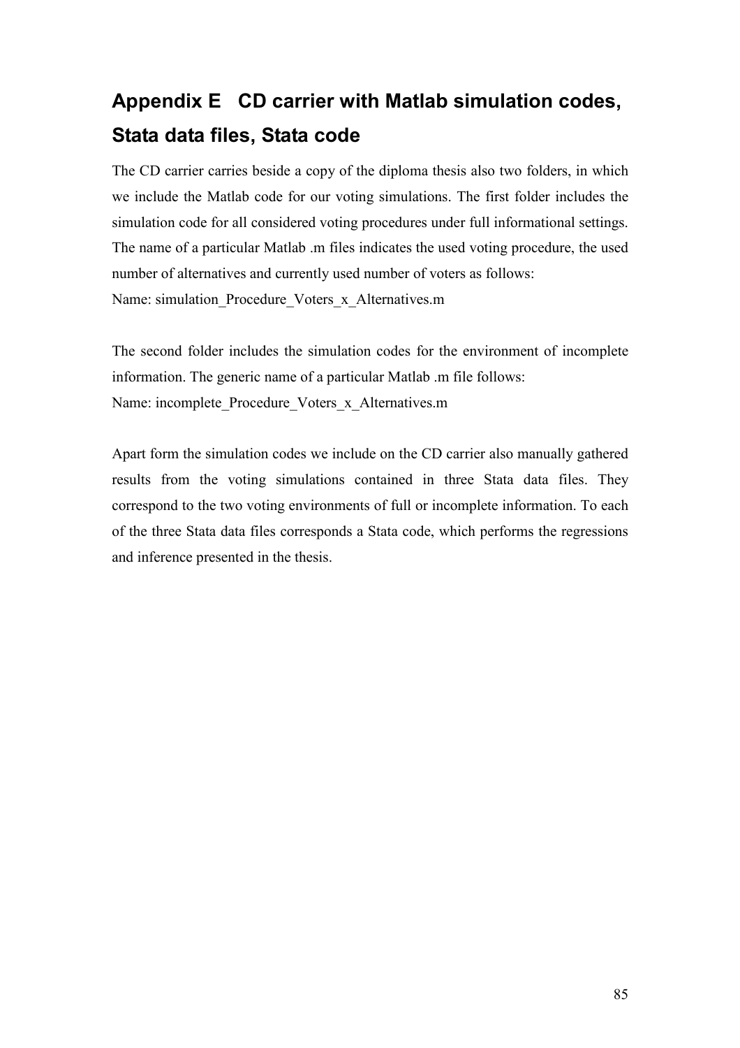# Appendix E   CD carrier with Matlab simulation codes, Stata data files, Stata code

The CD carrier carries beside a copy of the diploma thesis also two folders, in which we include the Matlab code for our voting simulations. The first folder includes the simulation code for all considered voting procedures under full informational settings. The name of a particular Matlab .m files indicates the used voting procedure, the used number of alternatives and currently used number of voters as follows:
Name: simulation_Procedure_Voters_x_Alternatives.m

The second folder includes the simulation codes for the environment of incomplete information. The generic name of a particular Matlab .m file follows:
Name: incomplete_Procedure_Voters_x_Alternatives.m

Apart form the simulation codes we include on the CD carrier also manually gathered results from the voting simulations contained in three Stata data files. They correspond to the two voting environments of full or incomplete information. To each of the three Stata data files corresponds a Stata code, which performs the regressions and inference presented in the thesis.